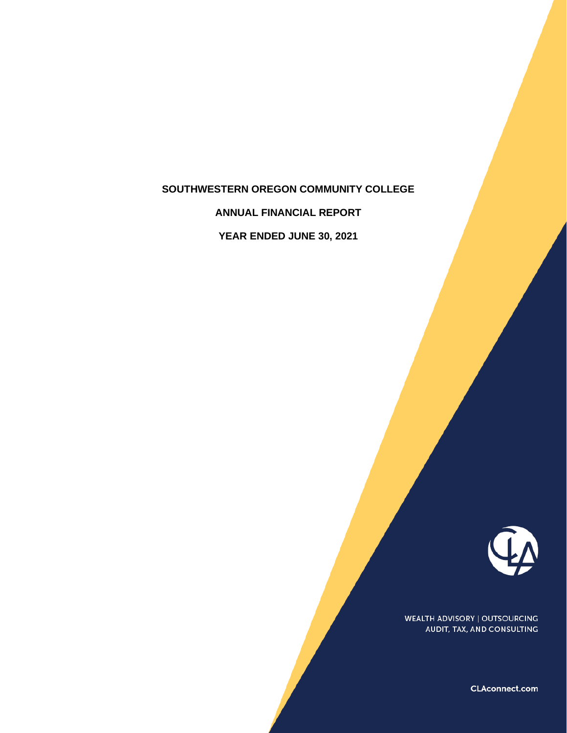# SOUTHWESTERN OREGON COMMUNITY COLLEGE

## ANNUAL FINANCIAL REPORT

## YEAR ENDED JUNE 30, 2021

WEALTH ADVISORY | OUTSOURCING
AUDIT, TAX, AND CONSULTING

CLAconnect.com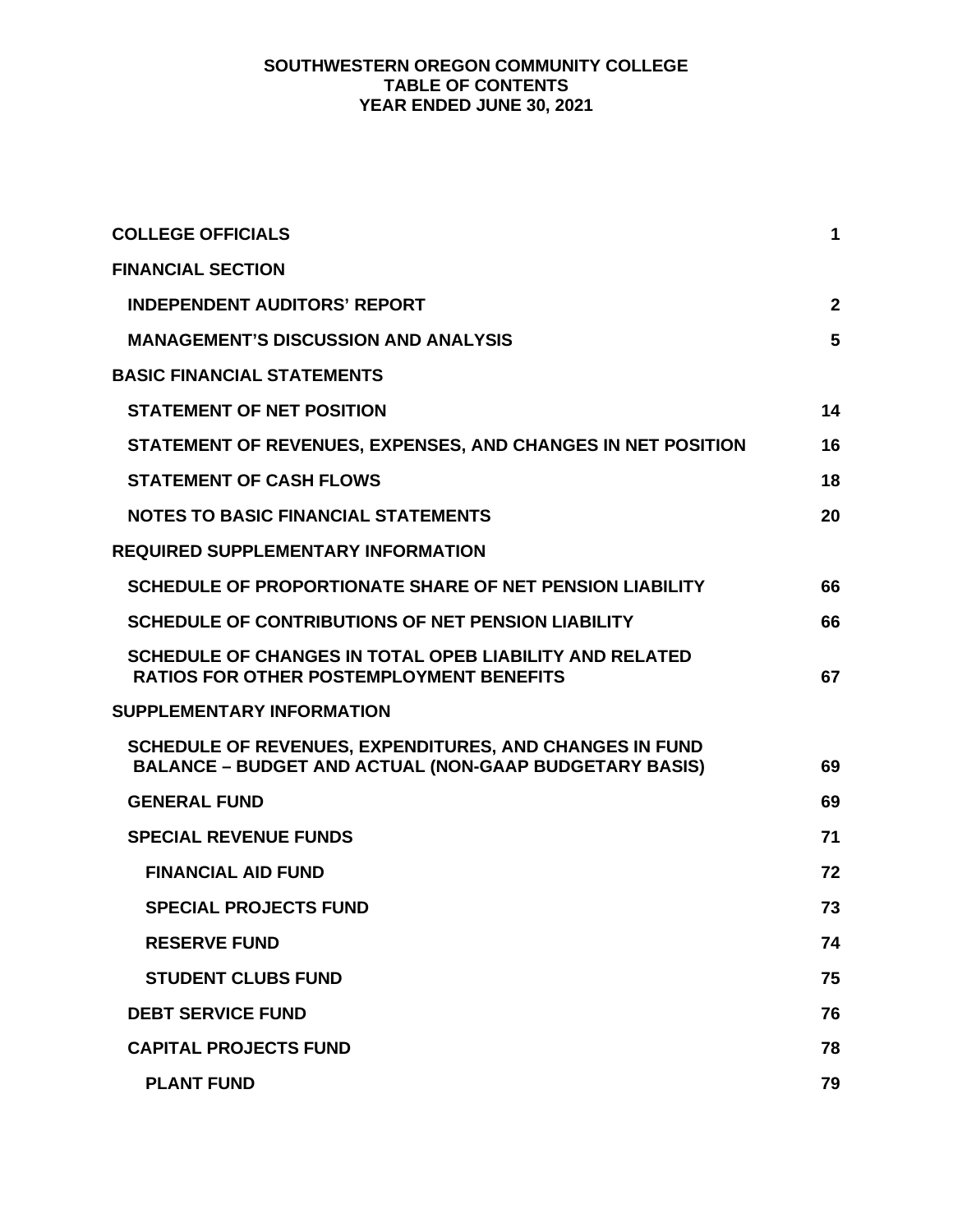**SOUTHWESTERN OREGON COMMUNITY COLLEGE**
**TABLE OF CONTENTS**
**YEAR ENDED JUNE 30, 2021**

| | |
|---|---|
| **COLLEGE OFFICIALS** | **1** |
| **FINANCIAL SECTION** | |
| **INDEPENDENT AUDITORS' REPORT** | **2** |
| **MANAGEMENT'S DISCUSSION AND ANALYSIS** | **5** |
| **BASIC FINANCIAL STATEMENTS** | |
| **STATEMENT OF NET POSITION** | **14** |
| **STATEMENT OF REVENUES, EXPENSES, AND CHANGES IN NET POSITION** | **16** |
| **STATEMENT OF CASH FLOWS** | **18** |
| **NOTES TO BASIC FINANCIAL STATEMENTS** | **20** |
| **REQUIRED SUPPLEMENTARY INFORMATION** | |
| **SCHEDULE OF PROPORTIONATE SHARE OF NET PENSION LIABILITY** | **66** |
| **SCHEDULE OF CONTRIBUTIONS OF NET PENSION LIABILITY** | **66** |
| **SCHEDULE OF CHANGES IN TOTAL OPEB LIABILITY AND RELATED RATIOS FOR OTHER POSTEMPLOYMENT BENEFITS** | **67** |
| **SUPPLEMENTARY INFORMATION** | |
| **SCHEDULE OF REVENUES, EXPENDITURES, AND CHANGES IN FUND BALANCE – BUDGET AND ACTUAL (NON-GAAP BUDGETARY BASIS)** | **69** |
| **GENERAL FUND** | **69** |
| **SPECIAL REVENUE FUNDS** | **71** |
| **FINANCIAL AID FUND** | **72** |
| **SPECIAL PROJECTS FUND** | **73** |
| **RESERVE FUND** | **74** |
| **STUDENT CLUBS FUND** | **75** |
| **DEBT SERVICE FUND** | **76** |
| **CAPITAL PROJECTS FUND** | **78** |
| **PLANT FUND** | **79** |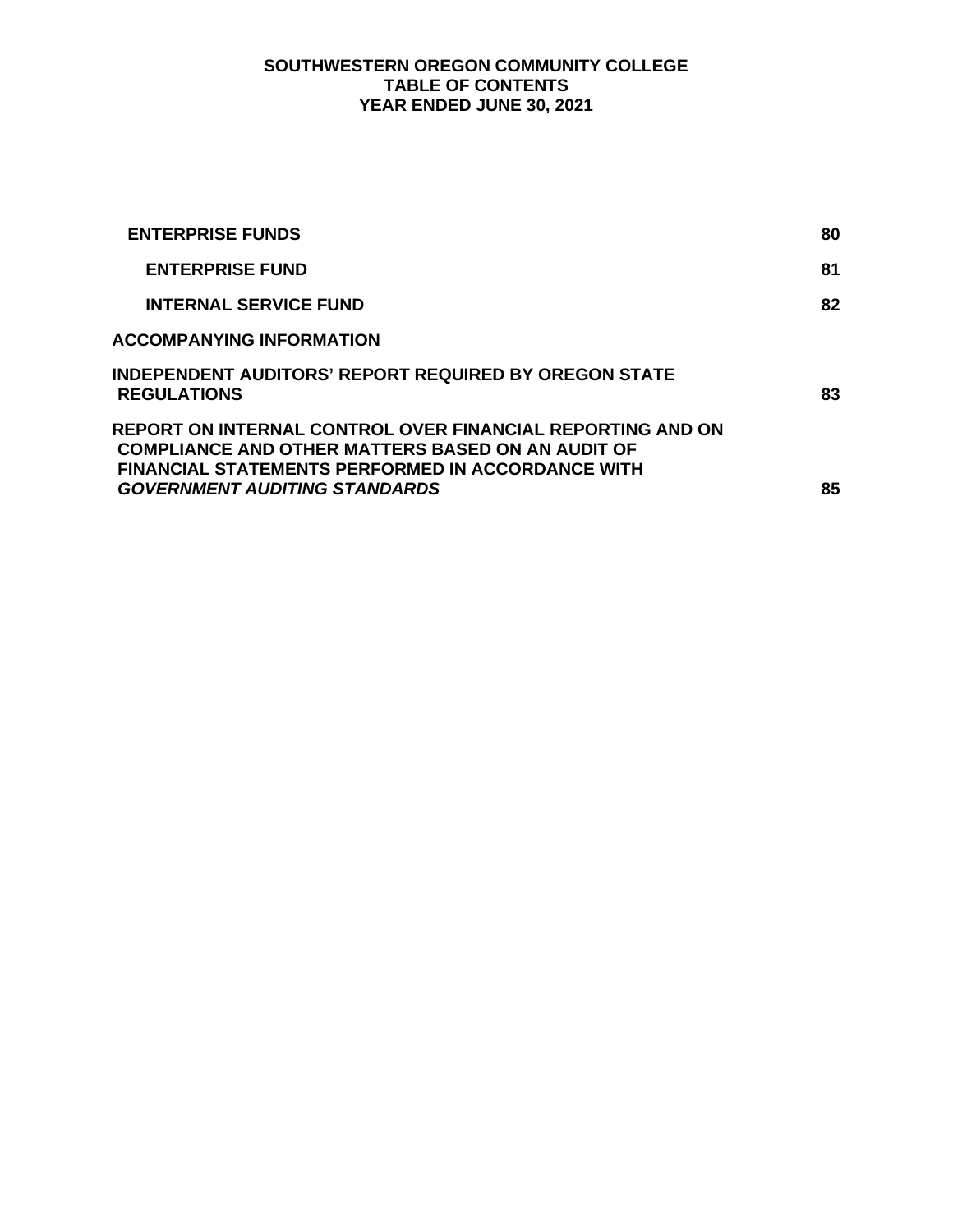# SOUTHWESTERN OREGON COMMUNITY COLLEGE
## TABLE OF CONTENTS
## YEAR ENDED JUNE 30, 2021

| | |
|---|---|
| **ENTERPRISE FUNDS** | **80** |
| **ENTERPRISE FUND** | **81** |
| **INTERNAL SERVICE FUND** | **82** |
| **ACCOMPANYING INFORMATION** | |
| **INDEPENDENT AUDITORS' REPORT REQUIRED BY OREGON STATE REGULATIONS** | **83** |
| **REPORT ON INTERNAL CONTROL OVER FINANCIAL REPORTING AND ON COMPLIANCE AND OTHER MATTERS BASED ON AN AUDIT OF FINANCIAL STATEMENTS PERFORMED IN ACCORDANCE WITH *GOVERNMENT AUDITING STANDARDS*** | **85** |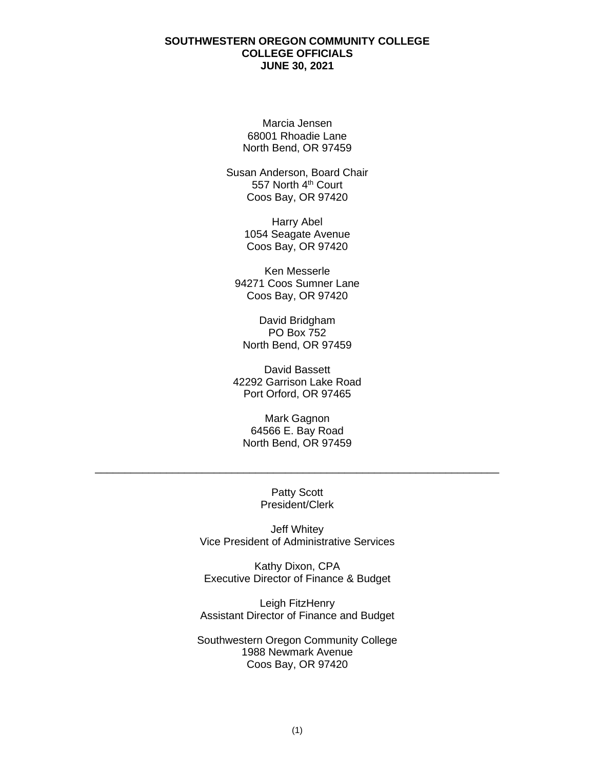# SOUTHWESTERN OREGON COMMUNITY COLLEGE
## COLLEGE OFFICIALS
## JUNE 30, 2021

Marcia Jensen
68001 Rhoadie Lane
North Bend, OR 97459

Susan Anderson, Board Chair
557 North 4th Court
Coos Bay, OR 97420

Harry Abel
1054 Seagate Avenue
Coos Bay, OR 97420

Ken Messerle
94271 Coos Sumner Lane
Coos Bay, OR 97420

David Bridgham
PO Box 752
North Bend, OR 97459

David Bassett
42292 Garrison Lake Road
Port Orford, OR 97465

Mark Gagnon
64566 E. Bay Road
North Bend, OR 97459

---

Patty Scott
President/Clerk

Jeff Whitey
Vice President of Administrative Services

Kathy Dixon, CPA
Executive Director of Finance & Budget

Leigh FitzHenry
Assistant Director of Finance and Budget

Southwestern Oregon Community College
1988 Newmark Avenue
Coos Bay, OR 97420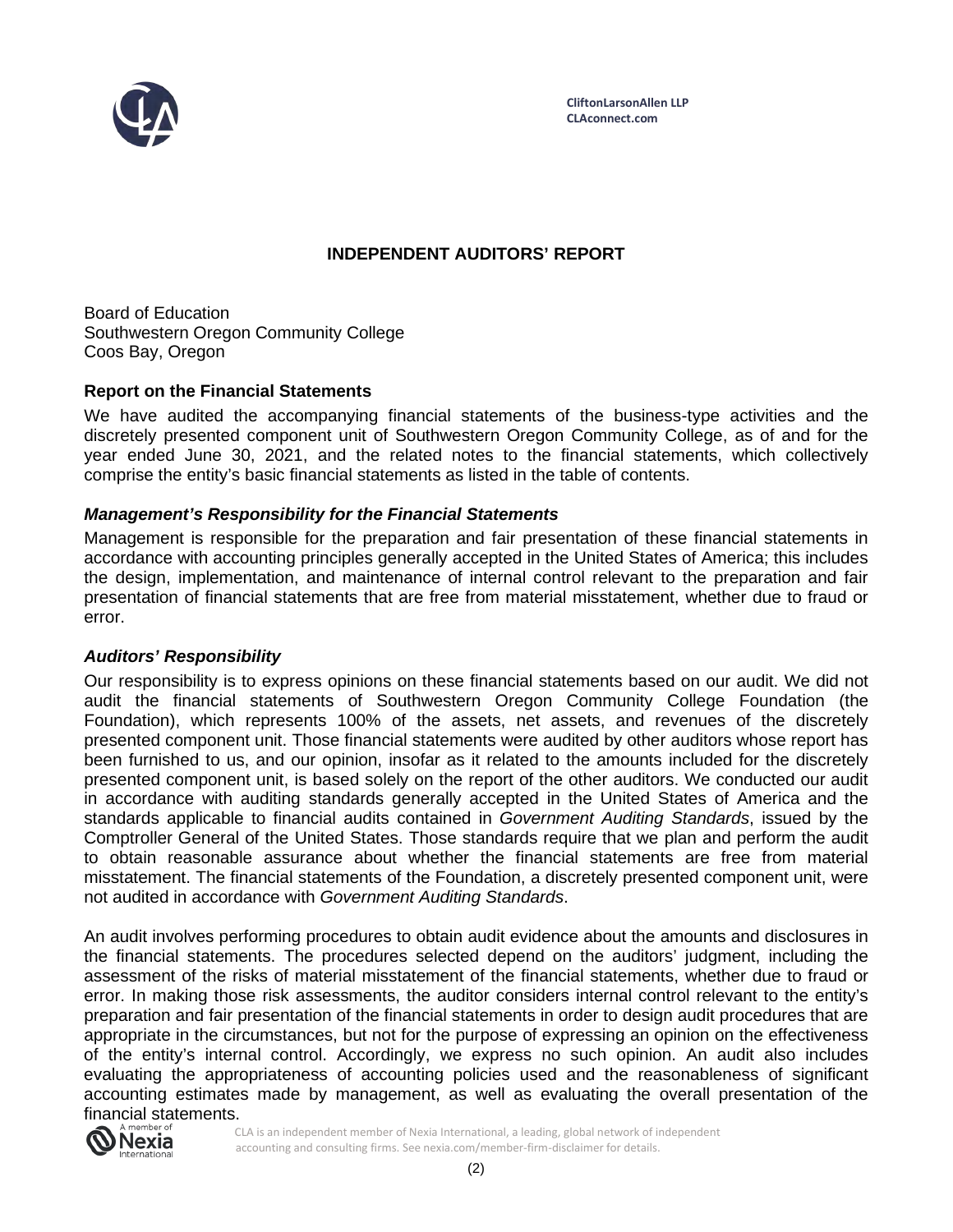CliftonLarsonAllen LLP
CLAconnect.com

# INDEPENDENT AUDITORS' REPORT

Board of Education
Southwestern Oregon Community College
Coos Bay, Oregon

## Report on the Financial Statements

We have audited the accompanying financial statements of the business-type activities and the discretely presented component unit of Southwestern Oregon Community College, as of and for the year ended June 30, 2021, and the related notes to the financial statements, which collectively comprise the entity's basic financial statements as listed in the table of contents.

### *Management's Responsibility for the Financial Statements*

Management is responsible for the preparation and fair presentation of these financial statements in accordance with accounting principles generally accepted in the United States of America; this includes the design, implementation, and maintenance of internal control relevant to the preparation and fair presentation of financial statements that are free from material misstatement, whether due to fraud or error.

### *Auditors' Responsibility*

Our responsibility is to express opinions on these financial statements based on our audit. We did not audit the financial statements of Southwestern Oregon Community College Foundation (the Foundation), which represents 100% of the assets, net assets, and revenues of the discretely presented component unit. Those financial statements were audited by other auditors whose report has been furnished to us, and our opinion, insofar as it related to the amounts included for the discretely presented component unit, is based solely on the report of the other auditors. We conducted our audit in accordance with auditing standards generally accepted in the United States of America and the standards applicable to financial audits contained in *Government Auditing Standards*, issued by the Comptroller General of the United States. Those standards require that we plan and perform the audit to obtain reasonable assurance about whether the financial statements are free from material misstatement. The financial statements of the Foundation, a discretely presented component unit, were not audited in accordance with *Government Auditing Standards*.

An audit involves performing procedures to obtain audit evidence about the amounts and disclosures in the financial statements. The procedures selected depend on the auditors' judgment, including the assessment of the risks of material misstatement of the financial statements, whether due to fraud or error. In making those risk assessments, the auditor considers internal control relevant to the entity's preparation and fair presentation of the financial statements in order to design audit procedures that are appropriate in the circumstances, but not for the purpose of expressing an opinion on the effectiveness of the entity's internal control. Accordingly, we express no such opinion. An audit also includes evaluating the appropriateness of accounting policies used and the reasonableness of significant accounting estimates made by management, as well as evaluating the overall presentation of the financial statements.

CLA is an independent member of Nexia International, a leading, global network of independent accounting and consulting firms. See nexia.com/member-firm-disclaimer for details.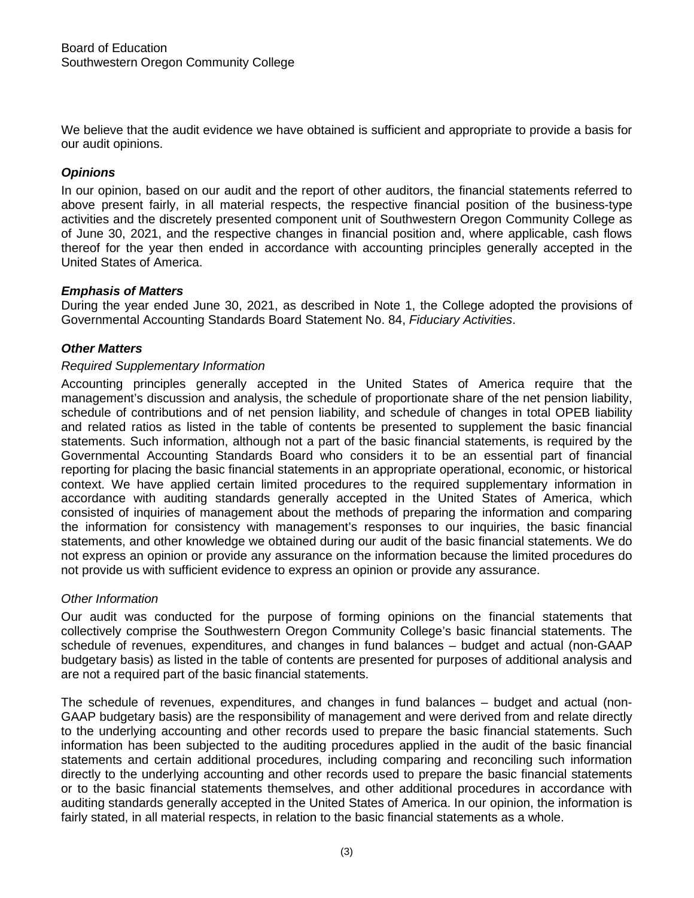Board of Education
Southwestern Oregon Community College

We believe that the audit evidence we have obtained is sufficient and appropriate to provide a basis for our audit opinions.

### *Opinions*

In our opinion, based on our audit and the report of other auditors, the financial statements referred to above present fairly, in all material respects, the respective financial position of the business-type activities and the discretely presented component unit of Southwestern Oregon Community College as of June 30, 2021, and the respective changes in financial position and, where applicable, cash flows thereof for the year then ended in accordance with accounting principles generally accepted in the United States of America.

### *Emphasis of Matters*

During the year ended June 30, 2021, as described in Note 1, the College adopted the provisions of Governmental Accounting Standards Board Statement No. 84, *Fiduciary Activities*.

### *Other Matters*

*Required Supplementary Information*

Accounting principles generally accepted in the United States of America require that the management's discussion and analysis, the schedule of proportionate share of the net pension liability, schedule of contributions and of net pension liability, and schedule of changes in total OPEB liability and related ratios as listed in the table of contents be presented to supplement the basic financial statements. Such information, although not a part of the basic financial statements, is required by the Governmental Accounting Standards Board who considers it to be an essential part of financial reporting for placing the basic financial statements in an appropriate operational, economic, or historical context. We have applied certain limited procedures to the required supplementary information in accordance with auditing standards generally accepted in the United States of America, which consisted of inquiries of management about the methods of preparing the information and comparing the information for consistency with management's responses to our inquiries, the basic financial statements, and other knowledge we obtained during our audit of the basic financial statements. We do not express an opinion or provide any assurance on the information because the limited procedures do not provide us with sufficient evidence to express an opinion or provide any assurance.

*Other Information*

Our audit was conducted for the purpose of forming opinions on the financial statements that collectively comprise the Southwestern Oregon Community College's basic financial statements. The schedule of revenues, expenditures, and changes in fund balances – budget and actual (non-GAAP budgetary basis) as listed in the table of contents are presented for purposes of additional analysis and are not a required part of the basic financial statements.

The schedule of revenues, expenditures, and changes in fund balances – budget and actual (non-GAAP budgetary basis) are the responsibility of management and were derived from and relate directly to the underlying accounting and other records used to prepare the basic financial statements. Such information has been subjected to the auditing procedures applied in the audit of the basic financial statements and certain additional procedures, including comparing and reconciling such information directly to the underlying accounting and other records used to prepare the basic financial statements or to the basic financial statements themselves, and other additional procedures in accordance with auditing standards generally accepted in the United States of America. In our opinion, the information is fairly stated, in all material respects, in relation to the basic financial statements as a whole.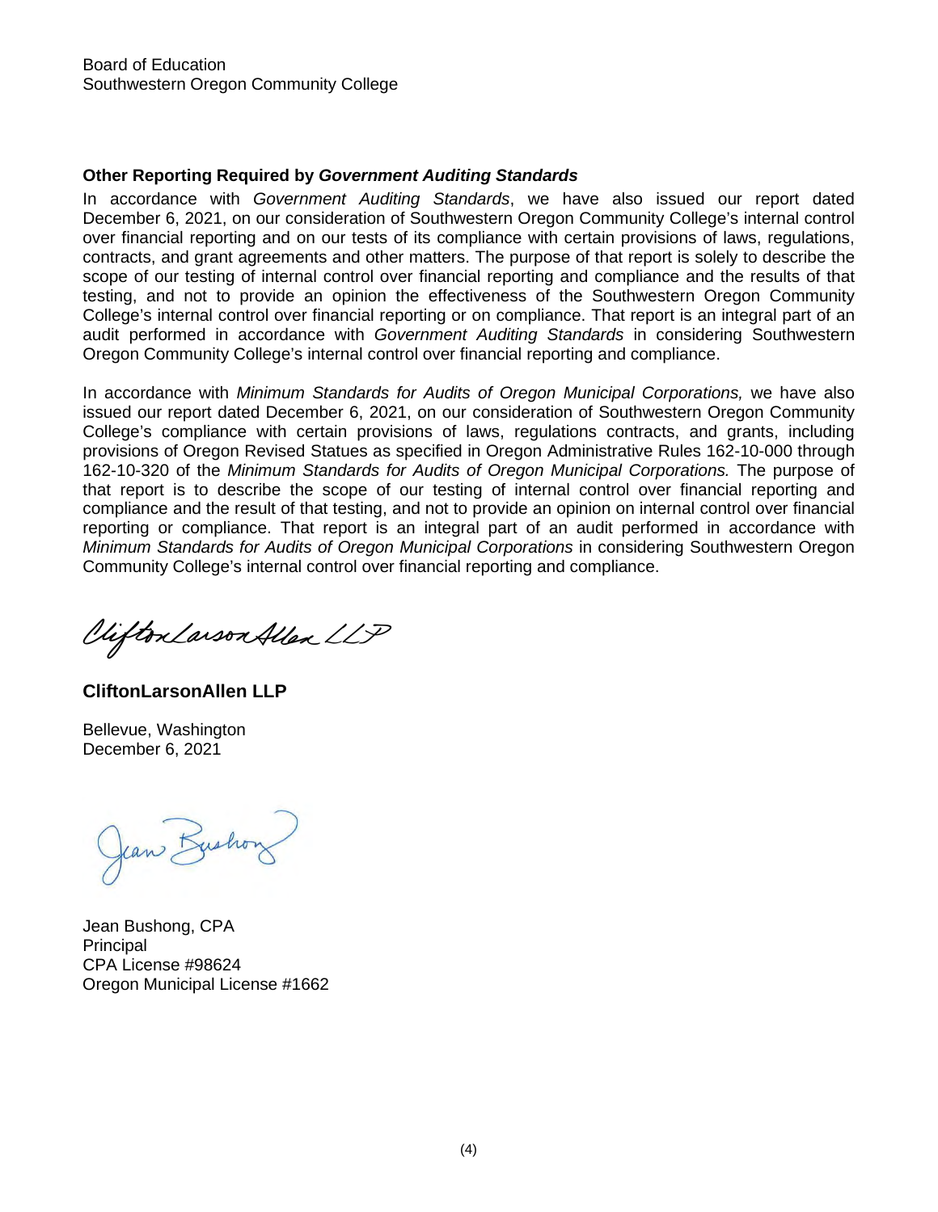Board of Education
Southwestern Oregon Community College

**Other Reporting Required by *Government Auditing Standards***

In accordance with *Government Auditing Standards*, we have also issued our report dated December 6, 2021, on our consideration of Southwestern Oregon Community College's internal control over financial reporting and on our tests of its compliance with certain provisions of laws, regulations, contracts, and grant agreements and other matters. The purpose of that report is solely to describe the scope of our testing of internal control over financial reporting and compliance and the results of that testing, and not to provide an opinion the effectiveness of the Southwestern Oregon Community College's internal control over financial reporting or on compliance. That report is an integral part of an audit performed in accordance with *Government Auditing Standards* in considering Southwestern Oregon Community College's internal control over financial reporting and compliance.

In accordance with *Minimum Standards for Audits of Oregon Municipal Corporations,* we have also issued our report dated December 6, 2021, on our consideration of Southwestern Oregon Community College's compliance with certain provisions of laws, regulations contracts, and grants, including provisions of Oregon Revised Statues as specified in Oregon Administrative Rules 162-10-000 through 162-10-320 of the *Minimum Standards for Audits of Oregon Municipal Corporations.* The purpose of that report is to describe the scope of our testing of internal control over financial reporting and compliance and the result of that testing, and not to provide an opinion on internal control over financial reporting or compliance. That report is an integral part of an audit performed in accordance with *Minimum Standards for Audits of Oregon Municipal Corporations* in considering Southwestern Oregon Community College's internal control over financial reporting and compliance.

CliftonLarsonAllen LLP

**CliftonLarsonAllen LLP**

Bellevue, Washington
December 6, 2021

Jean Bushong

Jean Bushong, CPA
Principal
CPA License #98624
Oregon Municipal License #1662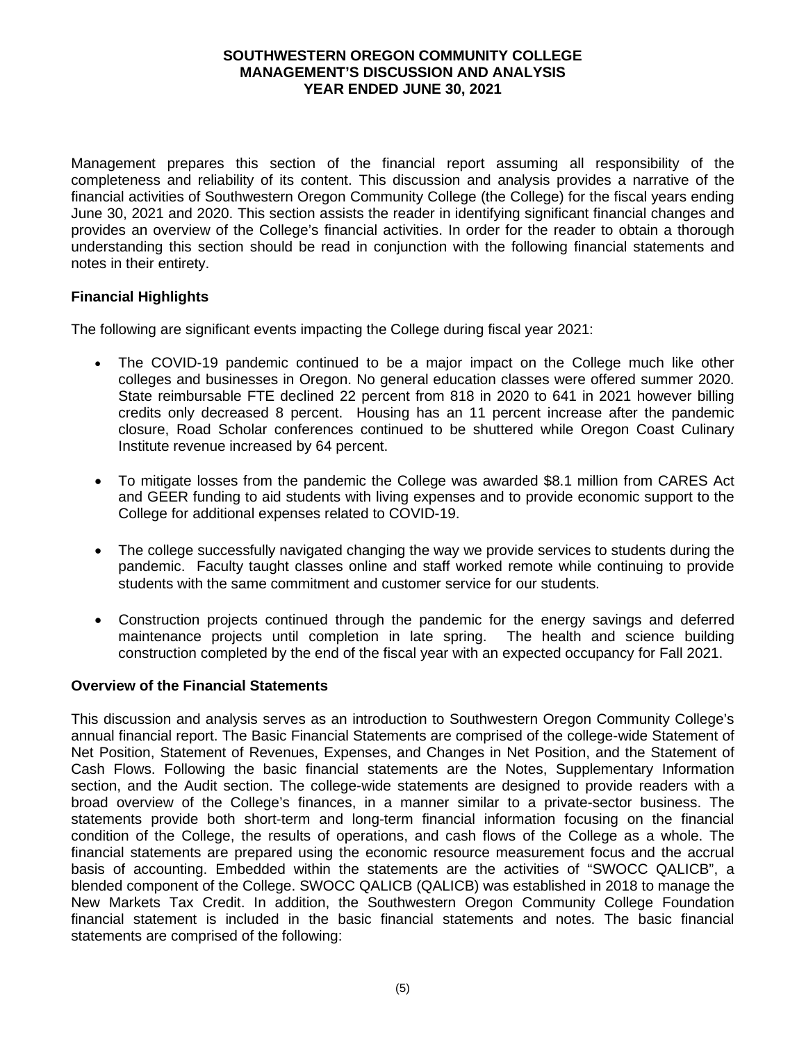# SOUTHWESTERN OREGON COMMUNITY COLLEGE
# MANAGEMENT'S DISCUSSION AND ANALYSIS
# YEAR ENDED JUNE 30, 2021

Management prepares this section of the financial report assuming all responsibility of the completeness and reliability of its content. This discussion and analysis provides a narrative of the financial activities of Southwestern Oregon Community College (the College) for the fiscal years ending June 30, 2021 and 2020. This section assists the reader in identifying significant financial changes and provides an overview of the College's financial activities. In order for the reader to obtain a thorough understanding this section should be read in conjunction with the following financial statements and notes in their entirety.

## Financial Highlights

The following are significant events impacting the College during fiscal year 2021:

- The COVID-19 pandemic continued to be a major impact on the College much like other colleges and businesses in Oregon. No general education classes were offered summer 2020. State reimbursable FTE declined 22 percent from 818 in 2020 to 641 in 2021 however billing credits only decreased 8 percent. Housing has an 11 percent increase after the pandemic closure, Road Scholar conferences continued to be shuttered while Oregon Coast Culinary Institute revenue increased by 64 percent.

- To mitigate losses from the pandemic the College was awarded $8.1 million from CARES Act and GEER funding to aid students with living expenses and to provide economic support to the College for additional expenses related to COVID-19.

- The college successfully navigated changing the way we provide services to students during the pandemic. Faculty taught classes online and staff worked remote while continuing to provide students with the same commitment and customer service for our students.

- Construction projects continued through the pandemic for the energy savings and deferred maintenance projects until completion in late spring. The health and science building construction completed by the end of the fiscal year with an expected occupancy for Fall 2021.

## Overview of the Financial Statements

This discussion and analysis serves as an introduction to Southwestern Oregon Community College's annual financial report. The Basic Financial Statements are comprised of the college-wide Statement of Net Position, Statement of Revenues, Expenses, and Changes in Net Position, and the Statement of Cash Flows. Following the basic financial statements are the Notes, Supplementary Information section, and the Audit section. The college-wide statements are designed to provide readers with a broad overview of the College's finances, in a manner similar to a private-sector business. The statements provide both short-term and long-term financial information focusing on the financial condition of the College, the results of operations, and cash flows of the College as a whole. The financial statements are prepared using the economic resource measurement focus and the accrual basis of accounting. Embedded within the statements are the activities of "SWOCC QALICB", a blended component of the College. SWOCC QALICB (QALICB) was established in 2018 to manage the New Markets Tax Credit. In addition, the Southwestern Oregon Community College Foundation financial statement is included in the basic financial statements and notes. The basic financial statements are comprised of the following: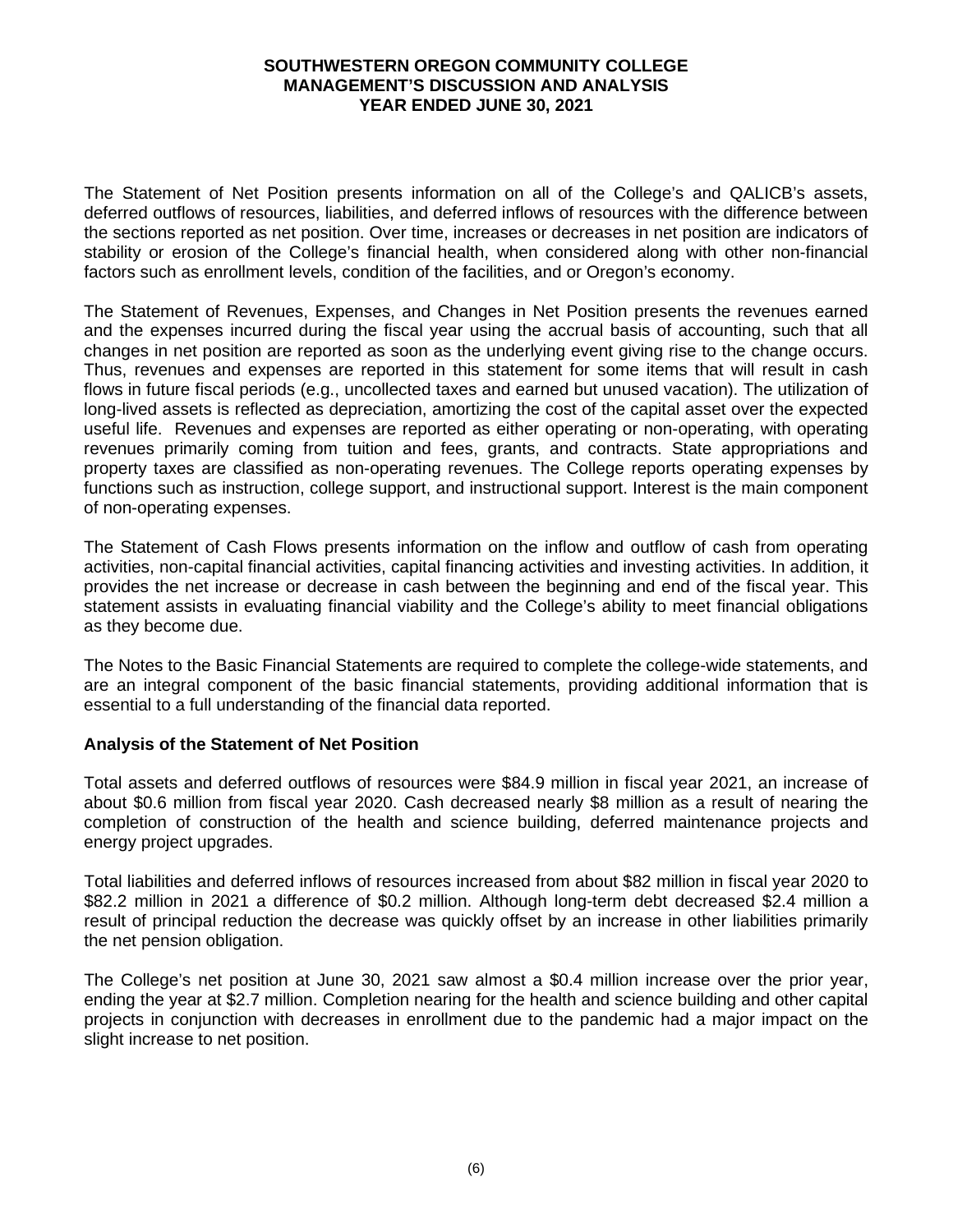The Statement of Net Position presents information on all of the College's and QALICB's assets, deferred outflows of resources, liabilities, and deferred inflows of resources with the difference between the sections reported as net position. Over time, increases or decreases in net position are indicators of stability or erosion of the College's financial health, when considered along with other non-financial factors such as enrollment levels, condition of the facilities, and or Oregon's economy.

The Statement of Revenues, Expenses, and Changes in Net Position presents the revenues earned and the expenses incurred during the fiscal year using the accrual basis of accounting, such that all changes in net position are reported as soon as the underlying event giving rise to the change occurs. Thus, revenues and expenses are reported in this statement for some items that will result in cash flows in future fiscal periods (e.g., uncollected taxes and earned but unused vacation). The utilization of long-lived assets is reflected as depreciation, amortizing the cost of the capital asset over the expected useful life. Revenues and expenses are reported as either operating or non-operating, with operating revenues primarily coming from tuition and fees, grants, and contracts. State appropriations and property taxes are classified as non-operating revenues. The College reports operating expenses by functions such as instruction, college support, and instructional support. Interest is the main component of non-operating expenses.

The Statement of Cash Flows presents information on the inflow and outflow of cash from operating activities, non-capital financial activities, capital financing activities and investing activities. In addition, it provides the net increase or decrease in cash between the beginning and end of the fiscal year. This statement assists in evaluating financial viability and the College's ability to meet financial obligations as they become due.

The Notes to the Basic Financial Statements are required to complete the college-wide statements, and are an integral component of the basic financial statements, providing additional information that is essential to a full understanding of the financial data reported.

## Analysis of the Statement of Net Position

Total assets and deferred outflows of resources were $84.9 million in fiscal year 2021, an increase of about $0.6 million from fiscal year 2020. Cash decreased nearly $8 million as a result of nearing the completion of construction of the health and science building, deferred maintenance projects and energy project upgrades.

Total liabilities and deferred inflows of resources increased from about $82 million in fiscal year 2020 to $82.2 million in 2021 a difference of $0.2 million. Although long-term debt decreased $2.4 million a result of principal reduction the decrease was quickly offset by an increase in other liabilities primarily the net pension obligation.

The College's net position at June 30, 2021 saw almost a $0.4 million increase over the prior year, ending the year at $2.7 million. Completion nearing for the health and science building and other capital projects in conjunction with decreases in enrollment due to the pandemic had a major impact on the slight increase to net position.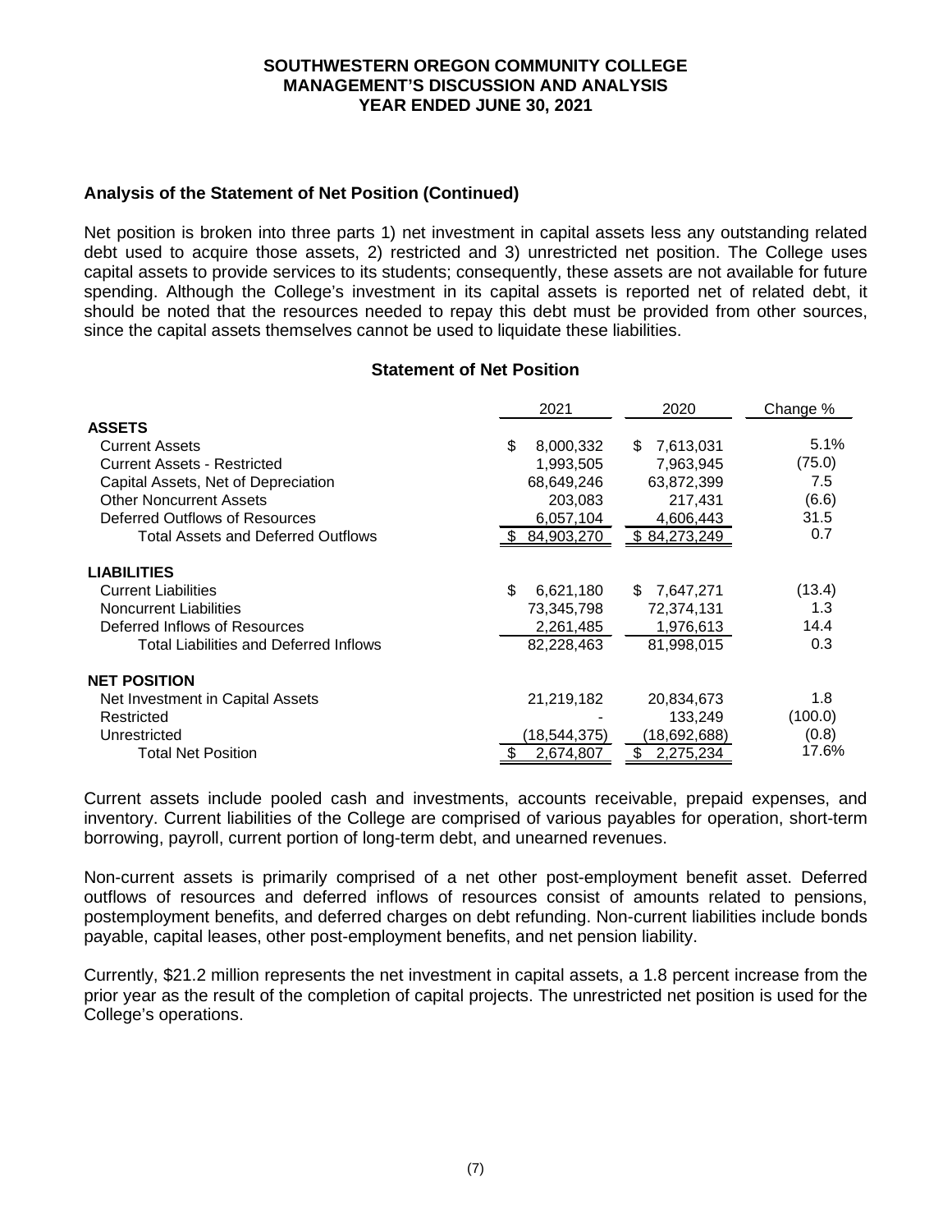# SOUTHWESTERN OREGON COMMUNITY COLLEGE
## MANAGEMENT'S DISCUSSION AND ANALYSIS
### YEAR ENDED JUNE 30, 2021

**Analysis of the Statement of Net Position (Continued)**

Net position is broken into three parts 1) net investment in capital assets less any outstanding related debt used to acquire those assets, 2) restricted and 3) unrestricted net position. The College uses capital assets to provide services to its students; consequently, these assets are not available for future spending. Although the College's investment in its capital assets is reported net of related debt, it should be noted that the resources needed to repay this debt must be provided from other sources, since the capital assets themselves cannot be used to liquidate these liabilities.

**Statement of Net Position**

| | 2021 | 2020 | Change % |
|---|---|---|---|
| **ASSETS** | | | |
| Current Assets | $ 8,000,332 | $ 7,613,031 | 5.1% |
| Current Assets - Restricted | 1,993,505 | 7,963,945 | (75.0) |
| Capital Assets, Net of Depreciation | 68,649,246 | 63,872,399 | 7.5 |
| Other Noncurrent Assets | 203,083 | 217,431 | (6.6) |
| Deferred Outflows of Resources | 6,057,104 | 4,606,443 | 31.5 |
| Total Assets and Deferred Outflows | $ 84,903,270 | $ 84,273,249 | 0.7 |
| **LIABILITIES** | | | |
| Current Liabilities | $ 6,621,180 | $ 7,647,271 | (13.4) |
| Noncurrent Liabilities | 73,345,798 | 72,374,131 | 1.3 |
| Deferred Inflows of Resources | 2,261,485 | 1,976,613 | 14.4 |
| Total Liabilities and Deferred Inflows | 82,228,463 | 81,998,015 | 0.3 |
| **NET POSITION** | | | |
| Net Investment in Capital Assets | 21,219,182 | 20,834,673 | 1.8 |
| Restricted | - | 133,249 | (100.0) |
| Unrestricted | (18,544,375) | (18,692,688) | (0.8) |
| Total Net Position | $ 2,674,807 | $ 2,275,234 | 17.6% |

Current assets include pooled cash and investments, accounts receivable, prepaid expenses, and inventory. Current liabilities of the College are comprised of various payables for operation, short-term borrowing, payroll, current portion of long-term debt, and unearned revenues.

Non-current assets is primarily comprised of a net other post-employment benefit asset. Deferred outflows of resources and deferred inflows of resources consist of amounts related to pensions, postemployment benefits, and deferred charges on debt refunding. Non-current liabilities include bonds payable, capital leases, other post-employment benefits, and net pension liability.

Currently, $21.2 million represents the net investment in capital assets, a 1.8 percent increase from the prior year as the result of the completion of capital projects. The unrestricted net position is used for the College's operations.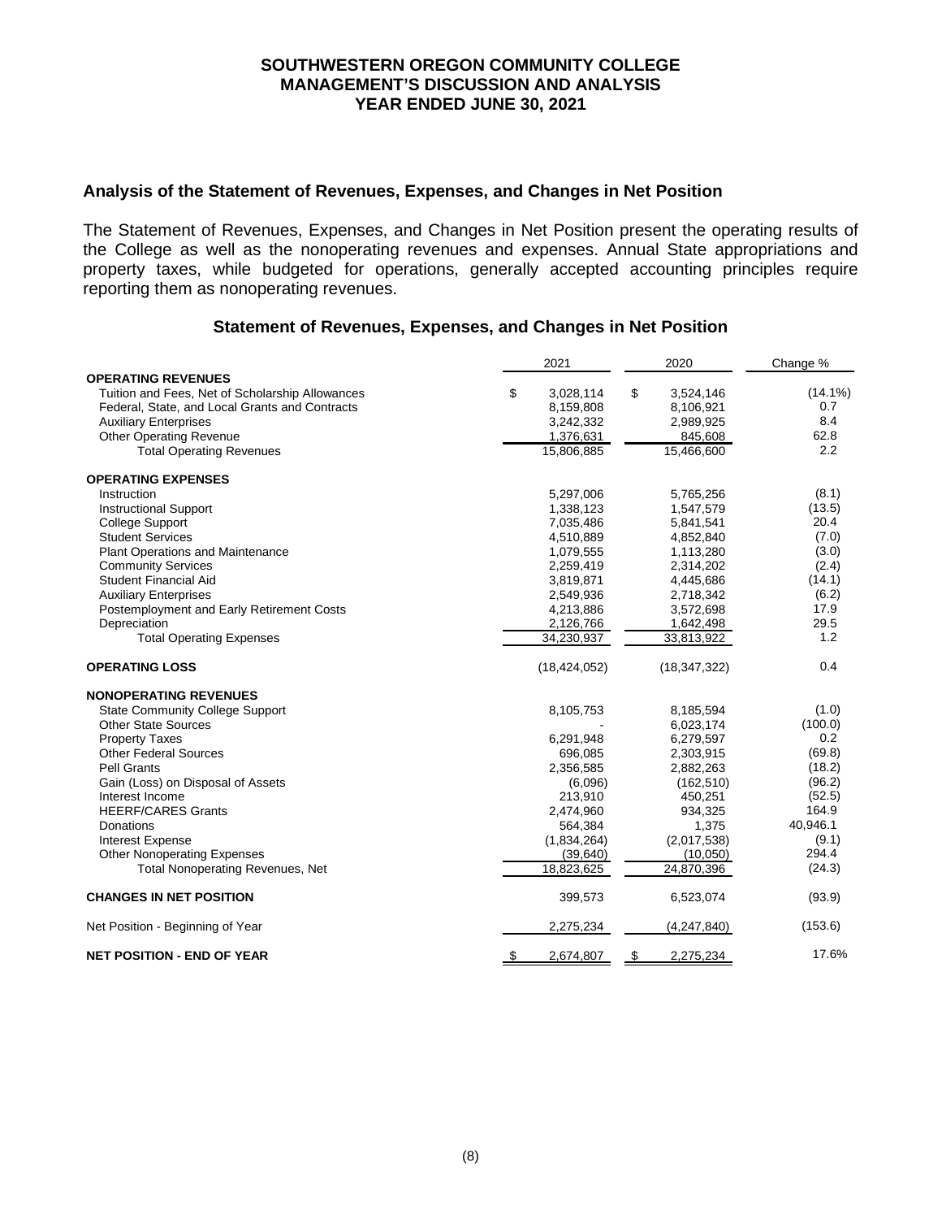# SOUTHWESTERN OREGON COMMUNITY COLLEGE
## MANAGEMENT'S DISCUSSION AND ANALYSIS
## YEAR ENDED JUNE 30, 2021

### Analysis of the Statement of Revenues, Expenses, and Changes in Net Position

The Statement of Revenues, Expenses, and Changes in Net Position present the operating results of the College as well as the nonoperating revenues and expenses. Annual State appropriations and property taxes, while budgeted for operations, generally accepted accounting principles require reporting them as nonoperating revenues.

### Statement of Revenues, Expenses, and Changes in Net Position

| | 2021 | 2020 | Change % |
|---|---|---|---|
| **OPERATING REVENUES** | | | |
| Tuition and Fees, Net of Scholarship Allowances | $ 3,028,114 | $ 3,524,146 | (14.1%) |
| Federal, State, and Local Grants and Contracts | 8,159,808 | 8,106,921 | 0.7 |
| Auxiliary Enterprises | 3,242,332 | 2,989,925 | 8.4 |
| Other Operating Revenue | 1,376,631 | 845,608 | 62.8 |
| Total Operating Revenues | 15,806,885 | 15,466,600 | 2.2 |
| **OPERATING EXPENSES** | | | |
| Instruction | 5,297,006 | 5,765,256 | (8.1) |
| Instructional Support | 1,338,123 | 1,547,579 | (13.5) |
| College Support | 7,035,486 | 5,841,541 | 20.4 |
| Student Services | 4,510,889 | 4,852,840 | (7.0) |
| Plant Operations and Maintenance | 1,079,555 | 1,113,280 | (3.0) |
| Community Services | 2,259,419 | 2,314,202 | (2.4) |
| Student Financial Aid | 3,819,871 | 4,445,686 | (14.1) |
| Auxiliary Enterprises | 2,549,936 | 2,718,342 | (6.2) |
| Postemployment and Early Retirement Costs | 4,213,886 | 3,572,698 | 17.9 |
| Depreciation | 2,126,766 | 1,642,498 | 29.5 |
| Total Operating Expenses | 34,230,937 | 33,813,922 | 1.2 |
| **OPERATING LOSS** | (18,424,052) | (18,347,322) | 0.4 |
| **NONOPERATING REVENUES** | | | |
| State Community College Support | 8,105,753 | 8,185,594 | (1.0) |
| Other State Sources | - | 6,023,174 | (100.0) |
| Property Taxes | 6,291,948 | 6,279,597 | 0.2 |
| Other Federal Sources | 696,085 | 2,303,915 | (69.8) |
| Pell Grants | 2,356,585 | 2,882,263 | (18.2) |
| Gain (Loss) on Disposal of Assets | (6,096) | (162,510) | (96.2) |
| Interest Income | 213,910 | 450,251 | (52.5) |
| HEERF/CARES Grants | 2,474,960 | 934,325 | 164.9 |
| Donations | 564,384 | 1,375 | 40,946.1 |
| Interest Expense | (1,834,264) | (2,017,538) | (9.1) |
| Other Nonoperating Expenses | (39,640) | (10,050) | 294.4 |
| Total Nonoperating Revenues, Net | 18,823,625 | 24,870,396 | (24.3) |
| **CHANGES IN NET POSITION** | 399,573 | 6,523,074 | (93.9) |
| Net Position - Beginning of Year | 2,275,234 | (4,247,840) | (153.6) |
| **NET POSITION - END OF YEAR** | $ 2,674,807 | $ 2,275,234 | 17.6% |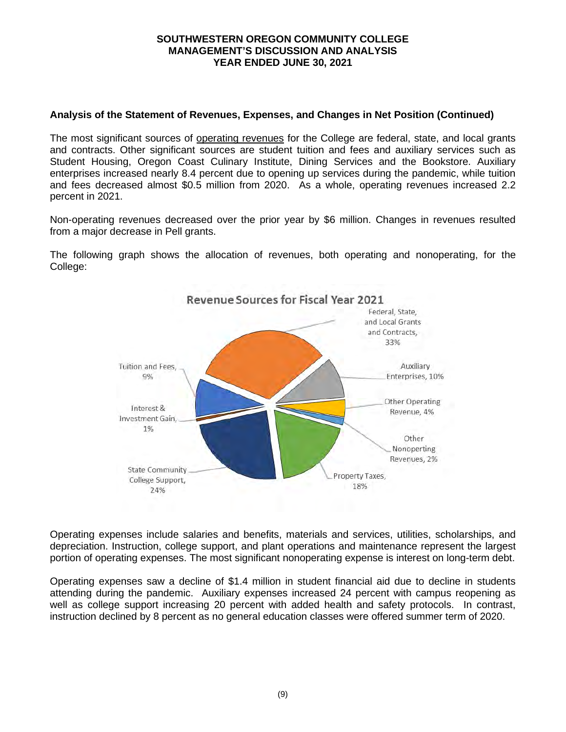### Analysis of the Statement of Revenues, Expenses, and Changes in Net Position (Continued)

The most significant sources of operating revenues for the College are federal, state, and local grants and contracts. Other significant sources are student tuition and fees and auxiliary services such as Student Housing, Oregon Coast Culinary Institute, Dining Services and the Bookstore. Auxiliary enterprises increased nearly 8.4 percent due to opening up services during the pandemic, while tuition and fees decreased almost $0.5 million from 2020. As a whole, operating revenues increased 2.2 percent in 2021.

Non-operating revenues decreased over the prior year by $6 million. Changes in revenues resulted from a major decrease in Pell grants.

The following graph shows the allocation of revenues, both operating and nonoperating, for the College:

**Revenue Sources for Fiscal Year 2021**

| Revenue Source | Percentage |
|---|---|
| Federal, State, and Local Grants and Contracts | 33% |
| Auxiliary Enterprises | 10% |
| Other Operating Revenue | 4% |
| Other Nonoperting Revenues | 2% |
| Property Taxes | 18% |
| State Community College Support | 24% |
| Interest & Investment Gain | 1% |
| Tuition and Fees | 9% |

Operating expenses include salaries and benefits, materials and services, utilities, scholarships, and depreciation. Instruction, college support, and plant operations and maintenance represent the largest portion of operating expenses. The most significant nonoperating expense is interest on long-term debt.

Operating expenses saw a decline of $1.4 million in student financial aid due to decline in students attending during the pandemic. Auxiliary expenses increased 24 percent with campus reopening as well as college support increasing 20 percent with added health and safety protocols. In contrast, instruction declined by 8 percent as no general education classes were offered summer term of 2020.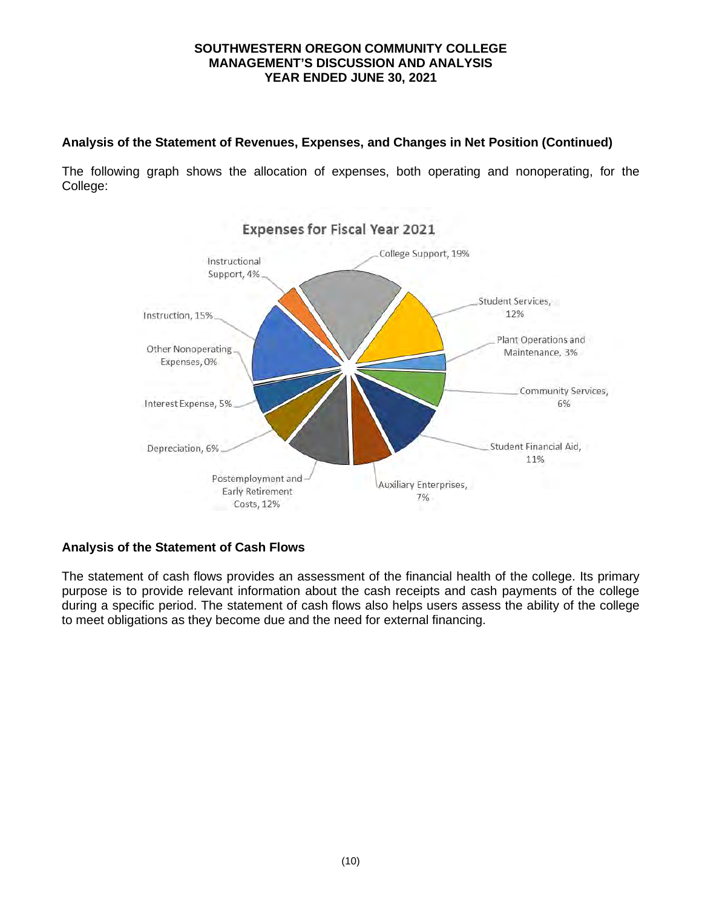### Analysis of the Statement of Revenues, Expenses, and Changes in Net Position (Continued)

The following graph shows the allocation of expenses, both operating and nonoperating, for the College:

**Expenses for Fiscal Year 2021**

- College Support, 19%
- Student Services, 12%
- Plant Operations and Maintenance, 3%
- Community Services, 6%
- Student Financial Aid, 11%
- Auxiliary Enterprises, 7%
- Postemployment and Early Retirement Costs, 12%
- Depreciation, 6%
- Interest Expense, 5%
- Other Nonoperating Expenses, 0%
- Instruction, 15%
- Instructional Support, 4%

### Analysis of the Statement of Cash Flows

The statement of cash flows provides an assessment of the financial health of the college. Its primary purpose is to provide relevant information about the cash receipts and cash payments of the college during a specific period. The statement of cash flows also helps users assess the ability of the college to meet obligations as they become due and the need for external financing.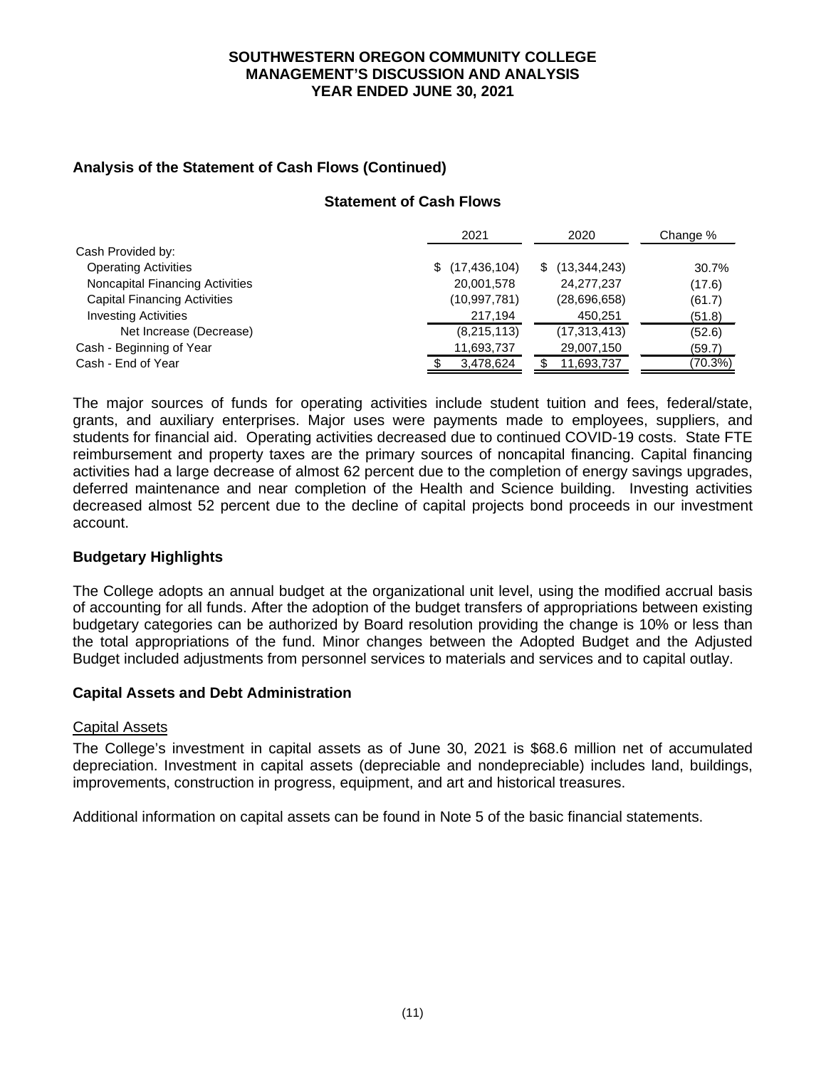## Analysis of the Statement of Cash Flows (Continued)

### Statement of Cash Flows

| | 2021 | 2020 | Change % |
|---|---|---|---|
| Cash Provided by: | | | |
| Operating Activities | $ (17,436,104) | $ (13,344,243) | 30.7% |
| Noncapital Financing Activities | 20,001,578 | 24,277,237 | (17.6) |
| Capital Financing Activities | (10,997,781) | (28,696,658) | (61.7) |
| Investing Activities | 217,194 | 450,251 | (51.8) |
| Net Increase (Decrease) | (8,215,113) | (17,313,413) | (52.6) |
| Cash - Beginning of Year | 11,693,737 | 29,007,150 | (59.7) |
| Cash - End of Year | $ 3,478,624 | $ 11,693,737 | (70.3%) |

The major sources of funds for operating activities include student tuition and fees, federal/state, grants, and auxiliary enterprises. Major uses were payments made to employees, suppliers, and students for financial aid. Operating activities decreased due to continued COVID-19 costs. State FTE reimbursement and property taxes are the primary sources of noncapital financing. Capital financing activities had a large decrease of almost 62 percent due to the completion of energy savings upgrades, deferred maintenance and near completion of the Health and Science building. Investing activities decreased almost 52 percent due to the decline of capital projects bond proceeds in our investment account.

## Budgetary Highlights

The College adopts an annual budget at the organizational unit level, using the modified accrual basis of accounting for all funds. After the adoption of the budget transfers of appropriations between existing budgetary categories can be authorized by Board resolution providing the change is 10% or less than the total appropriations of the fund. Minor changes between the Adopted Budget and the Adjusted Budget included adjustments from personnel services to materials and services and to capital outlay.

## Capital Assets and Debt Administration

### Capital Assets

The College's investment in capital assets as of June 30, 2021 is $68.6 million net of accumulated depreciation. Investment in capital assets (depreciable and nondepreciable) includes land, buildings, improvements, construction in progress, equipment, and art and historical treasures.

Additional information on capital assets can be found in Note 5 of the basic financial statements.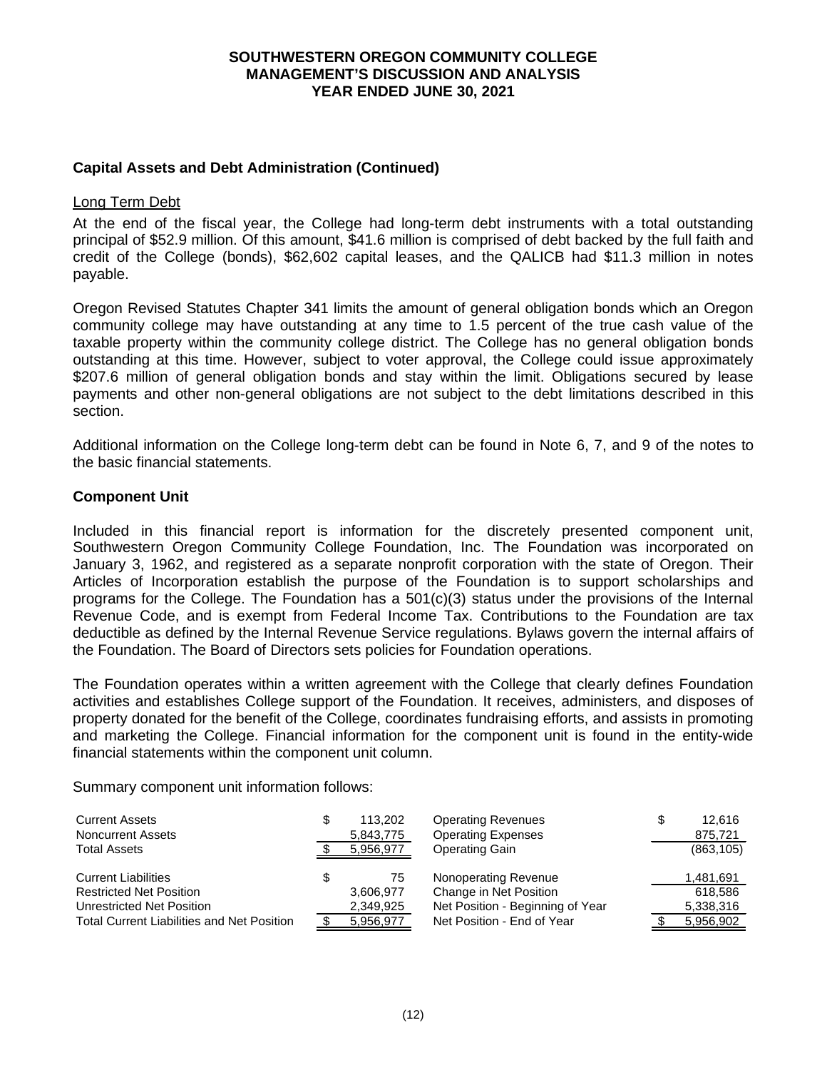### Capital Assets and Debt Administration (Continued)

Long Term Debt

At the end of the fiscal year, the College had long-term debt instruments with a total outstanding principal of $52.9 million. Of this amount, $41.6 million is comprised of debt backed by the full faith and credit of the College (bonds), $62,602 capital leases, and the QALICB had $11.3 million in notes payable.

Oregon Revised Statutes Chapter 341 limits the amount of general obligation bonds which an Oregon community college may have outstanding at any time to 1.5 percent of the true cash value of the taxable property within the community college district. The College has no general obligation bonds outstanding at this time. However, subject to voter approval, the College could issue approximately $207.6 million of general obligation bonds and stay within the limit. Obligations secured by lease payments and other non-general obligations are not subject to the debt limitations described in this section.

Additional information on the College long-term debt can be found in Note 6, 7, and 9 of the notes to the basic financial statements.

### Component Unit

Included in this financial report is information for the discretely presented component unit, Southwestern Oregon Community College Foundation, Inc. The Foundation was incorporated on January 3, 1962, and registered as a separate nonprofit corporation with the state of Oregon. Their Articles of Incorporation establish the purpose of the Foundation is to support scholarships and programs for the College. The Foundation has a 501(c)(3) status under the provisions of the Internal Revenue Code, and is exempt from Federal Income Tax. Contributions to the Foundation are tax deductible as defined by the Internal Revenue Service regulations. Bylaws govern the internal affairs of the Foundation. The Board of Directors sets policies for Foundation operations.

The Foundation operates within a written agreement with the College that clearly defines Foundation activities and establishes College support of the Foundation. It receives, administers, and disposes of property donated for the benefit of the College, coordinates fundraising efforts, and assists in promoting and marketing the College. Financial information for the component unit is found in the entity-wide financial statements within the component unit column.

Summary component unit information follows:

| | | | |
|---|---|---|---|
| Current Assets | $ 113,202 | Operating Revenues | $ 12,616 |
| Noncurrent Assets | 5,843,775 | Operating Expenses | 875,721 |
| Total Assets | $ 5,956,977 | Operating Gain | (863,105) |
| | | | |
| Current Liabilities | $ 75 | Nonoperating Revenue | 1,481,691 |
| Restricted Net Position | 3,606,977 | Change in Net Position | 618,586 |
| Unrestricted Net Position | 2,349,925 | Net Position - Beginning of Year | 5,338,316 |
| Total Current Liabilities and Net Position | $ 5,956,977 | Net Position - End of Year | $ 5,956,902 |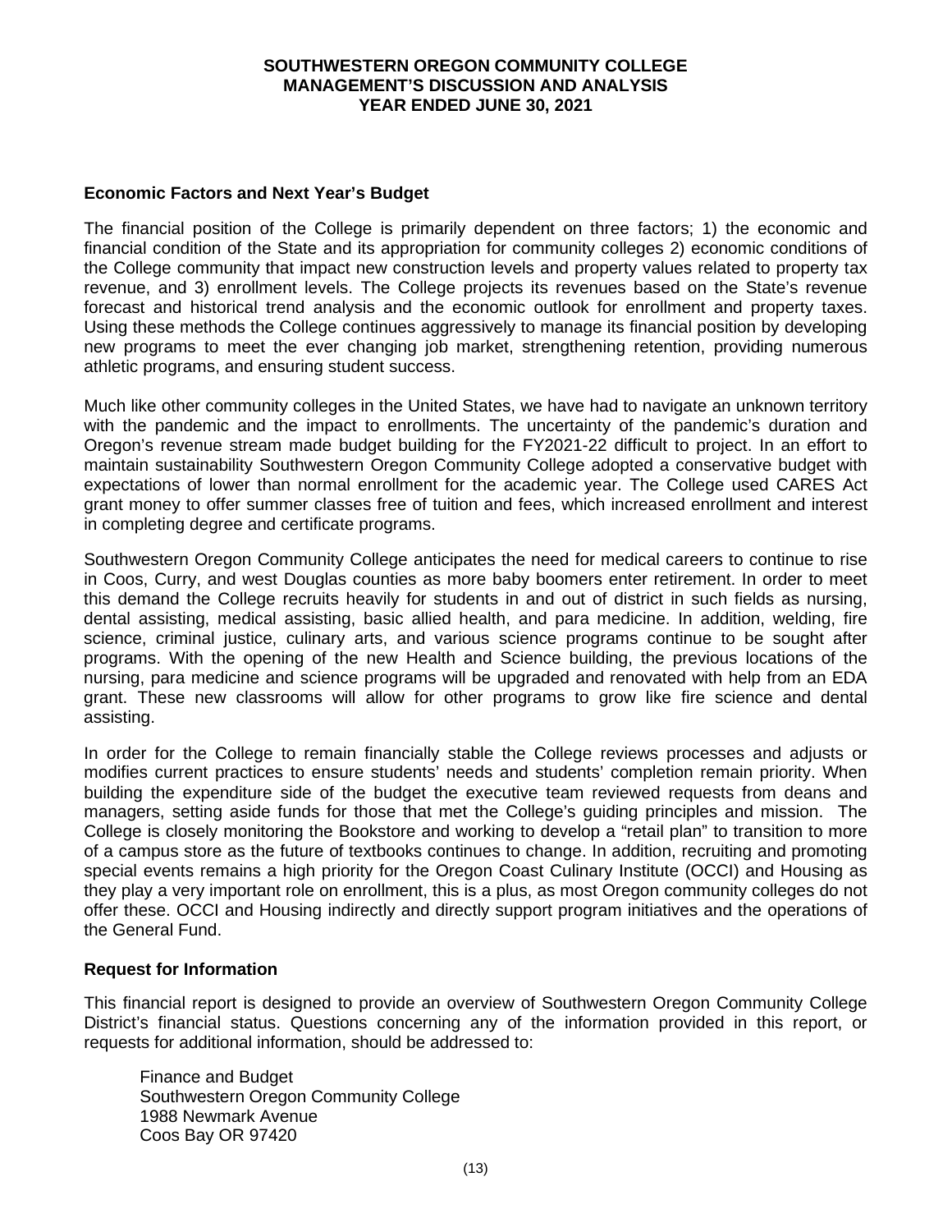### Economic Factors and Next Year's Budget

The financial position of the College is primarily dependent on three factors; 1) the economic and financial condition of the State and its appropriation for community colleges 2) economic conditions of the College community that impact new construction levels and property values related to property tax revenue, and 3) enrollment levels. The College projects its revenues based on the State's revenue forecast and historical trend analysis and the economic outlook for enrollment and property taxes. Using these methods the College continues aggressively to manage its financial position by developing new programs to meet the ever changing job market, strengthening retention, providing numerous athletic programs, and ensuring student success.

Much like other community colleges in the United States, we have had to navigate an unknown territory with the pandemic and the impact to enrollments. The uncertainty of the pandemic's duration and Oregon's revenue stream made budget building for the FY2021-22 difficult to project. In an effort to maintain sustainability Southwestern Oregon Community College adopted a conservative budget with expectations of lower than normal enrollment for the academic year. The College used CARES Act grant money to offer summer classes free of tuition and fees, which increased enrollment and interest in completing degree and certificate programs.

Southwestern Oregon Community College anticipates the need for medical careers to continue to rise in Coos, Curry, and west Douglas counties as more baby boomers enter retirement. In order to meet this demand the College recruits heavily for students in and out of district in such fields as nursing, dental assisting, medical assisting, basic allied health, and para medicine. In addition, welding, fire science, criminal justice, culinary arts, and various science programs continue to be sought after programs. With the opening of the new Health and Science building, the previous locations of the nursing, para medicine and science programs will be upgraded and renovated with help from an EDA grant. These new classrooms will allow for other programs to grow like fire science and dental assisting.

In order for the College to remain financially stable the College reviews processes and adjusts or modifies current practices to ensure students' needs and students' completion remain priority. When building the expenditure side of the budget the executive team reviewed requests from deans and managers, setting aside funds for those that met the College's guiding principles and mission. The College is closely monitoring the Bookstore and working to develop a "retail plan" to transition to more of a campus store as the future of textbooks continues to change. In addition, recruiting and promoting special events remains a high priority for the Oregon Coast Culinary Institute (OCCI) and Housing as they play a very important role on enrollment, this is a plus, as most Oregon community colleges do not offer these. OCCI and Housing indirectly and directly support program initiatives and the operations of the General Fund.

### Request for Information

This financial report is designed to provide an overview of Southwestern Oregon Community College District's financial status. Questions concerning any of the information provided in this report, or requests for additional information, should be addressed to:

Finance and Budget
Southwestern Oregon Community College
1988 Newmark Avenue
Coos Bay OR 97420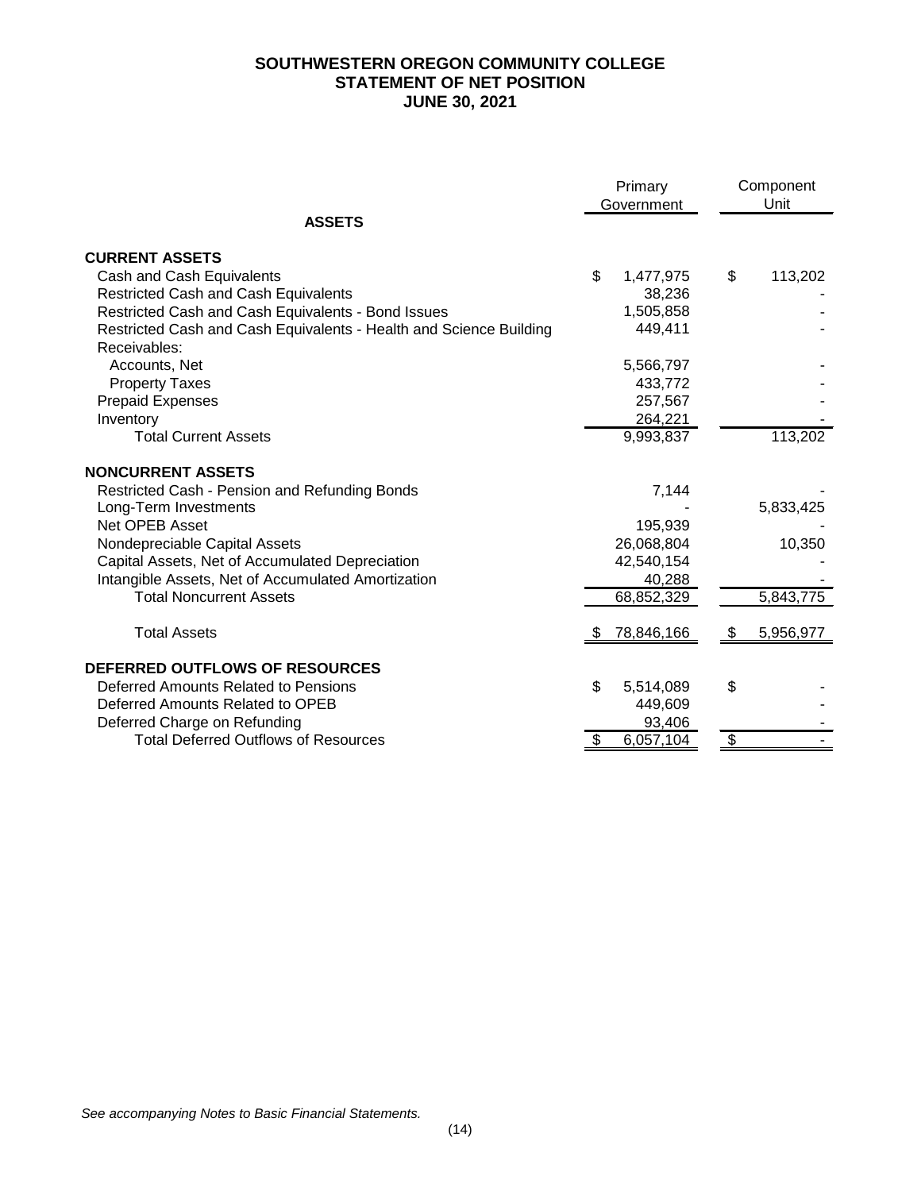# SOUTHWESTERN OREGON COMMUNITY COLLEGE
## STATEMENT OF NET POSITION
## JUNE 30, 2021

| | Primary Government | Component Unit |
|---|---|---|
| **ASSETS** | | |
| **CURRENT ASSETS** | | |
| Cash and Cash Equivalents | $ 1,477,975 | $ 113,202 |
| Restricted Cash and Cash Equivalents | 38,236 | - |
| Restricted Cash and Cash Equivalents - Bond Issues | 1,505,858 | - |
| Restricted Cash and Cash Equivalents - Health and Science Building | 449,411 | - |
| Receivables: | | |
| Accounts, Net | 5,566,797 | - |
| Property Taxes | 433,772 | - |
| Prepaid Expenses | 257,567 | - |
| Inventory | 264,221 | - |
| Total Current Assets | 9,993,837 | 113,202 |
| **NONCURRENT ASSETS** | | |
| Restricted Cash - Pension and Refunding Bonds | 7,144 | - |
| Long-Term Investments | - | 5,833,425 |
| Net OPEB Asset | 195,939 | - |
| Nondepreciable Capital Assets | 26,068,804 | 10,350 |
| Capital Assets, Net of Accumulated Depreciation | 42,540,154 | - |
| Intangible Assets, Net of Accumulated Amortization | 40,288 | - |
| Total Noncurrent Assets | 68,852,329 | 5,843,775 |
| Total Assets | $ 78,846,166 | $ 5,956,977 |
| **DEFERRED OUTFLOWS OF RESOURCES** | | |
| Deferred Amounts Related to Pensions | $ 5,514,089 | $ - |
| Deferred Amounts Related to OPEB | 449,609 | - |
| Deferred Charge on Refunding | 93,406 | - |
| Total Deferred Outflows of Resources | $ 6,057,104 | $ - |

*See accompanying Notes to Basic Financial Statements.*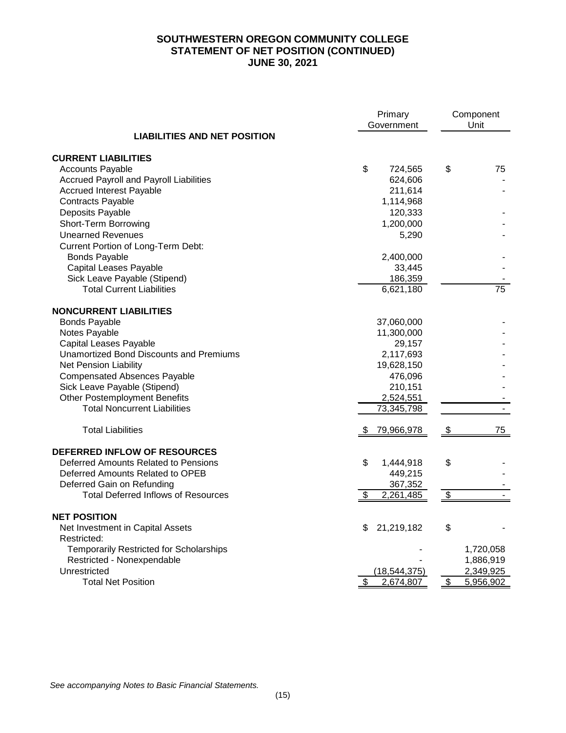# SOUTHWESTERN OREGON COMMUNITY COLLEGE
## STATEMENT OF NET POSITION (CONTINUED)
## JUNE 30, 2021

| LIABILITIES AND NET POSITION | Primary Government | Component Unit |
|---|---|---|
| **CURRENT LIABILITIES** | | |
| Accounts Payable | $ 724,565 | $ 75 |
| Accrued Payroll and Payroll Liabilities | 624,606 | - |
| Accrued Interest Payable | 211,614 | - |
| Contracts Payable | 1,114,968 | |
| Deposits Payable | 120,333 | - |
| Short-Term Borrowing | 1,200,000 | - |
| Unearned Revenues | 5,290 | - |
| Current Portion of Long-Term Debt: | | |
| Bonds Payable | 2,400,000 | - |
| Capital Leases Payable | 33,445 | - |
| Sick Leave Payable (Stipend) | 186,359 | - |
| Total Current Liabilities | 6,621,180 | 75 |
| **NONCURRENT LIABILITIES** | | |
| Bonds Payable | 37,060,000 | - |
| Notes Payable | 11,300,000 | - |
| Capital Leases Payable | 29,157 | - |
| Unamortized Bond Discounts and Premiums | 2,117,693 | - |
| Net Pension Liability | 19,628,150 | - |
| Compensated Absences Payable | 476,096 | - |
| Sick Leave Payable (Stipend) | 210,151 | - |
| Other Postemployment Benefits | 2,524,551 | - |
| Total Noncurrent Liabilities | 73,345,798 | - |
| Total Liabilities | $ 79,966,978 | $ 75 |
| **DEFERRED INFLOW OF RESOURCES** | | |
| Deferred Amounts Related to Pensions | $ 1,444,918 | $ - |
| Deferred Amounts Related to OPEB | 449,215 | - |
| Deferred Gain on Refunding | 367,352 | - |
| Total Deferred Inflows of Resources | $ 2,261,485 | $ - |
| **NET POSITION** | | |
| Net Investment in Capital Assets | $ 21,219,182 | $ - |
| Restricted: | | |
| Temporarily Restricted for Scholarships | - | 1,720,058 |
| Restricted - Nonexpendable | - | 1,886,919 |
| Unrestricted | (18,544,375) | 2,349,925 |
| Total Net Position | $ 2,674,807 | $ 5,956,902 |

*See accompanying Notes to Basic Financial Statements.*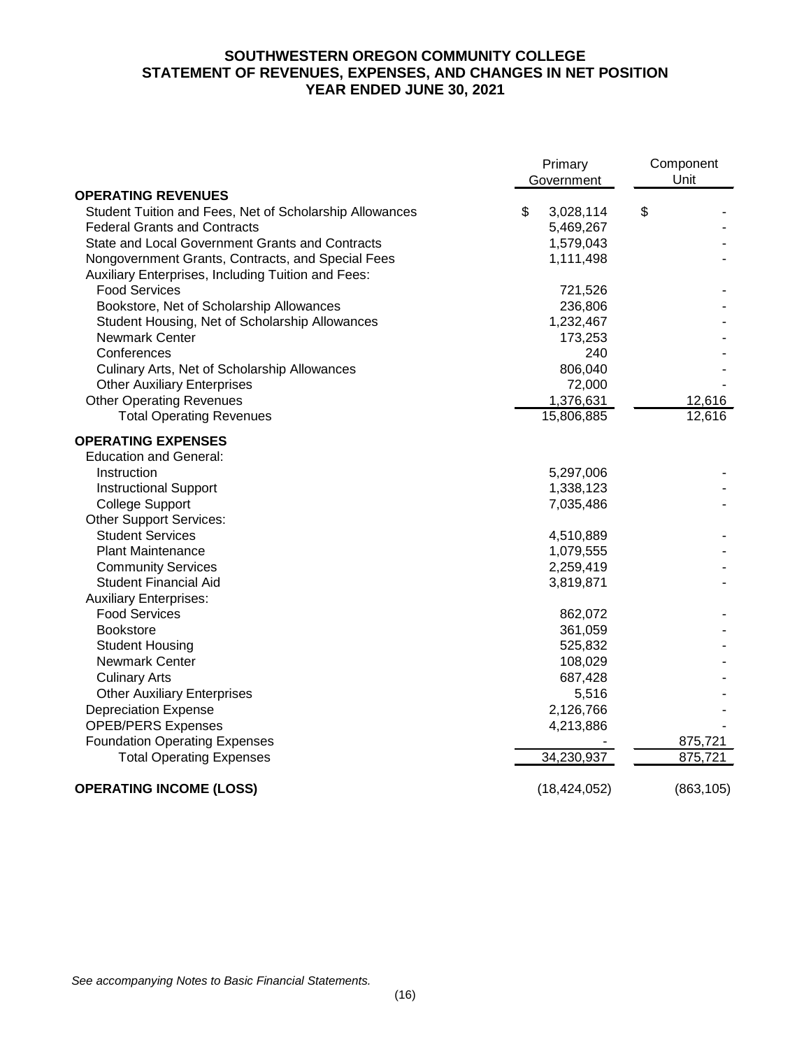# SOUTHWESTERN OREGON COMMUNITY COLLEGE
## STATEMENT OF REVENUES, EXPENSES, AND CHANGES IN NET POSITION
## YEAR ENDED JUNE 30, 2021

| | Primary Government | Component Unit |
|---|---|---|
| **OPERATING REVENUES** | | |
| Student Tuition and Fees, Net of Scholarship Allowances | $ 3,028,114 | $ - |
| Federal Grants and Contracts | 5,469,267 | - |
| State and Local Government Grants and Contracts | 1,579,043 | - |
| Nongovernment Grants, Contracts, and Special Fees | 1,111,498 | - |
| Auxiliary Enterprises, Including Tuition and Fees: | | |
| Food Services | 721,526 | - |
| Bookstore, Net of Scholarship Allowances | 236,806 | - |
| Student Housing, Net of Scholarship Allowances | 1,232,467 | - |
| Newmark Center | 173,253 | - |
| Conferences | 240 | - |
| Culinary Arts, Net of Scholarship Allowances | 806,040 | - |
| Other Auxiliary Enterprises | 72,000 | - |
| Other Operating Revenues | 1,376,631 | 12,616 |
| Total Operating Revenues | 15,806,885 | 12,616 |
| **OPERATING EXPENSES** | | |
| Education and General: | | |
| Instruction | 5,297,006 | - |
| Instructional Support | 1,338,123 | - |
| College Support | 7,035,486 | - |
| Other Support Services: | | |
| Student Services | 4,510,889 | - |
| Plant Maintenance | 1,079,555 | - |
| Community Services | 2,259,419 | - |
| Student Financial Aid | 3,819,871 | - |
| Auxiliary Enterprises: | | |
| Food Services | 862,072 | - |
| Bookstore | 361,059 | - |
| Student Housing | 525,832 | - |
| Newmark Center | 108,029 | - |
| Culinary Arts | 687,428 | - |
| Other Auxiliary Enterprises | 5,516 | - |
| Depreciation Expense | 2,126,766 | - |
| OPEB/PERS Expenses | 4,213,886 | - |
| Foundation Operating Expenses | - | 875,721 |
| Total Operating Expenses | 34,230,937 | 875,721 |
| **OPERATING INCOME (LOSS)** | (18,424,052) | (863,105) |

*See accompanying Notes to Basic Financial Statements.*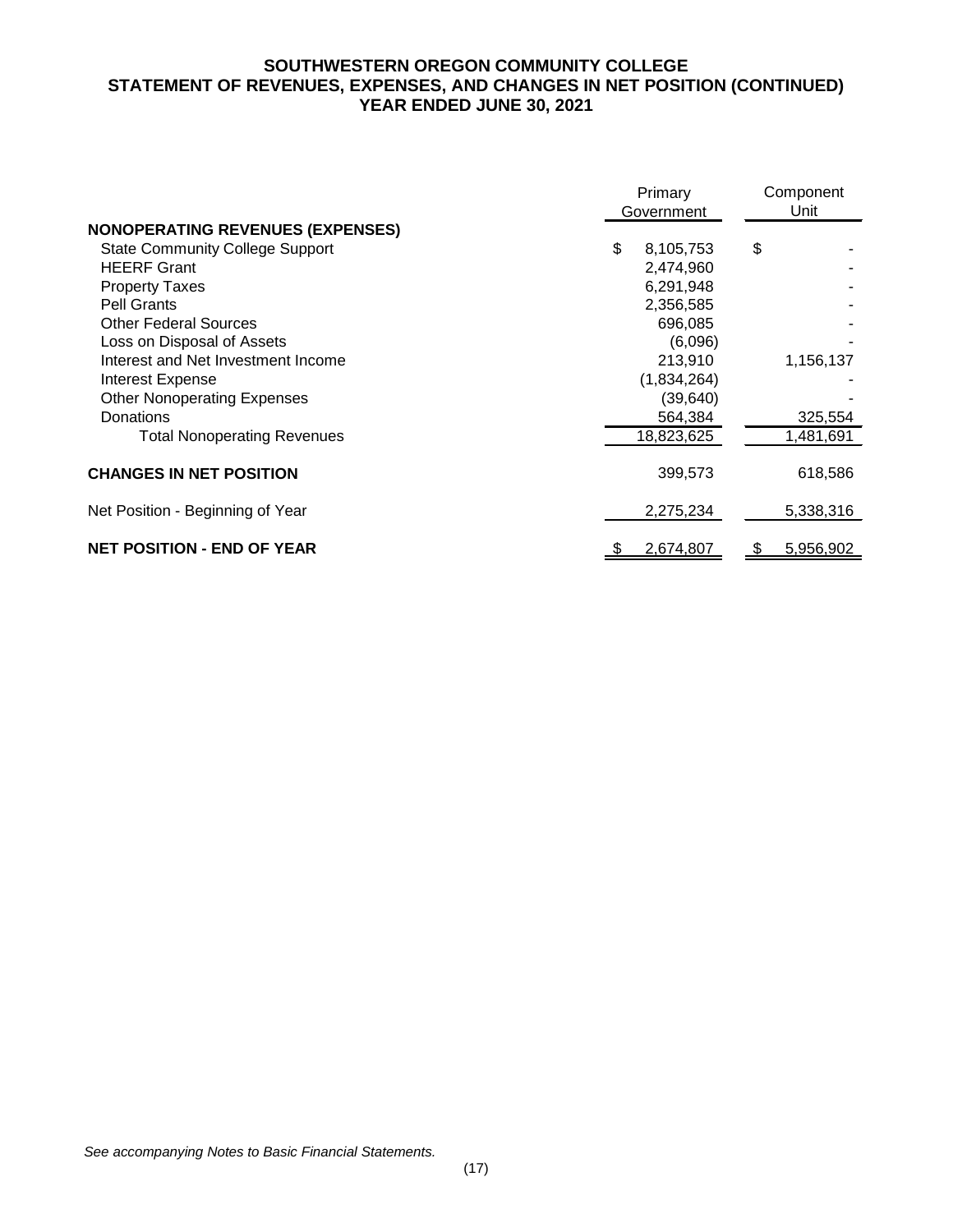# SOUTHWESTERN OREGON COMMUNITY COLLEGE
## STATEMENT OF REVENUES, EXPENSES, AND CHANGES IN NET POSITION (CONTINUED)
## YEAR ENDED JUNE 30, 2021

| | Primary Government | Component Unit |
|---|---|---|
| **NONOPERATING REVENUES (EXPENSES)** | | |
| State Community College Support | $ 8,105,753 | $ - |
| HEERF Grant | 2,474,960 | - |
| Property Taxes | 6,291,948 | - |
| Pell Grants | 2,356,585 | - |
| Other Federal Sources | 696,085 | - |
| Loss on Disposal of Assets | (6,096) | - |
| Interest and Net Investment Income | 213,910 | 1,156,137 |
| Interest Expense | (1,834,264) | - |
| Other Nonoperating Expenses | (39,640) | - |
| Donations | 564,384 | 325,554 |
| Total Nonoperating Revenues | 18,823,625 | 1,481,691 |
| **CHANGES IN NET POSITION** | 399,573 | 618,586 |
| Net Position - Beginning of Year | 2,275,234 | 5,338,316 |
| **NET POSITION - END OF YEAR** | $ 2,674,807 | $ 5,956,902 |

*See accompanying Notes to Basic Financial Statements.*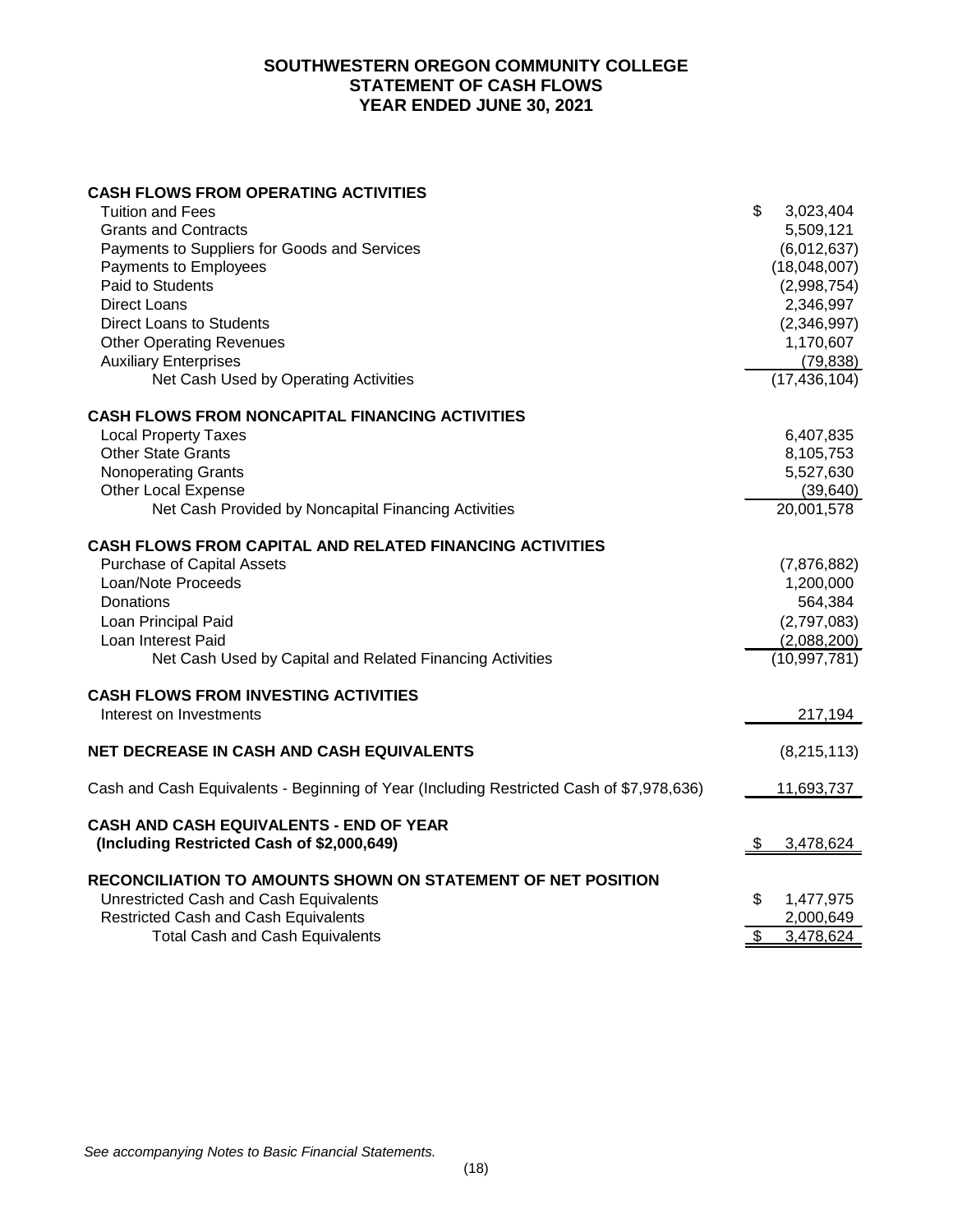# SOUTHWESTERN OREGON COMMUNITY COLLEGE
## STATEMENT OF CASH FLOWS
## YEAR ENDED JUNE 30, 2021

| | |
|---|---|
| **CASH FLOWS FROM OPERATING ACTIVITIES** | |
| Tuition and Fees | $ 3,023,404 |
| Grants and Contracts | 5,509,121 |
| Payments to Suppliers for Goods and Services | (6,012,637) |
| Payments to Employees | (18,048,007) |
| Paid to Students | (2,998,754) |
| Direct Loans | 2,346,997 |
| Direct Loans to Students | (2,346,997) |
| Other Operating Revenues | 1,170,607 |
| Auxiliary Enterprises | (79,838) |
| Net Cash Used by Operating Activities | (17,436,104) |
| **CASH FLOWS FROM NONCAPITAL FINANCING ACTIVITIES** | |
| Local Property Taxes | 6,407,835 |
| Other State Grants | 8,105,753 |
| Nonoperating Grants | 5,527,630 |
| Other Local Expense | (39,640) |
| Net Cash Provided by Noncapital Financing Activities | 20,001,578 |
| **CASH FLOWS FROM CAPITAL AND RELATED FINANCING ACTIVITIES** | |
| Purchase of Capital Assets | (7,876,882) |
| Loan/Note Proceeds | 1,200,000 |
| Donations | 564,384 |
| Loan Principal Paid | (2,797,083) |
| Loan Interest Paid | (2,088,200) |
| Net Cash Used by Capital and Related Financing Activities | (10,997,781) |
| **CASH FLOWS FROM INVESTING ACTIVITIES** | |
| Interest on Investments | 217,194 |
| **NET DECREASE IN CASH AND CASH EQUIVALENTS** | (8,215,113) |
| Cash and Cash Equivalents - Beginning of Year (Including Restricted Cash of $7,978,636) | 11,693,737 |
| **CASH AND CASH EQUIVALENTS - END OF YEAR (Including Restricted Cash of $2,000,649)** | $ 3,478,624 |
| **RECONCILIATION TO AMOUNTS SHOWN ON STATEMENT OF NET POSITION** | |
| Unrestricted Cash and Cash Equivalents | $ 1,477,975 |
| Restricted Cash and Cash Equivalents | 2,000,649 |
| Total Cash and Cash Equivalents | $ 3,478,624 |

*See accompanying Notes to Basic Financial Statements.*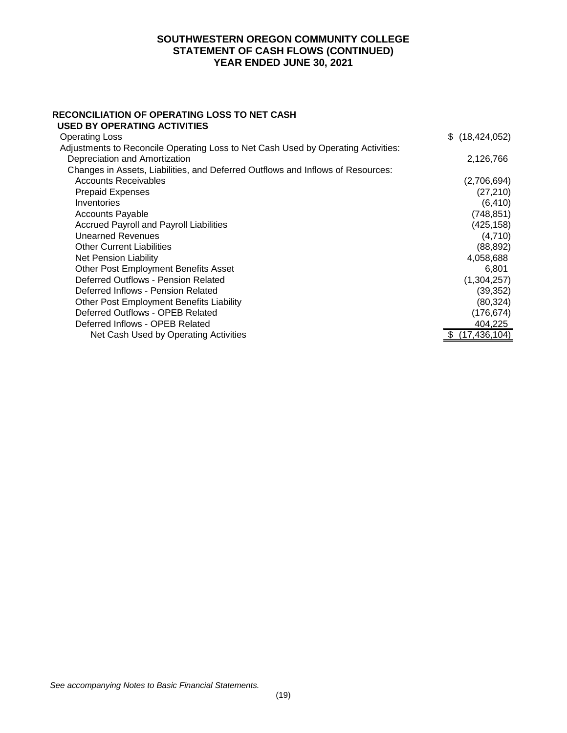# SOUTHWESTERN OREGON COMMUNITY COLLEGE
## STATEMENT OF CASH FLOWS (CONTINUED)
## YEAR ENDED JUNE 30, 2021

| RECONCILIATION OF OPERATING LOSS TO NET CASH USED BY OPERATING ACTIVITIES | |
|---|---|
| Operating Loss | $ (18,424,052) |
| Adjustments to Reconcile Operating Loss to Net Cash Used by Operating Activities: | |
| Depreciation and Amortization | 2,126,766 |
| Changes in Assets, Liabilities, and Deferred Outflows and Inflows of Resources: | |
| Accounts Receivables | (2,706,694) |
| Prepaid Expenses | (27,210) |
| Inventories | (6,410) |
| Accounts Payable | (748,851) |
| Accrued Payroll and Payroll Liabilities | (425,158) |
| Unearned Revenues | (4,710) |
| Other Current Liabilities | (88,892) |
| Net Pension Liability | 4,058,688 |
| Other Post Employment Benefits Asset | 6,801 |
| Deferred Outflows - Pension Related | (1,304,257) |
| Deferred Inflows - Pension Related | (39,352) |
| Other Post Employment Benefits Liability | (80,324) |
| Deferred Outflows - OPEB Related | (176,674) |
| Deferred Inflows - OPEB Related | 404,225 |
| Net Cash Used by Operating Activities | $ (17,436,104) |

*See accompanying Notes to Basic Financial Statements.*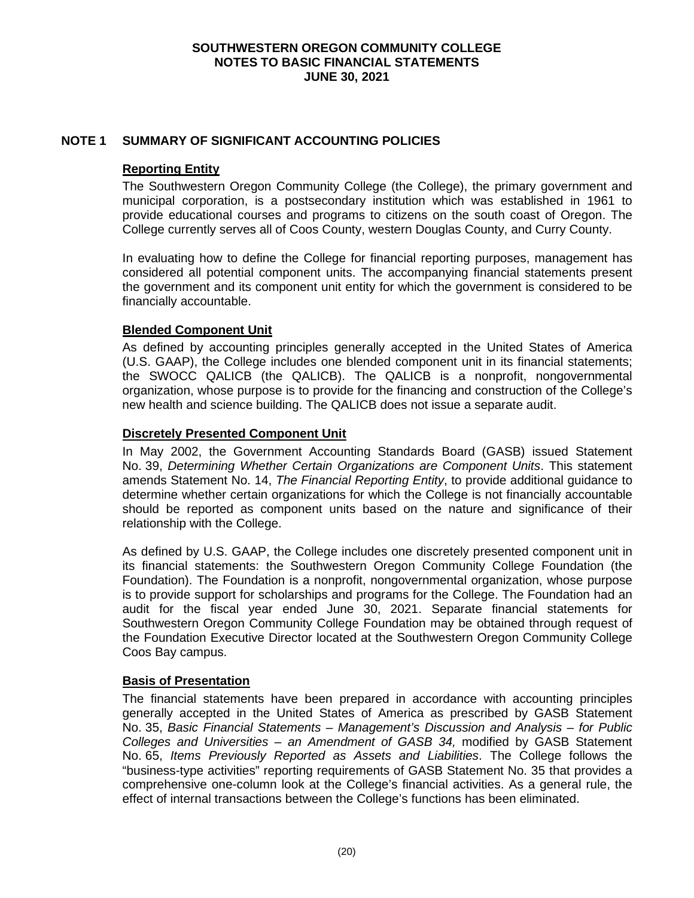**SOUTHWESTERN OREGON COMMUNITY COLLEGE**
**NOTES TO BASIC FINANCIAL STATEMENTS**
**JUNE 30, 2021**

## NOTE 1 SUMMARY OF SIGNIFICANT ACCOUNTING POLICIES

### Reporting Entity

The Southwestern Oregon Community College (the College), the primary government and municipal corporation, is a postsecondary institution which was established in 1961 to provide educational courses and programs to citizens on the south coast of Oregon. The College currently serves all of Coos County, western Douglas County, and Curry County.

In evaluating how to define the College for financial reporting purposes, management has considered all potential component units. The accompanying financial statements present the government and its component unit entity for which the government is considered to be financially accountable.

### Blended Component Unit

As defined by accounting principles generally accepted in the United States of America (U.S. GAAP), the College includes one blended component unit in its financial statements; the SWOCC QALICB (the QALICB). The QALICB is a nonprofit, nongovernmental organization, whose purpose is to provide for the financing and construction of the College's new health and science building. The QALICB does not issue a separate audit.

### Discretely Presented Component Unit

In May 2002, the Government Accounting Standards Board (GASB) issued Statement No. 39, *Determining Whether Certain Organizations are Component Units*. This statement amends Statement No. 14, *The Financial Reporting Entity*, to provide additional guidance to determine whether certain organizations for which the College is not financially accountable should be reported as component units based on the nature and significance of their relationship with the College.

As defined by U.S. GAAP, the College includes one discretely presented component unit in its financial statements: the Southwestern Oregon Community College Foundation (the Foundation). The Foundation is a nonprofit, nongovernmental organization, whose purpose is to provide support for scholarships and programs for the College. The Foundation had an audit for the fiscal year ended June 30, 2021. Separate financial statements for Southwestern Oregon Community College Foundation may be obtained through request of the Foundation Executive Director located at the Southwestern Oregon Community College Coos Bay campus.

### Basis of Presentation

The financial statements have been prepared in accordance with accounting principles generally accepted in the United States of America as prescribed by GASB Statement No. 35, *Basic Financial Statements – Management's Discussion and Analysis – for Public Colleges and Universities – an Amendment of GASB 34,* modified by GASB Statement No. 65, *Items Previously Reported as Assets and Liabilities*. The College follows the "business-type activities" reporting requirements of GASB Statement No. 35 that provides a comprehensive one-column look at the College's financial activities. As a general rule, the effect of internal transactions between the College's functions has been eliminated.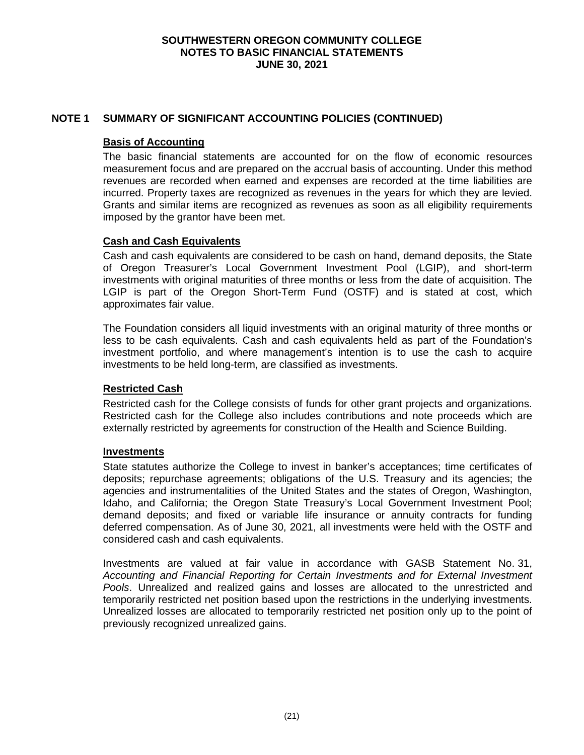## NOTE 1 SUMMARY OF SIGNIFICANT ACCOUNTING POLICIES (CONTINUED)

### Basis of Accounting

The basic financial statements are accounted for on the flow of economic resources measurement focus and are prepared on the accrual basis of accounting. Under this method revenues are recorded when earned and expenses are recorded at the time liabilities are incurred. Property taxes are recognized as revenues in the years for which they are levied. Grants and similar items are recognized as revenues as soon as all eligibility requirements imposed by the grantor have been met.

### Cash and Cash Equivalents

Cash and cash equivalents are considered to be cash on hand, demand deposits, the State of Oregon Treasurer's Local Government Investment Pool (LGIP), and short-term investments with original maturities of three months or less from the date of acquisition. The LGIP is part of the Oregon Short-Term Fund (OSTF) and is stated at cost, which approximates fair value.

The Foundation considers all liquid investments with an original maturity of three months or less to be cash equivalents. Cash and cash equivalents held as part of the Foundation's investment portfolio, and where management's intention is to use the cash to acquire investments to be held long-term, are classified as investments.

### Restricted Cash

Restricted cash for the College consists of funds for other grant projects and organizations. Restricted cash for the College also includes contributions and note proceeds which are externally restricted by agreements for construction of the Health and Science Building.

### Investments

State statutes authorize the College to invest in banker's acceptances; time certificates of deposits; repurchase agreements; obligations of the U.S. Treasury and its agencies; the agencies and instrumentalities of the United States and the states of Oregon, Washington, Idaho, and California; the Oregon State Treasury's Local Government Investment Pool; demand deposits; and fixed or variable life insurance or annuity contracts for funding deferred compensation. As of June 30, 2021, all investments were held with the OSTF and considered cash and cash equivalents.

Investments are valued at fair value in accordance with GASB Statement No. 31, *Accounting and Financial Reporting for Certain Investments and for External Investment Pools*. Unrealized and realized gains and losses are allocated to the unrestricted and temporarily restricted net position based upon the restrictions in the underlying investments. Unrealized losses are allocated to temporarily restricted net position only up to the point of previously recognized unrealized gains.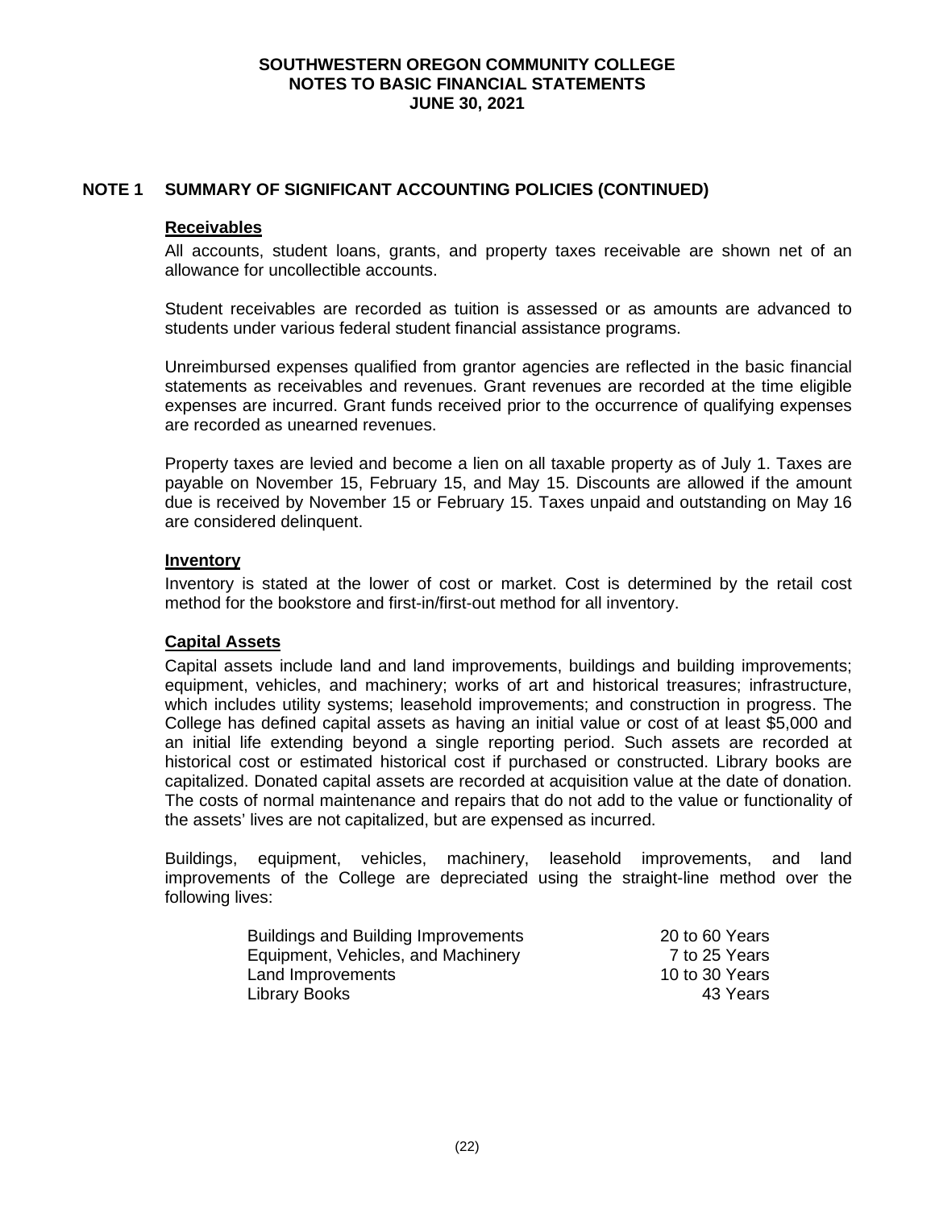## NOTE 1 SUMMARY OF SIGNIFICANT ACCOUNTING POLICIES (CONTINUED)

### Receivables

All accounts, student loans, grants, and property taxes receivable are shown net of an allowance for uncollectible accounts.

Student receivables are recorded as tuition is assessed or as amounts are advanced to students under various federal student financial assistance programs.

Unreimbursed expenses qualified from grantor agencies are reflected in the basic financial statements as receivables and revenues. Grant revenues are recorded at the time eligible expenses are incurred. Grant funds received prior to the occurrence of qualifying expenses are recorded as unearned revenues.

Property taxes are levied and become a lien on all taxable property as of July 1. Taxes are payable on November 15, February 15, and May 15. Discounts are allowed if the amount due is received by November 15 or February 15. Taxes unpaid and outstanding on May 16 are considered delinquent.

### Inventory

Inventory is stated at the lower of cost or market. Cost is determined by the retail cost method for the bookstore and first-in/first-out method for all inventory.

### Capital Assets

Capital assets include land and land improvements, buildings and building improvements; equipment, vehicles, and machinery; works of art and historical treasures; infrastructure, which includes utility systems; leasehold improvements; and construction in progress. The College has defined capital assets as having an initial value or cost of at least $5,000 and an initial life extending beyond a single reporting period. Such assets are recorded at historical cost or estimated historical cost if purchased or constructed. Library books are capitalized. Donated capital assets are recorded at acquisition value at the date of donation. The costs of normal maintenance and repairs that do not add to the value or functionality of the assets' lives are not capitalized, but are expensed as incurred.

Buildings, equipment, vehicles, machinery, leasehold improvements, and land improvements of the College are depreciated using the straight-line method over the following lives:

| | |
|---|---|
| Buildings and Building Improvements | 20 to 60 Years |
| Equipment, Vehicles, and Machinery | 7 to 25 Years |
| Land Improvements | 10 to 30 Years |
| Library Books | 43 Years |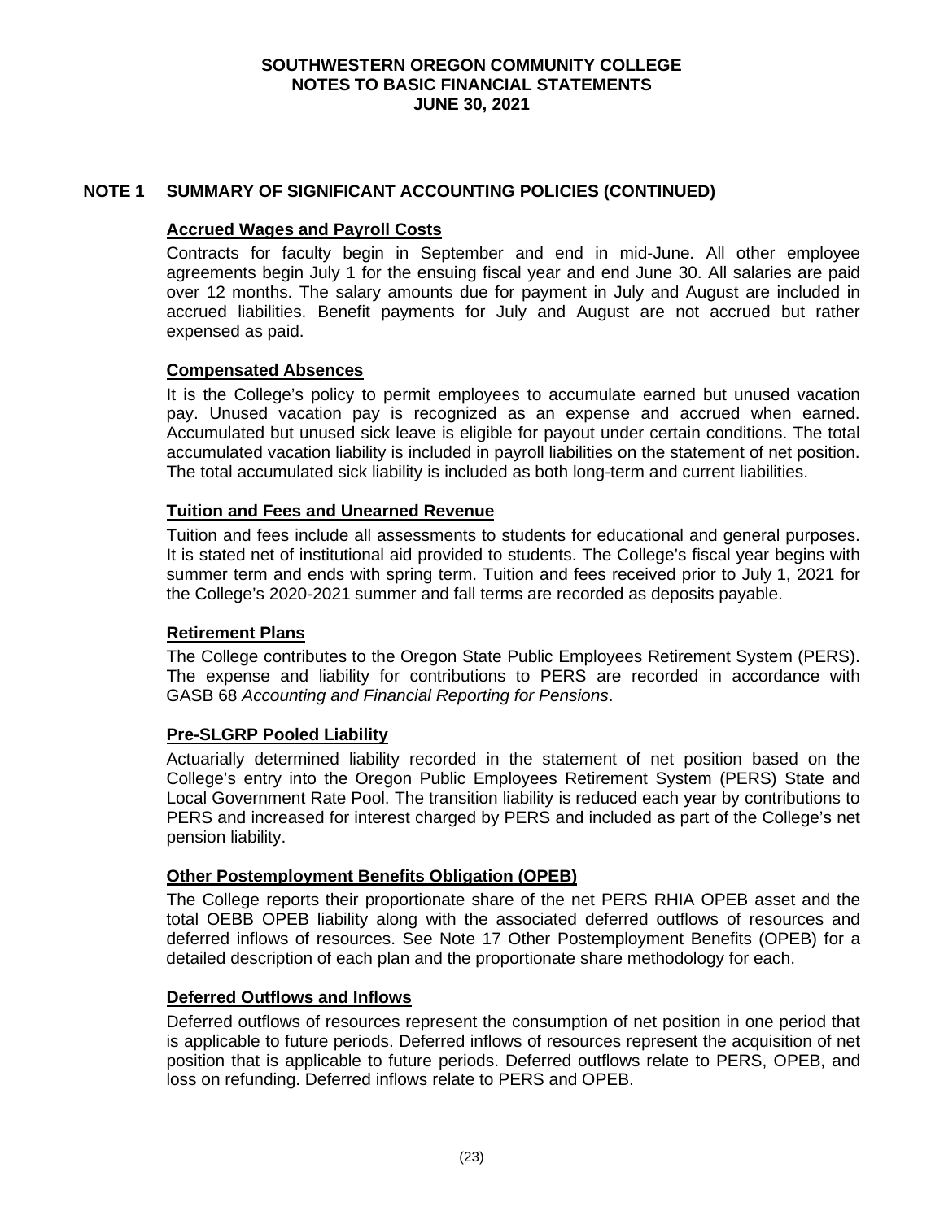## NOTE 1 SUMMARY OF SIGNIFICANT ACCOUNTING POLICIES (CONTINUED)

### Accrued Wages and Payroll Costs

Contracts for faculty begin in September and end in mid-June. All other employee agreements begin July 1 for the ensuing fiscal year and end June 30. All salaries are paid over 12 months. The salary amounts due for payment in July and August are included in accrued liabilities. Benefit payments for July and August are not accrued but rather expensed as paid.

### Compensated Absences

It is the College's policy to permit employees to accumulate earned but unused vacation pay. Unused vacation pay is recognized as an expense and accrued when earned. Accumulated but unused sick leave is eligible for payout under certain conditions. The total accumulated vacation liability is included in payroll liabilities on the statement of net position. The total accumulated sick liability is included as both long-term and current liabilities.

### Tuition and Fees and Unearned Revenue

Tuition and fees include all assessments to students for educational and general purposes. It is stated net of institutional aid provided to students. The College's fiscal year begins with summer term and ends with spring term. Tuition and fees received prior to July 1, 2021 for the College's 2020-2021 summer and fall terms are recorded as deposits payable.

### Retirement Plans

The College contributes to the Oregon State Public Employees Retirement System (PERS). The expense and liability for contributions to PERS are recorded in accordance with GASB 68 *Accounting and Financial Reporting for Pensions*.

### Pre-SLGRP Pooled Liability

Actuarially determined liability recorded in the statement of net position based on the College's entry into the Oregon Public Employees Retirement System (PERS) State and Local Government Rate Pool. The transition liability is reduced each year by contributions to PERS and increased for interest charged by PERS and included as part of the College's net pension liability.

### Other Postemployment Benefits Obligation (OPEB)

The College reports their proportionate share of the net PERS RHIA OPEB asset and the total OEBB OPEB liability along with the associated deferred outflows of resources and deferred inflows of resources. See Note 17 Other Postemployment Benefits (OPEB) for a detailed description of each plan and the proportionate share methodology for each.

### Deferred Outflows and Inflows

Deferred outflows of resources represent the consumption of net position in one period that is applicable to future periods. Deferred inflows of resources represent the acquisition of net position that is applicable to future periods. Deferred outflows relate to PERS, OPEB, and loss on refunding. Deferred inflows relate to PERS and OPEB.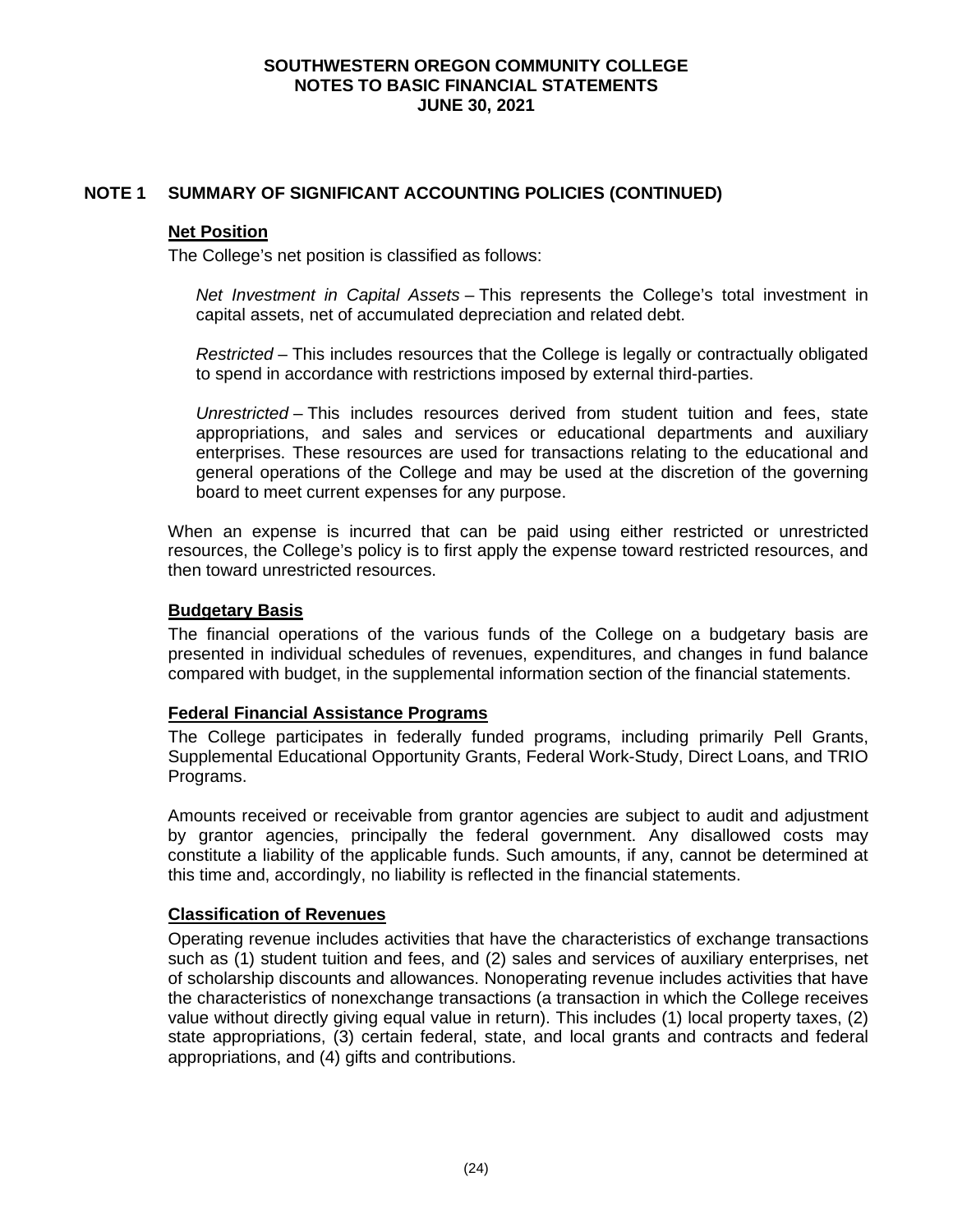## NOTE 1 SUMMARY OF SIGNIFICANT ACCOUNTING POLICIES (CONTINUED)

### Net Position

The College's net position is classified as follows:

*Net Investment in Capital Assets* – This represents the College's total investment in capital assets, net of accumulated depreciation and related debt.

*Restricted* – This includes resources that the College is legally or contractually obligated to spend in accordance with restrictions imposed by external third-parties.

*Unrestricted* – This includes resources derived from student tuition and fees, state appropriations, and sales and services or educational departments and auxiliary enterprises. These resources are used for transactions relating to the educational and general operations of the College and may be used at the discretion of the governing board to meet current expenses for any purpose.

When an expense is incurred that can be paid using either restricted or unrestricted resources, the College's policy is to first apply the expense toward restricted resources, and then toward unrestricted resources.

### Budgetary Basis

The financial operations of the various funds of the College on a budgetary basis are presented in individual schedules of revenues, expenditures, and changes in fund balance compared with budget, in the supplemental information section of the financial statements.

### Federal Financial Assistance Programs

The College participates in federally funded programs, including primarily Pell Grants, Supplemental Educational Opportunity Grants, Federal Work-Study, Direct Loans, and TRIO Programs.

Amounts received or receivable from grantor agencies are subject to audit and adjustment by grantor agencies, principally the federal government. Any disallowed costs may constitute a liability of the applicable funds. Such amounts, if any, cannot be determined at this time and, accordingly, no liability is reflected in the financial statements.

### Classification of Revenues

Operating revenue includes activities that have the characteristics of exchange transactions such as (1) student tuition and fees, and (2) sales and services of auxiliary enterprises, net of scholarship discounts and allowances. Nonoperating revenue includes activities that have the characteristics of nonexchange transactions (a transaction in which the College receives value without directly giving equal value in return). This includes (1) local property taxes, (2) state appropriations, (3) certain federal, state, and local grants and contracts and federal appropriations, and (4) gifts and contributions.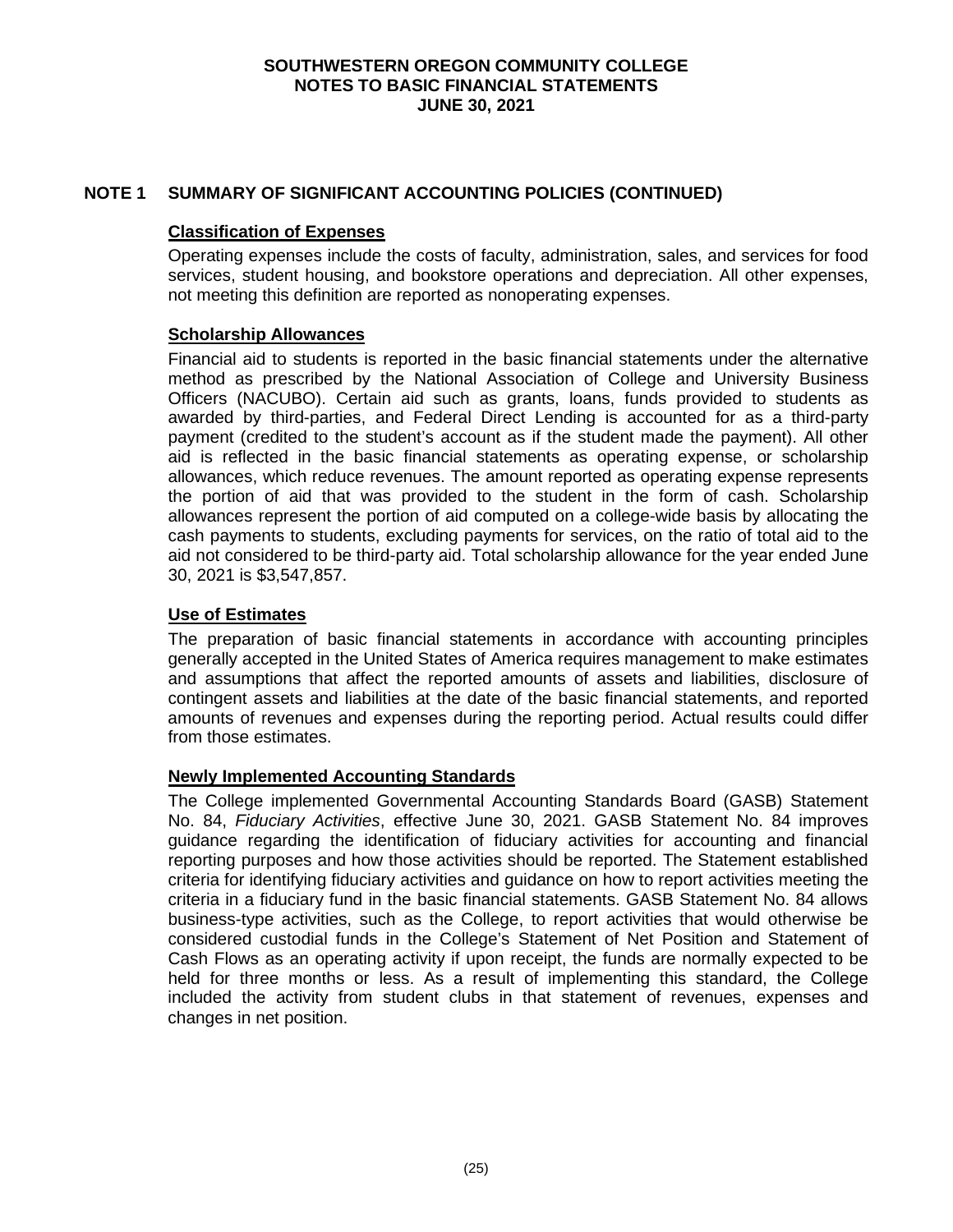## NOTE 1 SUMMARY OF SIGNIFICANT ACCOUNTING POLICIES (CONTINUED)

### Classification of Expenses

Operating expenses include the costs of faculty, administration, sales, and services for food services, student housing, and bookstore operations and depreciation. All other expenses, not meeting this definition are reported as nonoperating expenses.

### Scholarship Allowances

Financial aid to students is reported in the basic financial statements under the alternative method as prescribed by the National Association of College and University Business Officers (NACUBO). Certain aid such as grants, loans, funds provided to students as awarded by third-parties, and Federal Direct Lending is accounted for as a third-party payment (credited to the student's account as if the student made the payment). All other aid is reflected in the basic financial statements as operating expense, or scholarship allowances, which reduce revenues. The amount reported as operating expense represents the portion of aid that was provided to the student in the form of cash. Scholarship allowances represent the portion of aid computed on a college-wide basis by allocating the cash payments to students, excluding payments for services, on the ratio of total aid to the aid not considered to be third-party aid. Total scholarship allowance for the year ended June 30, 2021 is $3,547,857.

### Use of Estimates

The preparation of basic financial statements in accordance with accounting principles generally accepted in the United States of America requires management to make estimates and assumptions that affect the reported amounts of assets and liabilities, disclosure of contingent assets and liabilities at the date of the basic financial statements, and reported amounts of revenues and expenses during the reporting period. Actual results could differ from those estimates.

### Newly Implemented Accounting Standards

The College implemented Governmental Accounting Standards Board (GASB) Statement No. 84, *Fiduciary Activities*, effective June 30, 2021. GASB Statement No. 84 improves guidance regarding the identification of fiduciary activities for accounting and financial reporting purposes and how those activities should be reported. The Statement established criteria for identifying fiduciary activities and guidance on how to report activities meeting the criteria in a fiduciary fund in the basic financial statements. GASB Statement No. 84 allows business-type activities, such as the College, to report activities that would otherwise be considered custodial funds in the College's Statement of Net Position and Statement of Cash Flows as an operating activity if upon receipt, the funds are normally expected to be held for three months or less. As a result of implementing this standard, the College included the activity from student clubs in that statement of revenues, expenses and changes in net position.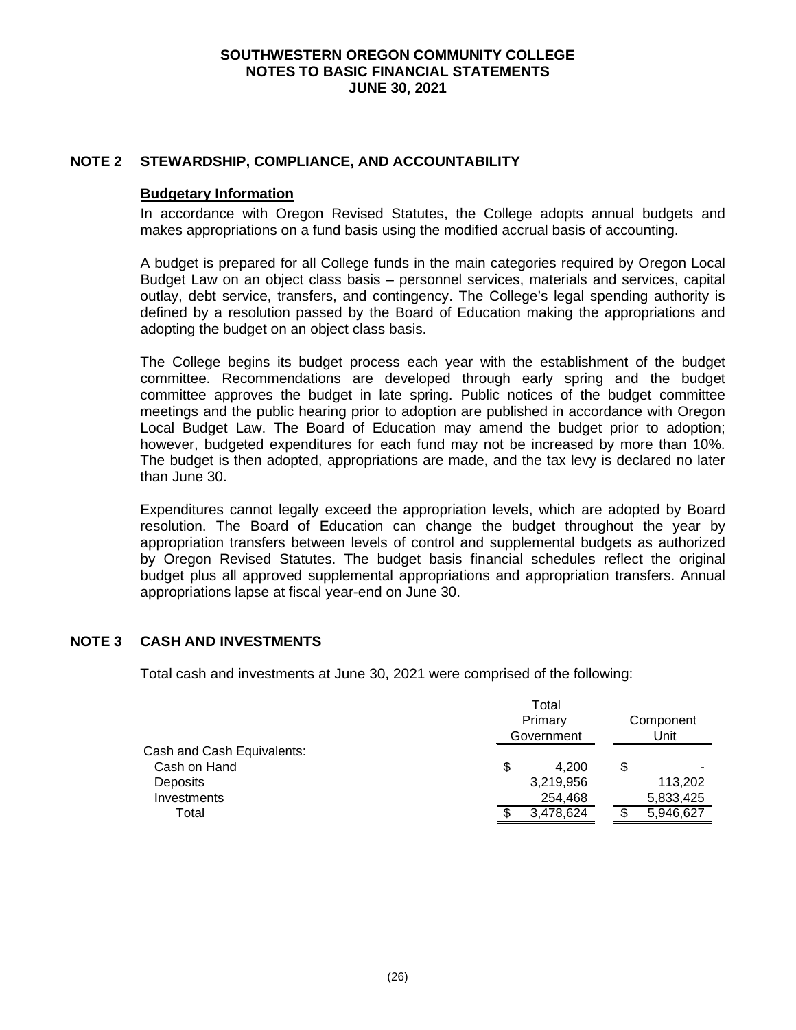## NOTE 2 STEWARDSHIP, COMPLIANCE, AND ACCOUNTABILITY

**Budgetary Information**

In accordance with Oregon Revised Statutes, the College adopts annual budgets and makes appropriations on a fund basis using the modified accrual basis of accounting.

A budget is prepared for all College funds in the main categories required by Oregon Local Budget Law on an object class basis – personnel services, materials and services, capital outlay, debt service, transfers, and contingency. The College's legal spending authority is defined by a resolution passed by the Board of Education making the appropriations and adopting the budget on an object class basis.

The College begins its budget process each year with the establishment of the budget committee. Recommendations are developed through early spring and the budget committee approves the budget in late spring. Public notices of the budget committee meetings and the public hearing prior to adoption are published in accordance with Oregon Local Budget Law. The Board of Education may amend the budget prior to adoption; however, budgeted expenditures for each fund may not be increased by more than 10%. The budget is then adopted, appropriations are made, and the tax levy is declared no later than June 30.

Expenditures cannot legally exceed the appropriation levels, which are adopted by Board resolution. The Board of Education can change the budget throughout the year by appropriation transfers between levels of control and supplemental budgets as authorized by Oregon Revised Statutes. The budget basis financial schedules reflect the original budget plus all approved supplemental appropriations and appropriation transfers. Annual appropriations lapse at fiscal year-end on June 30.

## NOTE 3 CASH AND INVESTMENTS

Total cash and investments at June 30, 2021 were comprised of the following:

| | Total Primary Government | Component Unit |
|---|---|---|
| Cash and Cash Equivalents: | | |
| Cash on Hand | $ 4,200 | $ - |
| Deposits | 3,219,956 | 113,202 |
| Investments | 254,468 | 5,833,425 |
| Total | $ 3,478,624 | $ 5,946,627 |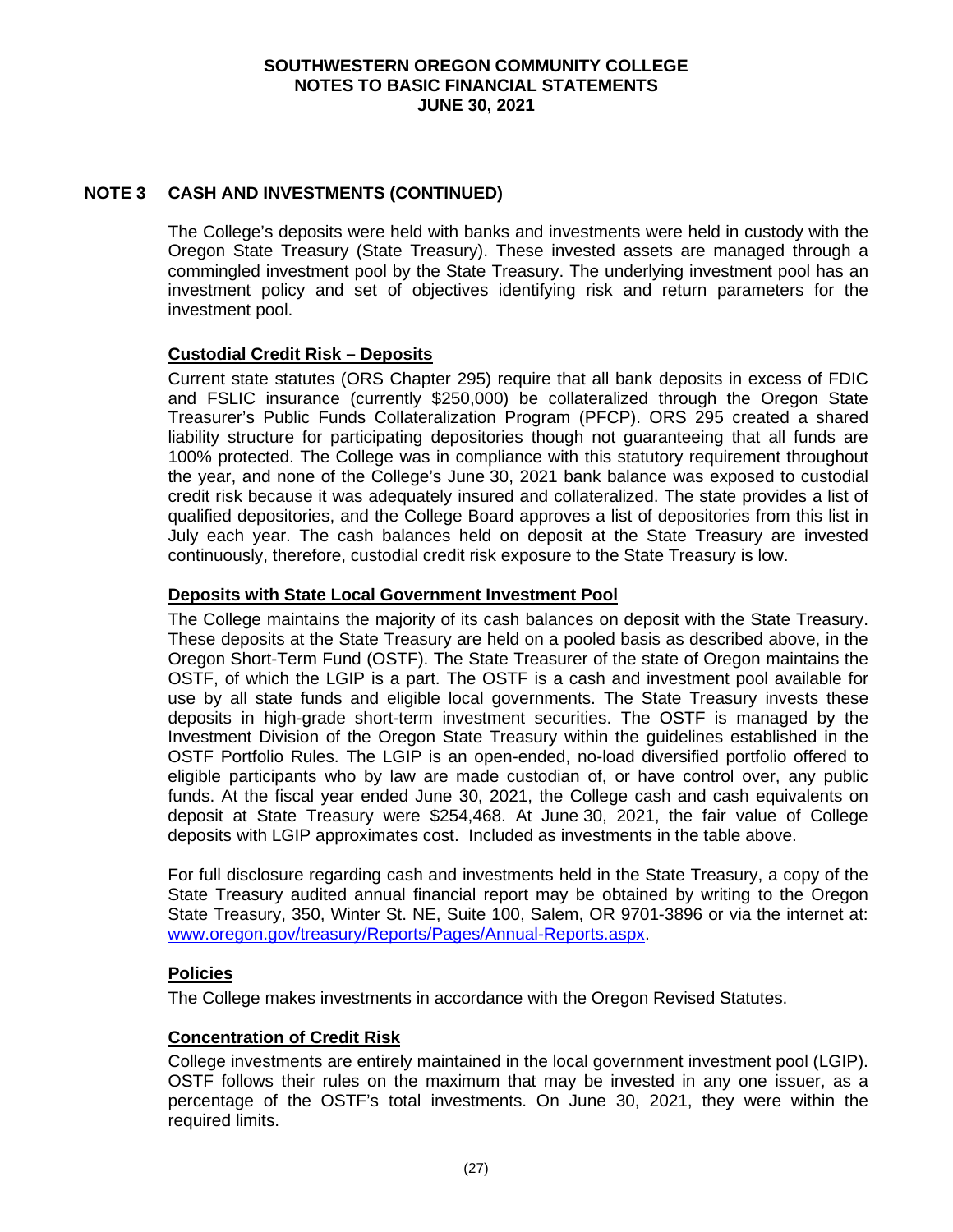## NOTE 3 CASH AND INVESTMENTS (CONTINUED)

The College's deposits were held with banks and investments were held in custody with the Oregon State Treasury (State Treasury). These invested assets are managed through a commingled investment pool by the State Treasury. The underlying investment pool has an investment policy and set of objectives identifying risk and return parameters for the investment pool.

### Custodial Credit Risk – Deposits

Current state statutes (ORS Chapter 295) require that all bank deposits in excess of FDIC and FSLIC insurance (currently $250,000) be collateralized through the Oregon State Treasurer's Public Funds Collateralization Program (PFCP). ORS 295 created a shared liability structure for participating depositories though not guaranteeing that all funds are 100% protected. The College was in compliance with this statutory requirement throughout the year, and none of the College's June 30, 2021 bank balance was exposed to custodial credit risk because it was adequately insured and collateralized. The state provides a list of qualified depositories, and the College Board approves a list of depositories from this list in July each year. The cash balances held on deposit at the State Treasury are invested continuously, therefore, custodial credit risk exposure to the State Treasury is low.

### Deposits with State Local Government Investment Pool

The College maintains the majority of its cash balances on deposit with the State Treasury. These deposits at the State Treasury are held on a pooled basis as described above, in the Oregon Short-Term Fund (OSTF). The State Treasurer of the state of Oregon maintains the OSTF, of which the LGIP is a part. The OSTF is a cash and investment pool available for use by all state funds and eligible local governments. The State Treasury invests these deposits in high-grade short-term investment securities. The OSTF is managed by the Investment Division of the Oregon State Treasury within the guidelines established in the OSTF Portfolio Rules. The LGIP is an open-ended, no-load diversified portfolio offered to eligible participants who by law are made custodian of, or have control over, any public funds. At the fiscal year ended June 30, 2021, the College cash and cash equivalents on deposit at State Treasury were $254,468. At June 30, 2021, the fair value of College deposits with LGIP approximates cost. Included as investments in the table above.

For full disclosure regarding cash and investments held in the State Treasury, a copy of the State Treasury audited annual financial report may be obtained by writing to the Oregon State Treasury, 350, Winter St. NE, Suite 100, Salem, OR 9701-3896 or via the internet at: www.oregon.gov/treasury/Reports/Pages/Annual-Reports.aspx.

### Policies

The College makes investments in accordance with the Oregon Revised Statutes.

### Concentration of Credit Risk

College investments are entirely maintained in the local government investment pool (LGIP). OSTF follows their rules on the maximum that may be invested in any one issuer, as a percentage of the OSTF's total investments. On June 30, 2021, they were within the required limits.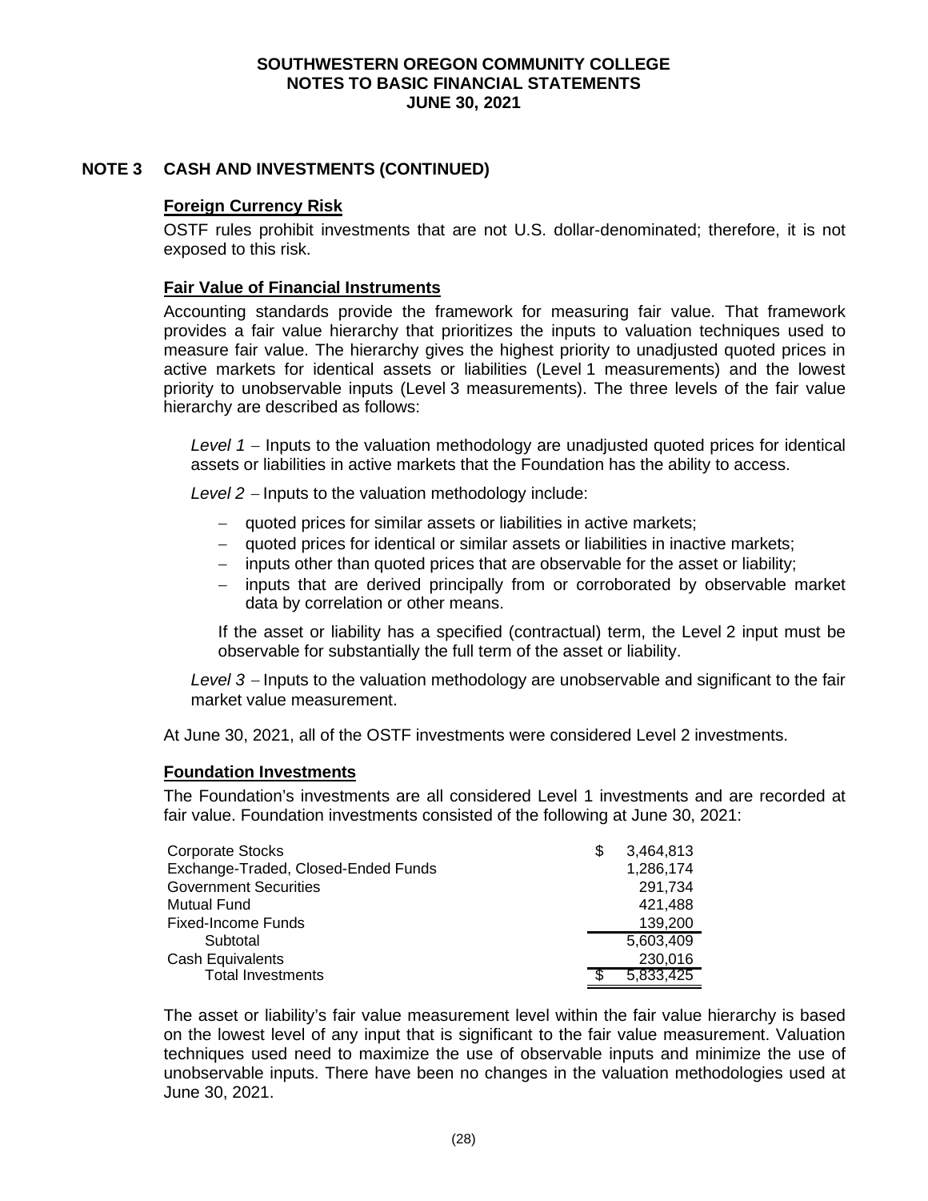## NOTE 3 CASH AND INVESTMENTS (CONTINUED)

### Foreign Currency Risk

OSTF rules prohibit investments that are not U.S. dollar-denominated; therefore, it is not exposed to this risk.

### Fair Value of Financial Instruments

Accounting standards provide the framework for measuring fair value. That framework provides a fair value hierarchy that prioritizes the inputs to valuation techniques used to measure fair value. The hierarchy gives the highest priority to unadjusted quoted prices in active markets for identical assets or liabilities (Level 1 measurements) and the lowest priority to unobservable inputs (Level 3 measurements). The three levels of the fair value hierarchy are described as follows:

*Level 1* – Inputs to the valuation methodology are unadjusted quoted prices for identical assets or liabilities in active markets that the Foundation has the ability to access.

*Level 2* – Inputs to the valuation methodology include:

- quoted prices for similar assets or liabilities in active markets;
- quoted prices for identical or similar assets or liabilities in inactive markets;
- inputs other than quoted prices that are observable for the asset or liability;
- inputs that are derived principally from or corroborated by observable market data by correlation or other means.

If the asset or liability has a specified (contractual) term, the Level 2 input must be observable for substantially the full term of the asset or liability.

*Level 3* – Inputs to the valuation methodology are unobservable and significant to the fair market value measurement.

At June 30, 2021, all of the OSTF investments were considered Level 2 investments.

### Foundation Investments

The Foundation's investments are all considered Level 1 investments and are recorded at fair value. Foundation investments consisted of the following at June 30, 2021:

| | |
|---|---|
| Corporate Stocks | $ 3,464,813 |
| Exchange-Traded, Closed-Ended Funds | 1,286,174 |
| Government Securities | 291,734 |
| Mutual Fund | 421,488 |
| Fixed-Income Funds | 139,200 |
| Subtotal | 5,603,409 |
| Cash Equivalents | 230,016 |
| Total Investments | $ 5,833,425 |

The asset or liability's fair value measurement level within the fair value hierarchy is based on the lowest level of any input that is significant to the fair value measurement. Valuation techniques used need to maximize the use of observable inputs and minimize the use of unobservable inputs. There have been no changes in the valuation methodologies used at June 30, 2021.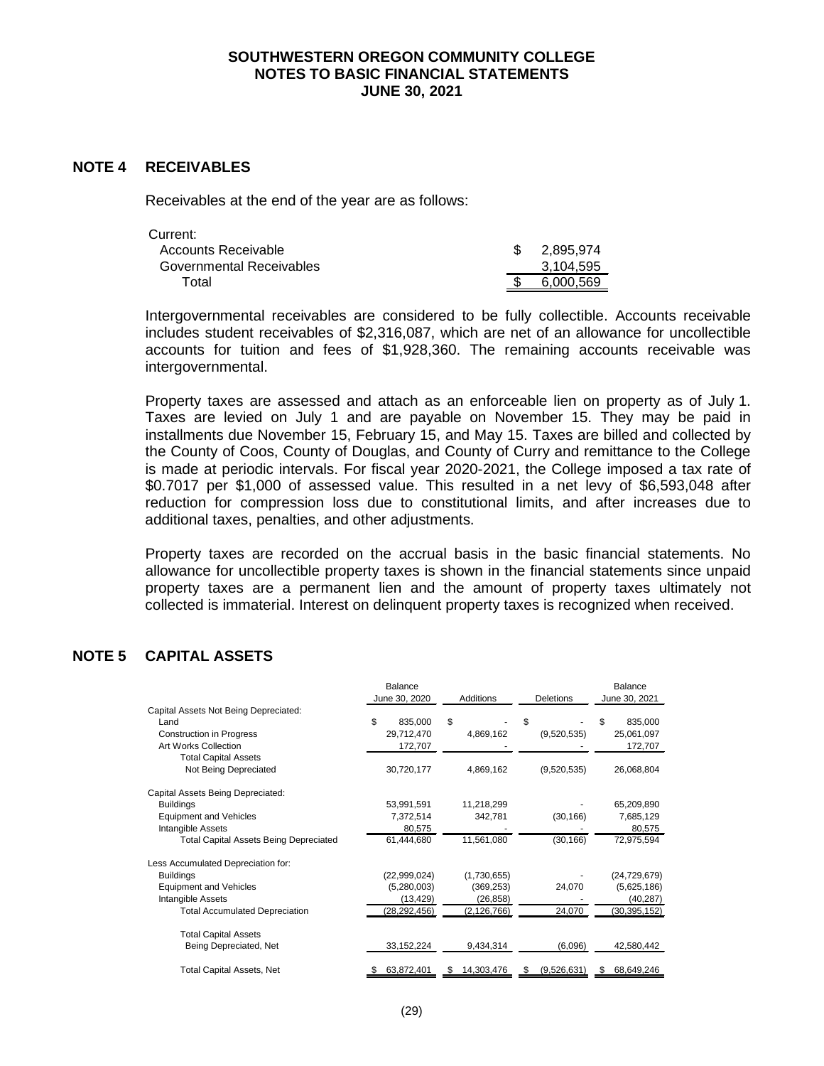## NOTE 4 RECEIVABLES

Receivables at the end of the year are as follows:

| Current: | |
|---|---|
| Accounts Receivable | $ 2,895,974 |
| Governmental Receivables | 3,104,595 |
| Total | $ 6,000,569 |

Intergovernmental receivables are considered to be fully collectible. Accounts receivable includes student receivables of $2,316,087, which are net of an allowance for uncollectible accounts for tuition and fees of $1,928,360. The remaining accounts receivable was intergovernmental.

Property taxes are assessed and attach as an enforceable lien on property as of July 1. Taxes are levied on July 1 and are payable on November 15. They may be paid in installments due November 15, February 15, and May 15. Taxes are billed and collected by the County of Coos, County of Douglas, and County of Curry and remittance to the College is made at periodic intervals. For fiscal year 2020-2021, the College imposed a tax rate of $0.7017 per $1,000 of assessed value. This resulted in a net levy of $6,593,048 after reduction for compression loss due to constitutional limits, and after increases due to additional taxes, penalties, and other adjustments.

Property taxes are recorded on the accrual basis in the basic financial statements. No allowance for uncollectible property taxes is shown in the financial statements since unpaid property taxes are a permanent lien and the amount of property taxes ultimately not collected is immaterial. Interest on delinquent property taxes is recognized when received.

## NOTE 5 CAPITAL ASSETS

| | Balance June 30, 2020 | Additions | Deletions | Balance June 30, 2021 |
|---|---|---|---|---|
| Capital Assets Not Being Depreciated: | | | | |
| Land | $ 835,000 | $ - | $ - | $ 835,000 |
| Construction in Progress | 29,712,470 | 4,869,162 | (9,520,535) | 25,061,097 |
| Art Works Collection | 172,707 | - | - | 172,707 |
| Total Capital Assets Not Being Depreciated | 30,720,177 | 4,869,162 | (9,520,535) | 26,068,804 |
| Capital Assets Being Depreciated: | | | | |
| Buildings | 53,991,591 | 11,218,299 | - | 65,209,890 |
| Equipment and Vehicles | 7,372,514 | 342,781 | (30,166) | 7,685,129 |
| Intangible Assets | 80,575 | - | - | 80,575 |
| Total Capital Assets Being Depreciated | 61,444,680 | 11,561,080 | (30,166) | 72,975,594 |
| Less Accumulated Depreciation for: | | | | |
| Buildings | (22,999,024) | (1,730,655) | - | (24,729,679) |
| Equipment and Vehicles | (5,280,003) | (369,253) | 24,070 | (5,625,186) |
| Intangible Assets | (13,429) | (26,858) | - | (40,287) |
| Total Accumulated Depreciation | (28,292,456) | (2,126,766) | 24,070 | (30,395,152) |
| Total Capital Assets Being Depreciated, Net | 33,152,224 | 9,434,314 | (6,096) | 42,580,442 |
| Total Capital Assets, Net | $ 63,872,401 | $ 14,303,476 | $ (9,526,631) | $ 68,649,246 |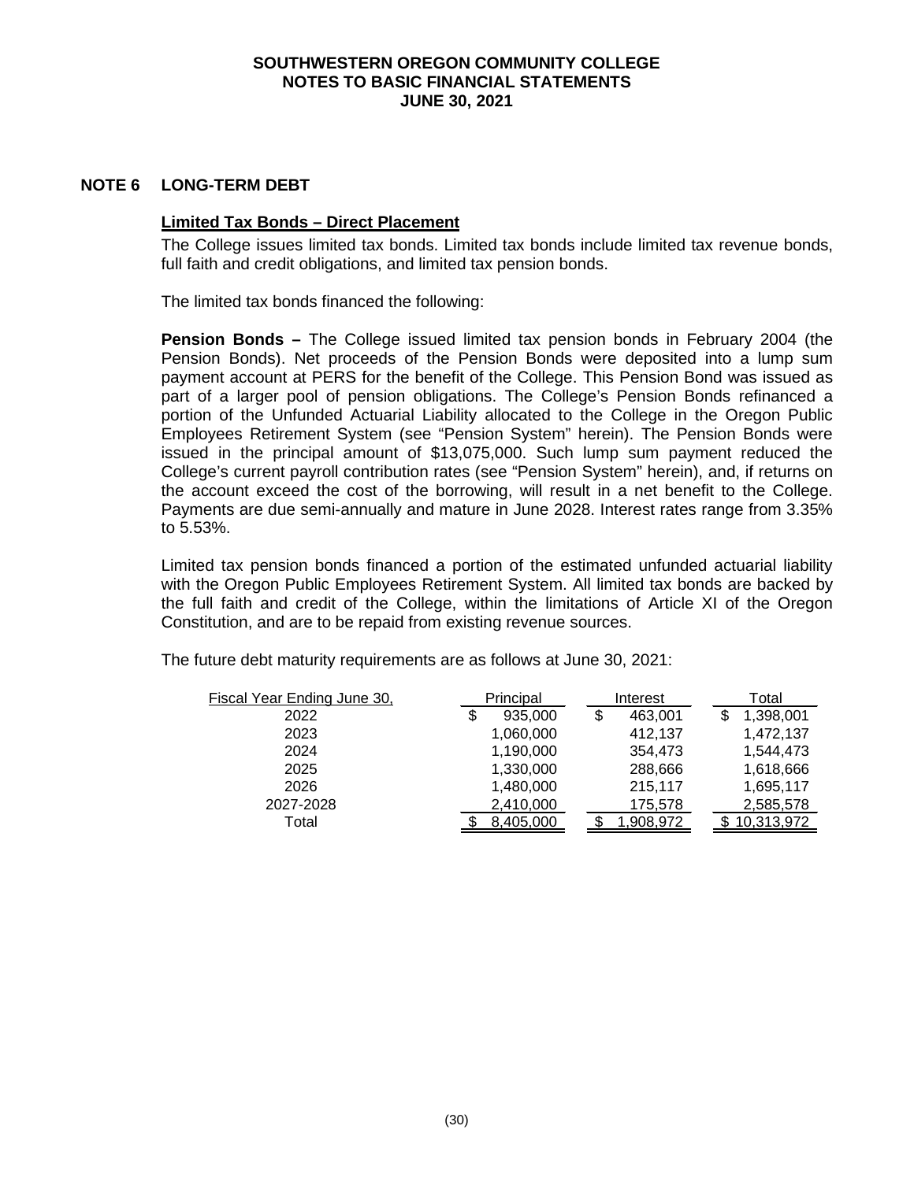# SOUTHWESTERN OREGON COMMUNITY COLLEGE
## NOTES TO BASIC FINANCIAL STATEMENTS
## JUNE 30, 2021

## NOTE 6 LONG-TERM DEBT

### Limited Tax Bonds – Direct Placement

The College issues limited tax bonds. Limited tax bonds include limited tax revenue bonds, full faith and credit obligations, and limited tax pension bonds.

The limited tax bonds financed the following:

**Pension Bonds –** The College issued limited tax pension bonds in February 2004 (the Pension Bonds). Net proceeds of the Pension Bonds were deposited into a lump sum payment account at PERS for the benefit of the College. This Pension Bond was issued as part of a larger pool of pension obligations. The College's Pension Bonds refinanced a portion of the Unfunded Actuarial Liability allocated to the College in the Oregon Public Employees Retirement System (see "Pension System" herein). The Pension Bonds were issued in the principal amount of $13,075,000. Such lump sum payment reduced the College's current payroll contribution rates (see "Pension System" herein), and, if returns on the account exceed the cost of the borrowing, will result in a net benefit to the College. Payments are due semi-annually and mature in June 2028. Interest rates range from 3.35% to 5.53%.

Limited tax pension bonds financed a portion of the estimated unfunded actuarial liability with the Oregon Public Employees Retirement System. All limited tax bonds are backed by the full faith and credit of the College, within the limitations of Article XI of the Oregon Constitution, and are to be repaid from existing revenue sources.

The future debt maturity requirements are as follows at June 30, 2021:

| Fiscal Year Ending June 30, | Principal | Interest | Total |
|---|---|---|---|
| 2022 | $ 935,000 | $ 463,001 | $ 1,398,001 |
| 2023 | 1,060,000 | 412,137 | 1,472,137 |
| 2024 | 1,190,000 | 354,473 | 1,544,473 |
| 2025 | 1,330,000 | 288,666 | 1,618,666 |
| 2026 | 1,480,000 | 215,117 | 1,695,117 |
| 2027-2028 | 2,410,000 | 175,578 | 2,585,578 |
| Total | $ 8,405,000 | $ 1,908,972 | $ 10,313,972 |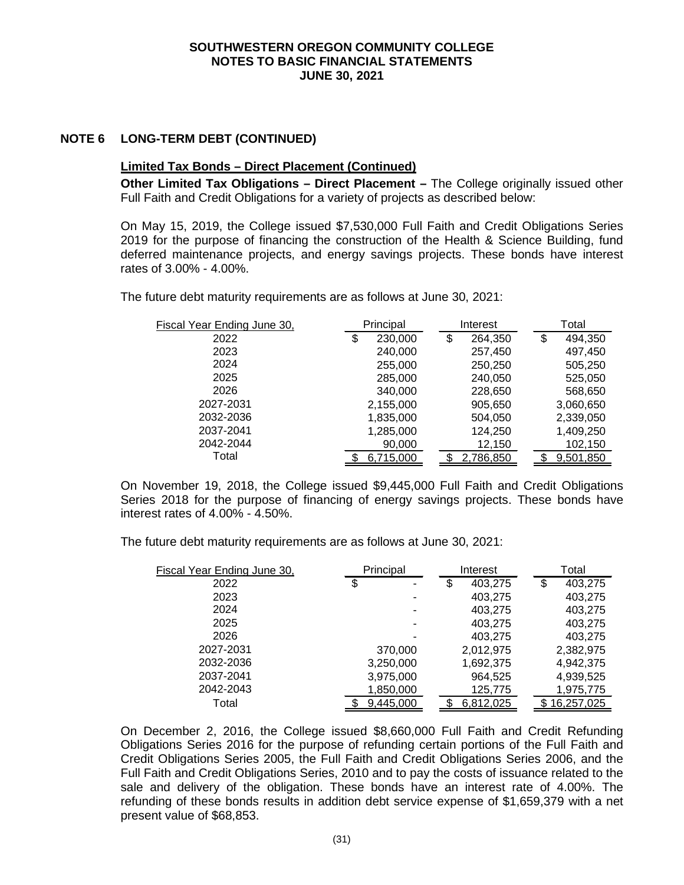**SOUTHWESTERN OREGON COMMUNITY COLLEGE**
**NOTES TO BASIC FINANCIAL STATEMENTS**
**JUNE 30, 2021**

## NOTE 6 LONG-TERM DEBT (CONTINUED)

### Limited Tax Bonds – Direct Placement (Continued)

**Other Limited Tax Obligations – Direct Placement –** The College originally issued other Full Faith and Credit Obligations for a variety of projects as described below:

On May 15, 2019, the College issued $7,530,000 Full Faith and Credit Obligations Series 2019 for the purpose of financing the construction of the Health & Science Building, fund deferred maintenance projects, and energy savings projects. These bonds have interest rates of 3.00% - 4.00%.

The future debt maturity requirements are as follows at June 30, 2021:

| Fiscal Year Ending June 30, | Principal | Interest | Total |
|---|---|---|---|
| 2022 | $ 230,000 | $ 264,350 | $ 494,350 |
| 2023 | 240,000 | 257,450 | 497,450 |
| 2024 | 255,000 | 250,250 | 505,250 |
| 2025 | 285,000 | 240,050 | 525,050 |
| 2026 | 340,000 | 228,650 | 568,650 |
| 2027-2031 | 2,155,000 | 905,650 | 3,060,650 |
| 2032-2036 | 1,835,000 | 504,050 | 2,339,050 |
| 2037-2041 | 1,285,000 | 124,250 | 1,409,250 |
| 2042-2044 | 90,000 | 12,150 | 102,150 |
| Total | $ 6,715,000 | $ 2,786,850 | $ 9,501,850 |

On November 19, 2018, the College issued $9,445,000 Full Faith and Credit Obligations Series 2018 for the purpose of financing of energy savings projects. These bonds have interest rates of 4.00% - 4.50%.

The future debt maturity requirements are as follows at June 30, 2021:

| Fiscal Year Ending June 30, | Principal | Interest | Total |
|---|---|---|---|
| 2022 | $ - | $ 403,275 | $ 403,275 |
| 2023 | - | 403,275 | 403,275 |
| 2024 | - | 403,275 | 403,275 |
| 2025 | - | 403,275 | 403,275 |
| 2026 | - | 403,275 | 403,275 |
| 2027-2031 | 370,000 | 2,012,975 | 2,382,975 |
| 2032-2036 | 3,250,000 | 1,692,375 | 4,942,375 |
| 2037-2041 | 3,975,000 | 964,525 | 4,939,525 |
| 2042-2043 | 1,850,000 | 125,775 | 1,975,775 |
| Total | $ 9,445,000 | $ 6,812,025 | $ 16,257,025 |

On December 2, 2016, the College issued $8,660,000 Full Faith and Credit Refunding Obligations Series 2016 for the purpose of refunding certain portions of the Full Faith and Credit Obligations Series 2005, the Full Faith and Credit Obligations Series 2006, and the Full Faith and Credit Obligations Series, 2010 and to pay the costs of issuance related to the sale and delivery of the obligation. These bonds have an interest rate of 4.00%. The refunding of these bonds results in addition debt service expense of $1,659,379 with a net present value of $68,853.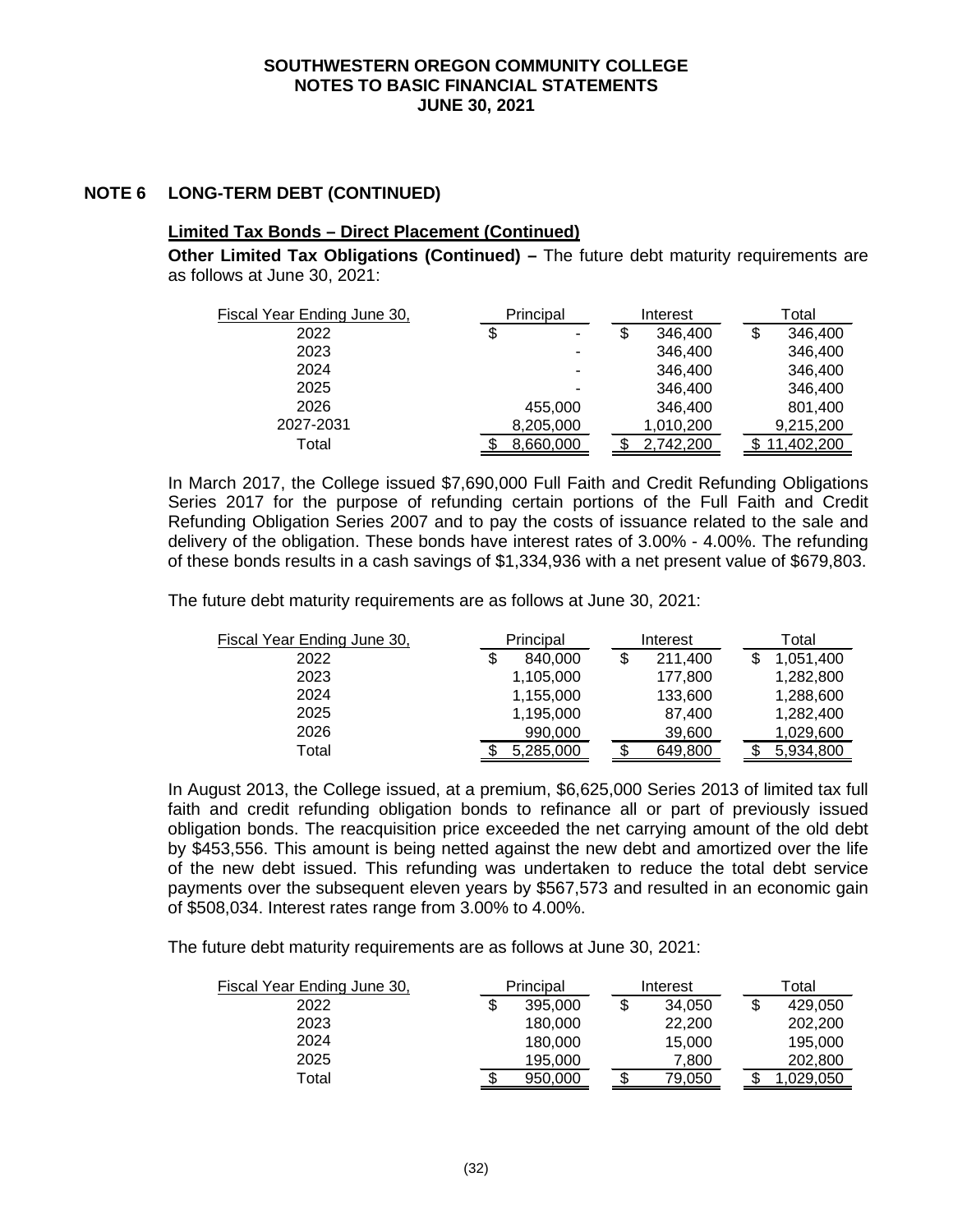**SOUTHWESTERN OREGON COMMUNITY COLLEGE**
**NOTES TO BASIC FINANCIAL STATEMENTS**
**JUNE 30, 2021**

## NOTE 6 LONG-TERM DEBT (CONTINUED)

### Limited Tax Bonds – Direct Placement (Continued)

**Other Limited Tax Obligations (Continued) –** The future debt maturity requirements are as follows at June 30, 2021:

| Fiscal Year Ending June 30, | Principal | Interest | Total |
|---|---|---|---|
| 2022 | $ - | $ 346,400 | $ 346,400 |
| 2023 | - | 346,400 | 346,400 |
| 2024 | - | 346,400 | 346,400 |
| 2025 | - | 346,400 | 346,400 |
| 2026 | 455,000 | 346,400 | 801,400 |
| 2027-2031 | 8,205,000 | 1,010,200 | 9,215,200 |
| Total | $ 8,660,000 | $ 2,742,200 | $ 11,402,200 |

In March 2017, the College issued $7,690,000 Full Faith and Credit Refunding Obligations Series 2017 for the purpose of refunding certain portions of the Full Faith and Credit Refunding Obligation Series 2007 and to pay the costs of issuance related to the sale and delivery of the obligation. These bonds have interest rates of 3.00% - 4.00%. The refunding of these bonds results in a cash savings of $1,334,936 with a net present value of $679,803.

The future debt maturity requirements are as follows at June 30, 2021:

| Fiscal Year Ending June 30, | Principal | Interest | Total |
|---|---|---|---|
| 2022 | $ 840,000 | $ 211,400 | $ 1,051,400 |
| 2023 | 1,105,000 | 177,800 | 1,282,800 |
| 2024 | 1,155,000 | 133,600 | 1,288,600 |
| 2025 | 1,195,000 | 87,400 | 1,282,400 |
| 2026 | 990,000 | 39,600 | 1,029,600 |
| Total | $ 5,285,000 | $ 649,800 | $ 5,934,800 |

In August 2013, the College issued, at a premium, $6,625,000 Series 2013 of limited tax full faith and credit refunding obligation bonds to refinance all or part of previously issued obligation bonds. The reacquisition price exceeded the net carrying amount of the old debt by $453,556. This amount is being netted against the new debt and amortized over the life of the new debt issued. This refunding was undertaken to reduce the total debt service payments over the subsequent eleven years by $567,573 and resulted in an economic gain of $508,034. Interest rates range from 3.00% to 4.00%.

The future debt maturity requirements are as follows at June 30, 2021:

| Fiscal Year Ending June 30, | Principal | Interest | Total |
|---|---|---|---|
| 2022 | $ 395,000 | $ 34,050 | $ 429,050 |
| 2023 | 180,000 | 22,200 | 202,200 |
| 2024 | 180,000 | 15,000 | 195,000 |
| 2025 | 195,000 | 7,800 | 202,800 |
| Total | $ 950,000 | $ 79,050 | $ 1,029,050 |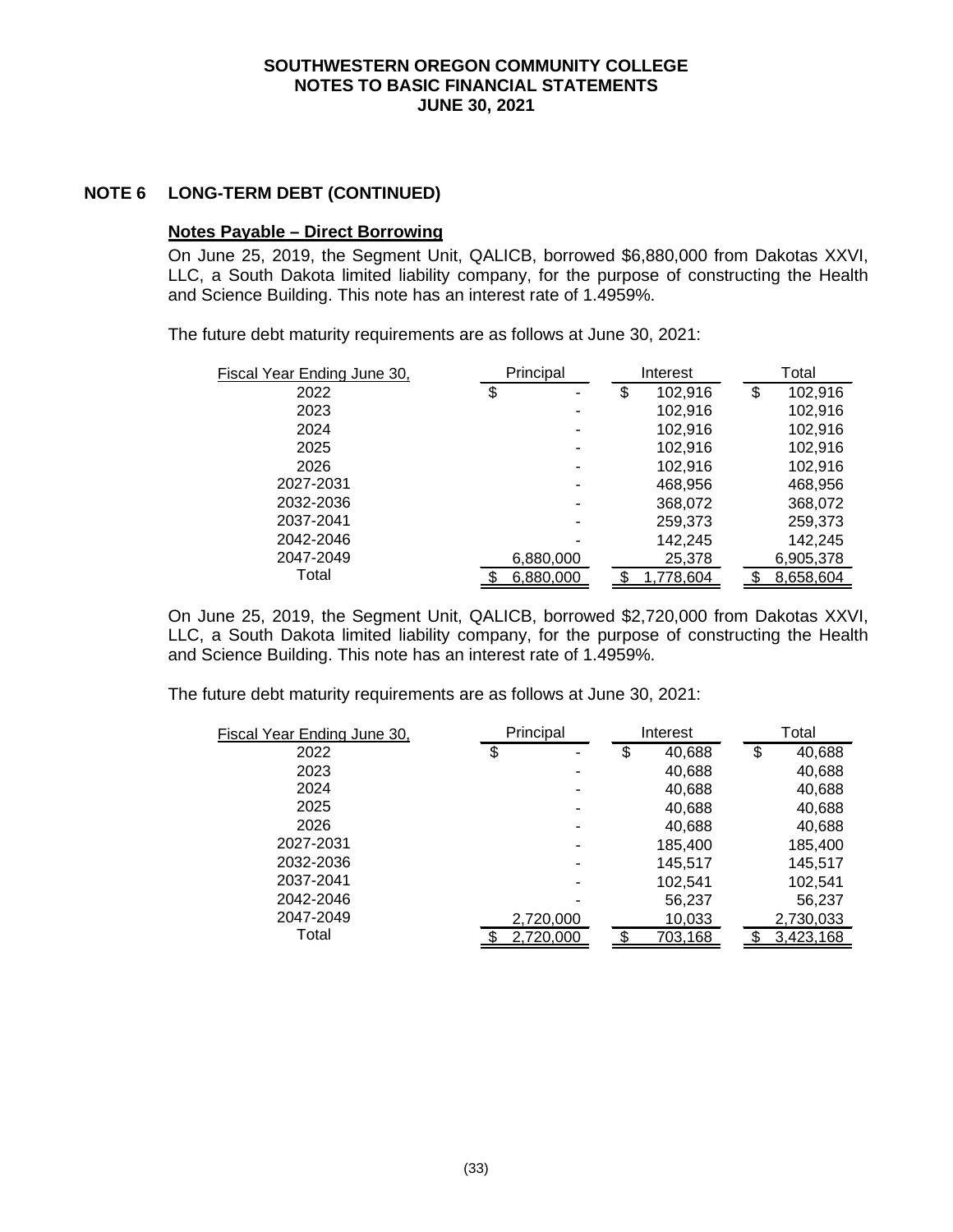## NOTE 6 LONG-TERM DEBT (CONTINUED)

### Notes Payable – Direct Borrowing

On June 25, 2019, the Segment Unit, QALICB, borrowed $6,880,000 from Dakotas XXVI, LLC, a South Dakota limited liability company, for the purpose of constructing the Health and Science Building. This note has an interest rate of 1.4959%.

The future debt maturity requirements are as follows at June 30, 2021:

| Fiscal Year Ending June 30, | Principal | Interest | Total |
|---|---|---|---|
| 2022 | $ - | $ 102,916 | $ 102,916 |
| 2023 | - | 102,916 | 102,916 |
| 2024 | - | 102,916 | 102,916 |
| 2025 | - | 102,916 | 102,916 |
| 2026 | - | 102,916 | 102,916 |
| 2027-2031 | - | 468,956 | 468,956 |
| 2032-2036 | - | 368,072 | 368,072 |
| 2037-2041 | - | 259,373 | 259,373 |
| 2042-2046 | - | 142,245 | 142,245 |
| 2047-2049 | 6,880,000 | 25,378 | 6,905,378 |
| Total | $ 6,880,000 | $ 1,778,604 | $ 8,658,604 |

On June 25, 2019, the Segment Unit, QALICB, borrowed $2,720,000 from Dakotas XXVI, LLC, a South Dakota limited liability company, for the purpose of constructing the Health and Science Building. This note has an interest rate of 1.4959%.

The future debt maturity requirements are as follows at June 30, 2021:

| Fiscal Year Ending June 30, | Principal | Interest | Total |
|---|---|---|---|
| 2022 | $ - | $ 40,688 | $ 40,688 |
| 2023 | - | 40,688 | 40,688 |
| 2024 | - | 40,688 | 40,688 |
| 2025 | - | 40,688 | 40,688 |
| 2026 | - | 40,688 | 40,688 |
| 2027-2031 | - | 185,400 | 185,400 |
| 2032-2036 | - | 145,517 | 145,517 |
| 2037-2041 | - | 102,541 | 102,541 |
| 2042-2046 | - | 56,237 | 56,237 |
| 2047-2049 | 2,720,000 | 10,033 | 2,730,033 |
| Total | $ 2,720,000 | $ 703,168 | $ 3,423,168 |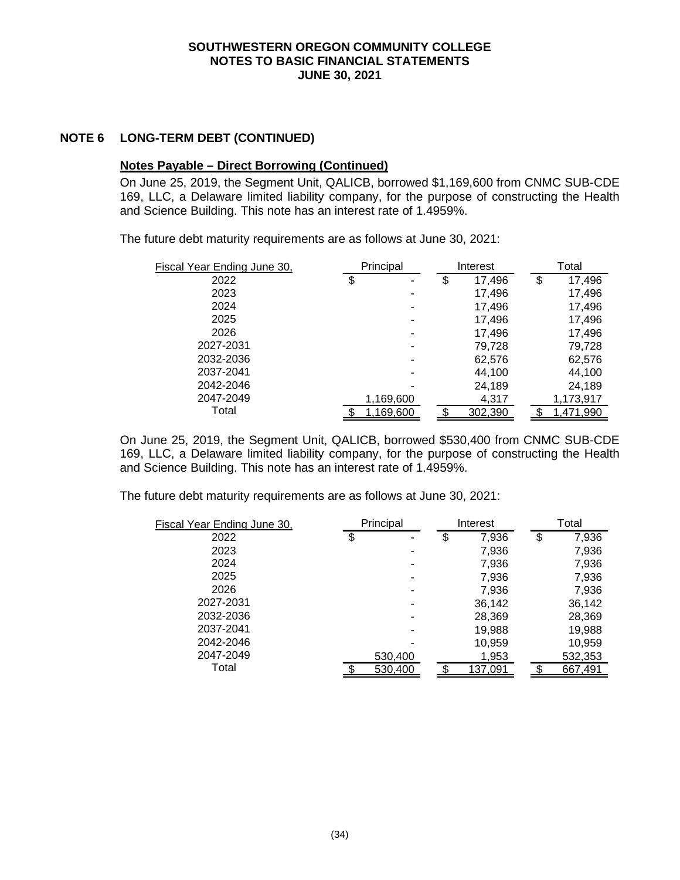## NOTE 6 LONG-TERM DEBT (CONTINUED)

### Notes Payable – Direct Borrowing (Continued)

On June 25, 2019, the Segment Unit, QALICB, borrowed $1,169,600 from CNMC SUB-CDE 169, LLC, a Delaware limited liability company, for the purpose of constructing the Health and Science Building. This note has an interest rate of 1.4959%.

The future debt maturity requirements are as follows at June 30, 2021:

| Fiscal Year Ending June 30, | Principal | Interest | Total |
|---|---|---|---|
| 2022 | $ - | $ 17,496 | $ 17,496 |
| 2023 | - | 17,496 | 17,496 |
| 2024 | - | 17,496 | 17,496 |
| 2025 | - | 17,496 | 17,496 |
| 2026 | - | 17,496 | 17,496 |
| 2027-2031 | - | 79,728 | 79,728 |
| 2032-2036 | - | 62,576 | 62,576 |
| 2037-2041 | - | 44,100 | 44,100 |
| 2042-2046 | - | 24,189 | 24,189 |
| 2047-2049 | 1,169,600 | 4,317 | 1,173,917 |
| Total | $ 1,169,600 | $ 302,390 | $ 1,471,990 |

On June 25, 2019, the Segment Unit, QALICB, borrowed $530,400 from CNMC SUB-CDE 169, LLC, a Delaware limited liability company, for the purpose of constructing the Health and Science Building. This note has an interest rate of 1.4959%.

The future debt maturity requirements are as follows at June 30, 2021:

| Fiscal Year Ending June 30, | Principal | Interest | Total |
|---|---|---|---|
| 2022 | $ - | $ 7,936 | $ 7,936 |
| 2023 | - | 7,936 | 7,936 |
| 2024 | - | 7,936 | 7,936 |
| 2025 | - | 7,936 | 7,936 |
| 2026 | - | 7,936 | 7,936 |
| 2027-2031 | - | 36,142 | 36,142 |
| 2032-2036 | - | 28,369 | 28,369 |
| 2037-2041 | - | 19,988 | 19,988 |
| 2042-2046 | - | 10,959 | 10,959 |
| 2047-2049 | 530,400 | 1,953 | 532,353 |
| Total | $ 530,400 | $ 137,091 | $ 667,491 |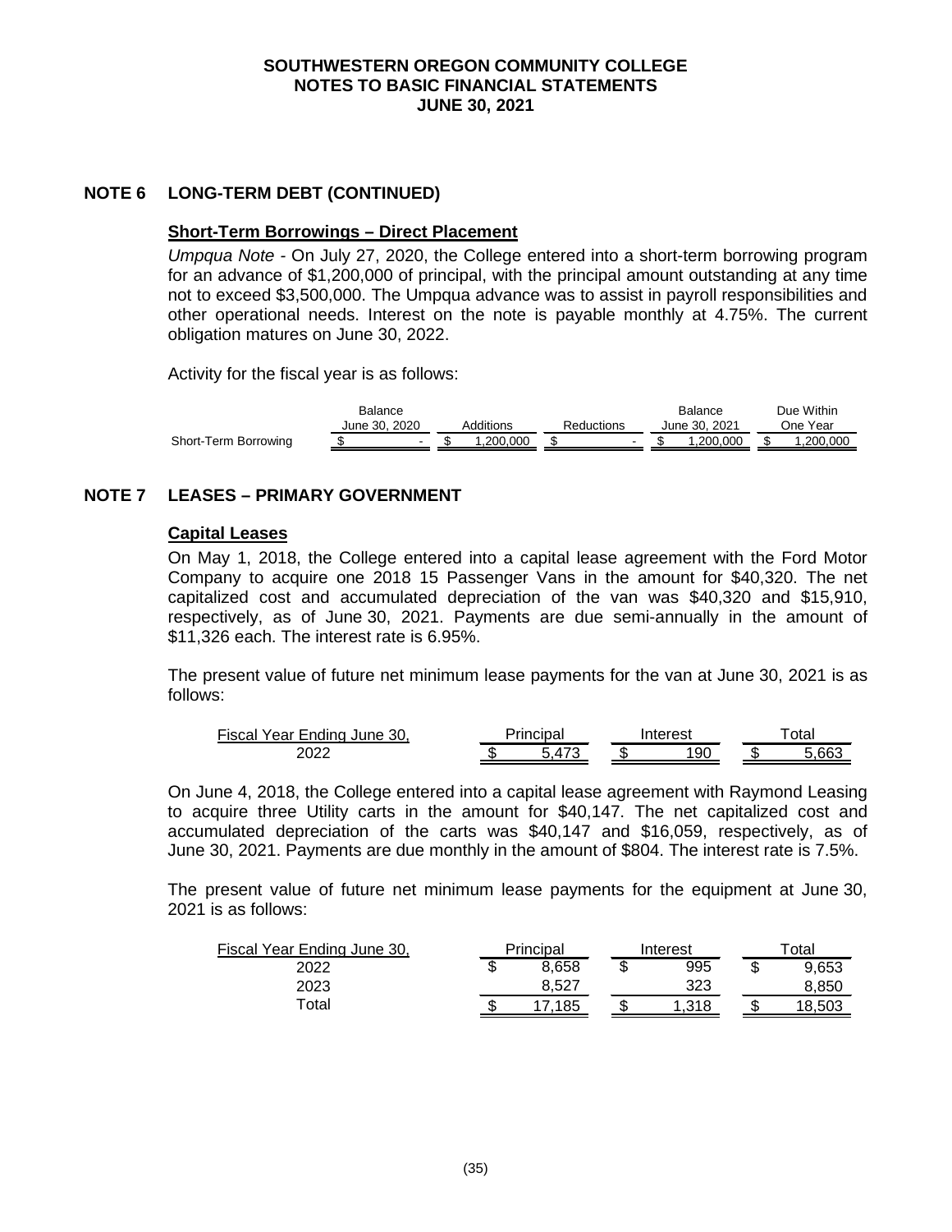**SOUTHWESTERN OREGON COMMUNITY COLLEGE**
**NOTES TO BASIC FINANCIAL STATEMENTS**
**JUNE 30, 2021**

## NOTE 6 LONG-TERM DEBT (CONTINUED)

### Short-Term Borrowings – Direct Placement

*Umpqua Note* - On July 27, 2020, the College entered into a short-term borrowing program for an advance of $1,200,000 of principal, with the principal amount outstanding at any time not to exceed $3,500,000. The Umpqua advance was to assist in payroll responsibilities and other operational needs. Interest on the note is payable monthly at 4.75%. The current obligation matures on June 30, 2022.

Activity for the fiscal year is as follows:

| | Balance June 30, 2020 | Additions | Reductions | Balance June 30, 2021 | Due Within One Year |
|---|---|---|---|---|---|
| Short-Term Borrowing | $ - | $ 1,200,000 | $ - | $ 1,200,000 | $ 1,200,000 |

## NOTE 7 LEASES – PRIMARY GOVERNMENT

### Capital Leases

On May 1, 2018, the College entered into a capital lease agreement with the Ford Motor Company to acquire one 2018 15 Passenger Vans in the amount for $40,320. The net capitalized cost and accumulated depreciation of the van was $40,320 and $15,910, respectively, as of June 30, 2021. Payments are due semi-annually in the amount of $11,326 each. The interest rate is 6.95%.

The present value of future net minimum lease payments for the van at June 30, 2021 is as follows:

| Fiscal Year Ending June 30, | Principal | Interest | Total |
|---|---|---|---|
| 2022 | $ 5,473 | $ 190 | $ 5,663 |

On June 4, 2018, the College entered into a capital lease agreement with Raymond Leasing to acquire three Utility carts in the amount for $40,147. The net capitalized cost and accumulated depreciation of the carts was $40,147 and $16,059, respectively, as of June 30, 2021. Payments are due monthly in the amount of $804. The interest rate is 7.5%.

The present value of future net minimum lease payments for the equipment at June 30, 2021 is as follows:

| Fiscal Year Ending June 30, | Principal | Interest | Total |
|---|---|---|---|
| 2022 | $ 8,658 | $ 995 | $ 9,653 |
| 2023 | 8,527 | 323 | 8,850 |
| Total | $ 17,185 | $ 1,318 | $ 18,503 |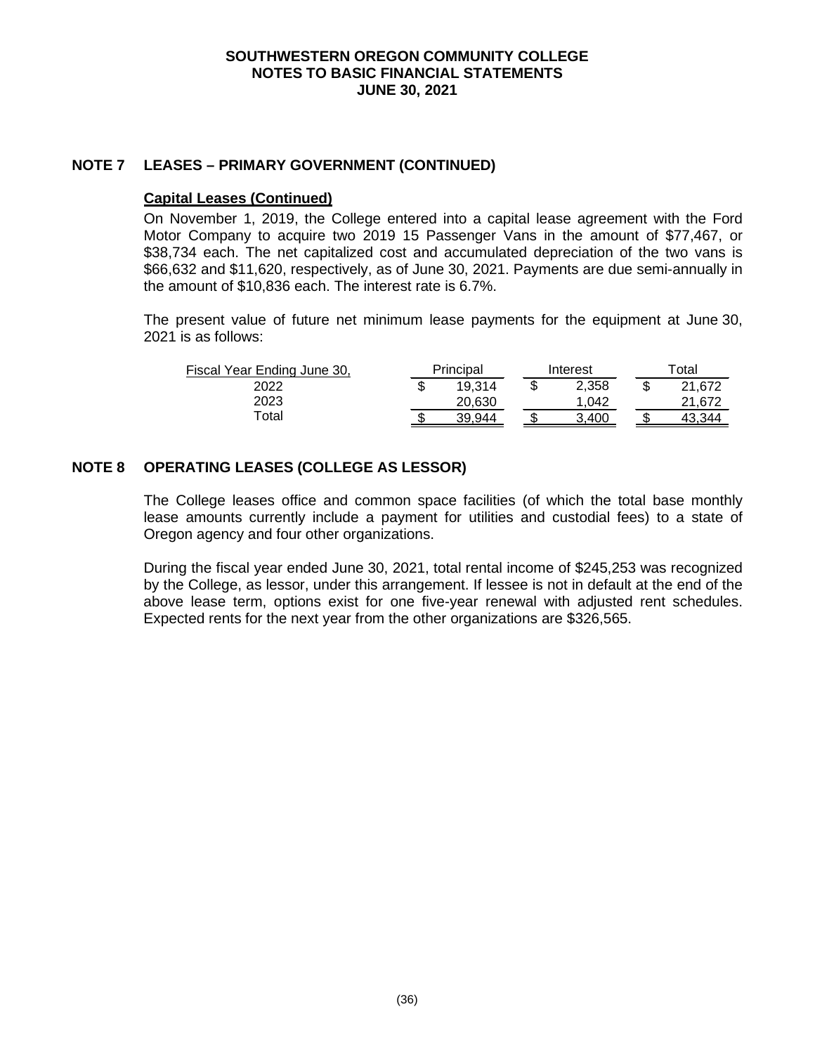## NOTE 7 LEASES – PRIMARY GOVERNMENT (CONTINUED)

### Capital Leases (Continued)

On November 1, 2019, the College entered into a capital lease agreement with the Ford Motor Company to acquire two 2019 15 Passenger Vans in the amount of $77,467, or $38,734 each. The net capitalized cost and accumulated depreciation of the two vans is $66,632 and $11,620, respectively, as of June 30, 2021. Payments are due semi-annually in the amount of $10,836 each. The interest rate is 6.7%.

The present value of future net minimum lease payments for the equipment at June 30, 2021 is as follows:

| Fiscal Year Ending June 30, | Principal | Interest | Total |
|---|---|---|---|
| 2022 | $ 19,314 | $ 2,358 | $ 21,672 |
| 2023 | 20,630 | 1,042 | 21,672 |
| Total | $ 39,944 | $ 3,400 | $ 43,344 |

## NOTE 8 OPERATING LEASES (COLLEGE AS LESSOR)

The College leases office and common space facilities (of which the total base monthly lease amounts currently include a payment for utilities and custodial fees) to a state of Oregon agency and four other organizations.

During the fiscal year ended June 30, 2021, total rental income of $245,253 was recognized by the College, as lessor, under this arrangement. If lessee is not in default at the end of the above lease term, options exist for one five-year renewal with adjusted rent schedules. Expected rents for the next year from the other organizations are $326,565.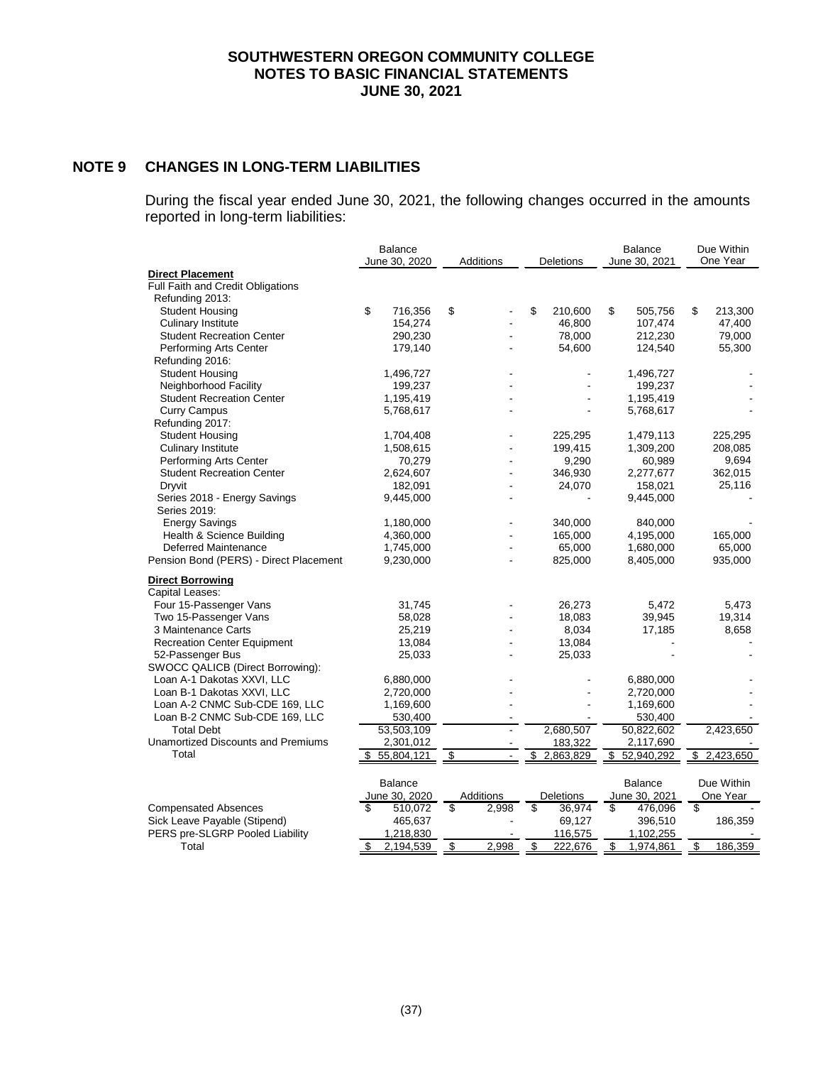# SOUTHWESTERN OREGON COMMUNITY COLLEGE
# NOTES TO BASIC FINANCIAL STATEMENTS
# JUNE 30, 2021

## NOTE 9 CHANGES IN LONG-TERM LIABILITIES

During the fiscal year ended June 30, 2021, the following changes occurred in the amounts reported in long-term liabilities:

| | Balance June 30, 2020 | Additions | Deletions | Balance June 30, 2021 | Due Within One Year |
|---|---|---|---|---|---|
| **Direct Placement** | | | | | |
| Full Faith and Credit Obligations | | | | | |
| Refunding 2013: | | | | | |
| Student Housing | $ 716,356 | $ - | $ 210,600 | $ 505,756 | $ 213,300 |
| Culinary Institute | 154,274 | - | 46,800 | 107,474 | 47,400 |
| Student Recreation Center | 290,230 | - | 78,000 | 212,230 | 79,000 |
| Performing Arts Center | 179,140 | - | 54,600 | 124,540 | 55,300 |
| Refunding 2016: | | | | | |
| Student Housing | 1,496,727 | - | - | 1,496,727 | - |
| Neighborhood Facility | 199,237 | - | - | 199,237 | - |
| Student Recreation Center | 1,195,419 | - | - | 1,195,419 | - |
| Curry Campus | 5,768,617 | - | - | 5,768,617 | - |
| Refunding 2017: | | | | | |
| Student Housing | 1,704,408 | - | 225,295 | 1,479,113 | 225,295 |
| Culinary Institute | 1,508,615 | - | 199,415 | 1,309,200 | 208,085 |
| Performing Arts Center | 70,279 | - | 9,290 | 60,989 | 9,694 |
| Student Recreation Center | 2,624,607 | - | 346,930 | 2,277,677 | 362,015 |
| Dryvit | 182,091 | - | 24,070 | 158,021 | 25,116 |
| Series 2018 - Energy Savings | 9,445,000 | - | - | 9,445,000 | - |
| Series 2019: | | | | | |
| Energy Savings | 1,180,000 | - | 340,000 | 840,000 | - |
| Health & Science Building | 4,360,000 | - | 165,000 | 4,195,000 | 165,000 |
| Deferred Maintenance | 1,745,000 | - | 65,000 | 1,680,000 | 65,000 |
| Pension Bond (PERS) - Direct Placement | 9,230,000 | - | 825,000 | 8,405,000 | 935,000 |
| **Direct Borrowing** | | | | | |
| Capital Leases: | | | | | |
| Four 15-Passenger Vans | 31,745 | - | 26,273 | 5,472 | 5,473 |
| Two 15-Passenger Vans | 58,028 | - | 18,083 | 39,945 | 19,314 |
| 3 Maintenance Carts | 25,219 | - | 8,034 | 17,185 | 8,658 |
| Recreation Center Equipment | 13,084 | - | 13,084 | - | - |
| 52-Passenger Bus | 25,033 | - | 25,033 | - | - |
| SWOCC QALICB (Direct Borrowing): | | | | | |
| Loan A-1 Dakotas XXVI, LLC | 6,880,000 | - | - | 6,880,000 | - |
| Loan B-1 Dakotas XXVI, LLC | 2,720,000 | - | - | 2,720,000 | - |
| Loan A-2 CNMC Sub-CDE 169, LLC | 1,169,600 | - | - | 1,169,600 | - |
| Loan B-2 CNMC Sub-CDE 169, LLC | 530,400 | - | - | 530,400 | - |
| Total Debt | 53,503,109 | - | 2,680,507 | 50,822,602 | 2,423,650 |
| Unamortized Discounts and Premiums | 2,301,012 | - | 183,322 | 2,117,690 | - |
| Total | $ 55,804,121 | $ - | $ 2,863,829 | $ 52,940,292 | $ 2,423,650 |

| | Balance June 30, 2020 | Additions | Deletions | Balance June 30, 2021 | Due Within One Year |
|---|---|---|---|---|---|
| Compensated Absences | $ 510,072 | $ 2,998 | $ 36,974 | $ 476,096 | $ - |
| Sick Leave Payable (Stipend) | 465,637 | - | 69,127 | 396,510 | 186,359 |
| PERS pre-SLGRP Pooled Liability | 1,218,830 | - | 116,575 | 1,102,255 | - |
| Total | $ 2,194,539 | $ 2,998 | $ 222,676 | $ 1,974,861 | $ 186,359 |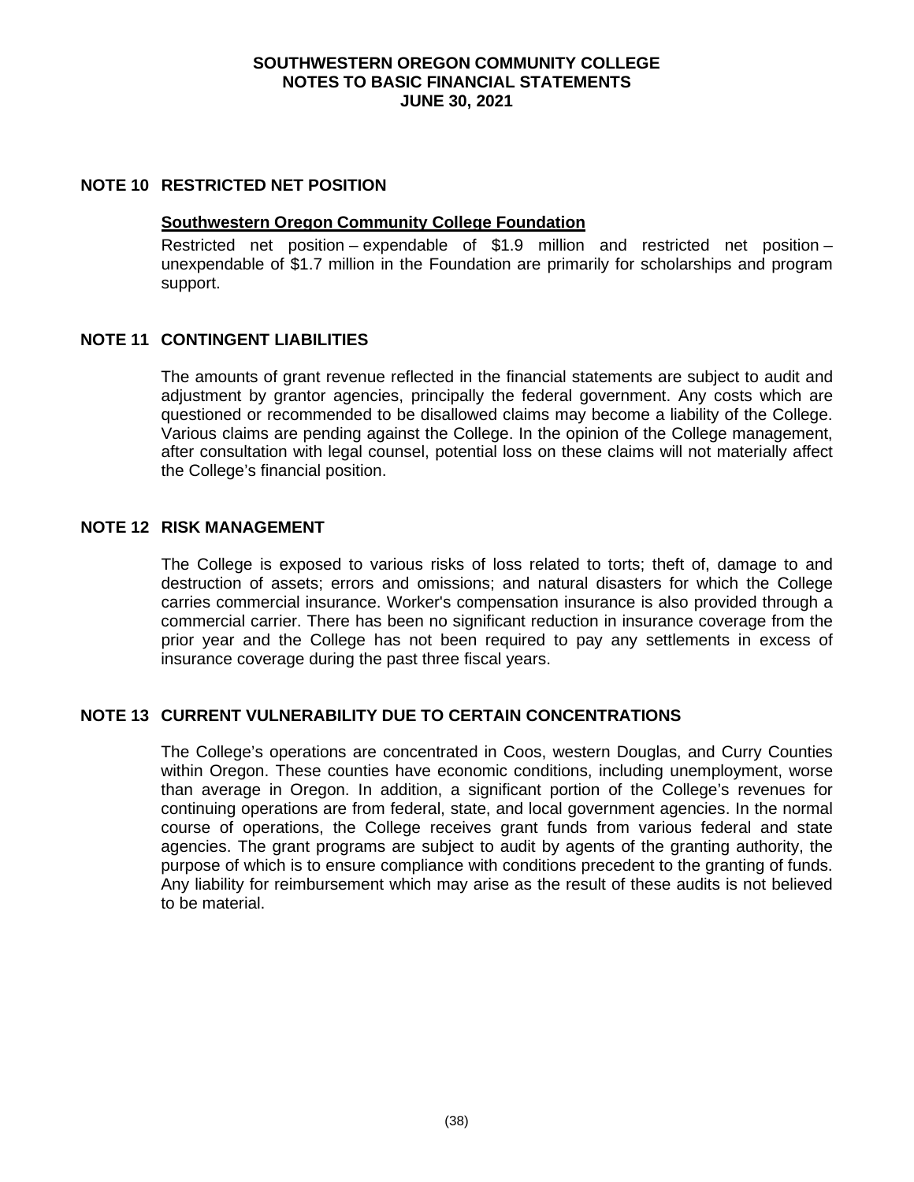## NOTE 10 RESTRICTED NET POSITION

**Southwestern Oregon Community College Foundation**

Restricted net position – expendable of $1.9 million and restricted net position – unexpendable of $1.7 million in the Foundation are primarily for scholarships and program support.

## NOTE 11 CONTINGENT LIABILITIES

The amounts of grant revenue reflected in the financial statements are subject to audit and adjustment by grantor agencies, principally the federal government. Any costs which are questioned or recommended to be disallowed claims may become a liability of the College. Various claims are pending against the College. In the opinion of the College management, after consultation with legal counsel, potential loss on these claims will not materially affect the College's financial position.

## NOTE 12 RISK MANAGEMENT

The College is exposed to various risks of loss related to torts; theft of, damage to and destruction of assets; errors and omissions; and natural disasters for which the College carries commercial insurance. Worker's compensation insurance is also provided through a commercial carrier. There has been no significant reduction in insurance coverage from the prior year and the College has not been required to pay any settlements in excess of insurance coverage during the past three fiscal years.

## NOTE 13 CURRENT VULNERABILITY DUE TO CERTAIN CONCENTRATIONS

The College's operations are concentrated in Coos, western Douglas, and Curry Counties within Oregon. These counties have economic conditions, including unemployment, worse than average in Oregon. In addition, a significant portion of the College's revenues for continuing operations are from federal, state, and local government agencies. In the normal course of operations, the College receives grant funds from various federal and state agencies. The grant programs are subject to audit by agents of the granting authority, the purpose of which is to ensure compliance with conditions precedent to the granting of funds. Any liability for reimbursement which may arise as the result of these audits is not believed to be material.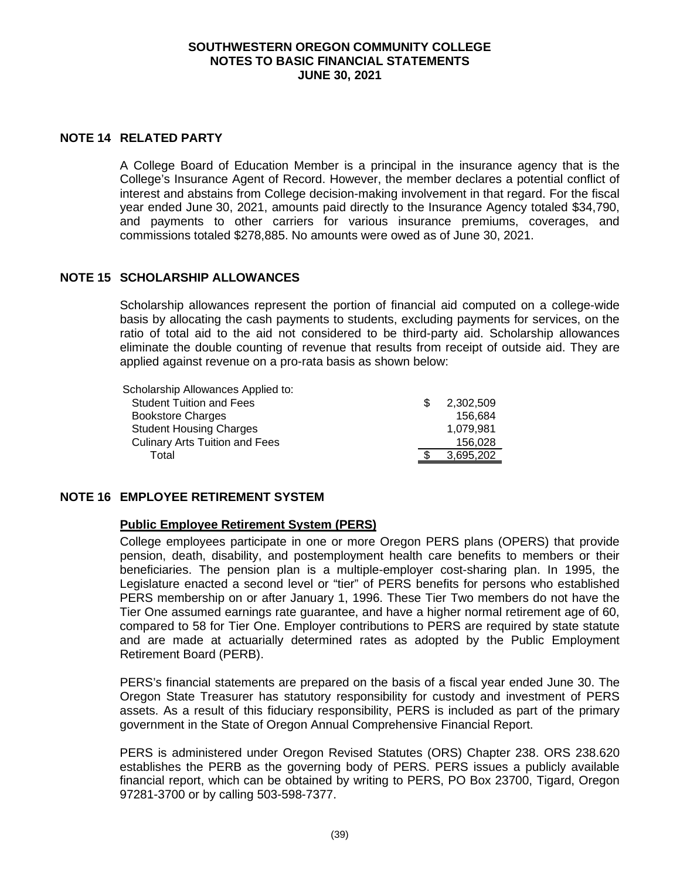## NOTE 14 RELATED PARTY

A College Board of Education Member is a principal in the insurance agency that is the College's Insurance Agent of Record. However, the member declares a potential conflict of interest and abstains from College decision-making involvement in that regard. For the fiscal year ended June 30, 2021, amounts paid directly to the Insurance Agency totaled $34,790, and payments to other carriers for various insurance premiums, coverages, and commissions totaled $278,885. No amounts were owed as of June 30, 2021.

## NOTE 15 SCHOLARSHIP ALLOWANCES

Scholarship allowances represent the portion of financial aid computed on a college-wide basis by allocating the cash payments to students, excluding payments for services, on the ratio of total aid to the aid not considered to be third-party aid. Scholarship allowances eliminate the double counting of revenue that results from receipt of outside aid. They are applied against revenue on a pro-rata basis as shown below:

| Scholarship Allowances Applied to: | |
|---|---|
| Student Tuition and Fees | $ 2,302,509 |
| Bookstore Charges | 156,684 |
| Student Housing Charges | 1,079,981 |
| Culinary Arts Tuition and Fees | 156,028 |
| Total | $ 3,695,202 |

## NOTE 16 EMPLOYEE RETIREMENT SYSTEM

**Public Employee Retirement System (PERS)**

College employees participate in one or more Oregon PERS plans (OPERS) that provide pension, death, disability, and postemployment health care benefits to members or their beneficiaries. The pension plan is a multiple-employer cost-sharing plan. In 1995, the Legislature enacted a second level or "tier" of PERS benefits for persons who established PERS membership on or after January 1, 1996. These Tier Two members do not have the Tier One assumed earnings rate guarantee, and have a higher normal retirement age of 60, compared to 58 for Tier One. Employer contributions to PERS are required by state statute and are made at actuarially determined rates as adopted by the Public Employment Retirement Board (PERB).

PERS's financial statements are prepared on the basis of a fiscal year ended June 30. The Oregon State Treasurer has statutory responsibility for custody and investment of PERS assets. As a result of this fiduciary responsibility, PERS is included as part of the primary government in the State of Oregon Annual Comprehensive Financial Report.

PERS is administered under Oregon Revised Statutes (ORS) Chapter 238. ORS 238.620 establishes the PERB as the governing body of PERS. PERS issues a publicly available financial report, which can be obtained by writing to PERS, PO Box 23700, Tigard, Oregon 97281-3700 or by calling 503-598-7377.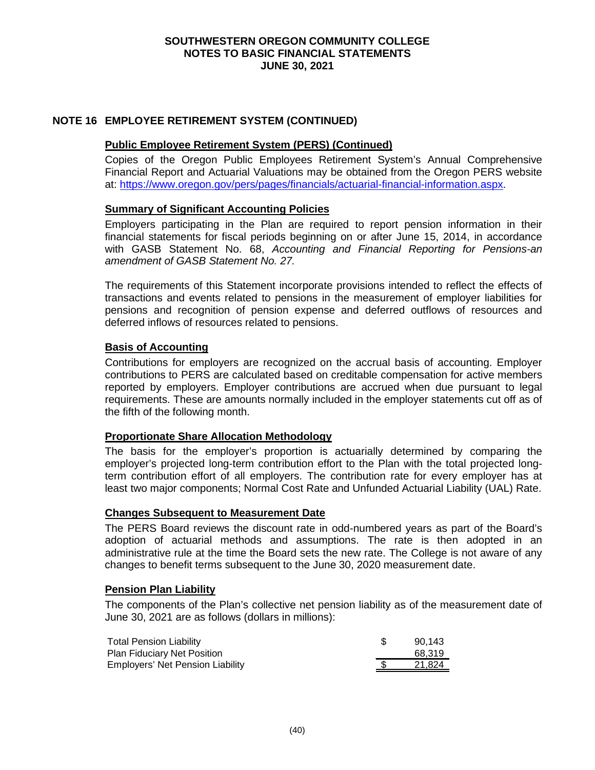## NOTE 16 EMPLOYEE RETIREMENT SYSTEM (CONTINUED)

### Public Employee Retirement System (PERS) (Continued)

Copies of the Oregon Public Employees Retirement System's Annual Comprehensive Financial Report and Actuarial Valuations may be obtained from the Oregon PERS website at: https://www.oregon.gov/pers/pages/financials/actuarial-financial-information.aspx.

### Summary of Significant Accounting Policies

Employers participating in the Plan are required to report pension information in their financial statements for fiscal periods beginning on or after June 15, 2014, in accordance with GASB Statement No. 68, *Accounting and Financial Reporting for Pensions-an amendment of GASB Statement No. 27.*

The requirements of this Statement incorporate provisions intended to reflect the effects of transactions and events related to pensions in the measurement of employer liabilities for pensions and recognition of pension expense and deferred outflows of resources and deferred inflows of resources related to pensions.

### Basis of Accounting

Contributions for employers are recognized on the accrual basis of accounting. Employer contributions to PERS are calculated based on creditable compensation for active members reported by employers. Employer contributions are accrued when due pursuant to legal requirements. These are amounts normally included in the employer statements cut off as of the fifth of the following month.

### Proportionate Share Allocation Methodology

The basis for the employer's proportion is actuarially determined by comparing the employer's projected long-term contribution effort to the Plan with the total projected long-term contribution effort of all employers. The contribution rate for every employer has at least two major components; Normal Cost Rate and Unfunded Actuarial Liability (UAL) Rate.

### Changes Subsequent to Measurement Date

The PERS Board reviews the discount rate in odd-numbered years as part of the Board's adoption of actuarial methods and assumptions. The rate is then adopted in an administrative rule at the time the Board sets the new rate. The College is not aware of any changes to benefit terms subsequent to the June 30, 2020 measurement date.

### Pension Plan Liability

The components of the Plan's collective net pension liability as of the measurement date of June 30, 2021 are as follows (dollars in millions):

| | | |
|---|---|---|
| Total Pension Liability | $ | 90,143 |
| Plan Fiduciary Net Position | | 68,319 |
| Employers' Net Pension Liability | $ | 21,824 |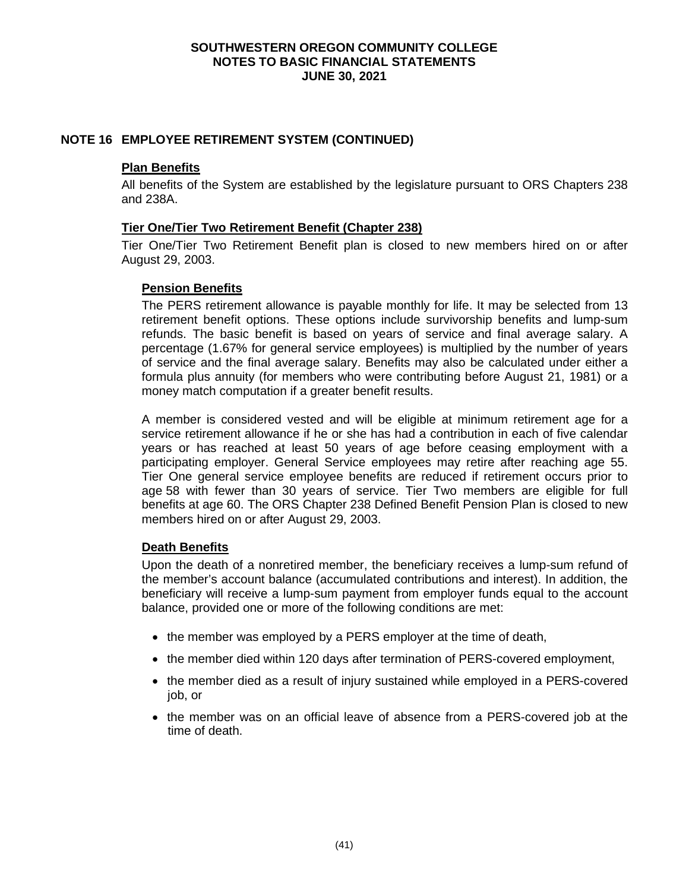## NOTE 16 EMPLOYEE RETIREMENT SYSTEM (CONTINUED)

### Plan Benefits

All benefits of the System are established by the legislature pursuant to ORS Chapters 238 and 238A.

### Tier One/Tier Two Retirement Benefit (Chapter 238)

Tier One/Tier Two Retirement Benefit plan is closed to new members hired on or after August 29, 2003.

#### Pension Benefits

The PERS retirement allowance is payable monthly for life. It may be selected from 13 retirement benefit options. These options include survivorship benefits and lump-sum refunds. The basic benefit is based on years of service and final average salary. A percentage (1.67% for general service employees) is multiplied by the number of years of service and the final average salary. Benefits may also be calculated under either a formula plus annuity (for members who were contributing before August 21, 1981) or a money match computation if a greater benefit results.

A member is considered vested and will be eligible at minimum retirement age for a service retirement allowance if he or she has had a contribution in each of five calendar years or has reached at least 50 years of age before ceasing employment with a participating employer. General Service employees may retire after reaching age 55. Tier One general service employee benefits are reduced if retirement occurs prior to age 58 with fewer than 30 years of service. Tier Two members are eligible for full benefits at age 60. The ORS Chapter 238 Defined Benefit Pension Plan is closed to new members hired on or after August 29, 2003.

#### Death Benefits

Upon the death of a nonretired member, the beneficiary receives a lump-sum refund of the member's account balance (accumulated contributions and interest). In addition, the beneficiary will receive a lump-sum payment from employer funds equal to the account balance, provided one or more of the following conditions are met:

- the member was employed by a PERS employer at the time of death,
- the member died within 120 days after termination of PERS-covered employment,
- the member died as a result of injury sustained while employed in a PERS-covered job, or
- the member was on an official leave of absence from a PERS-covered job at the time of death.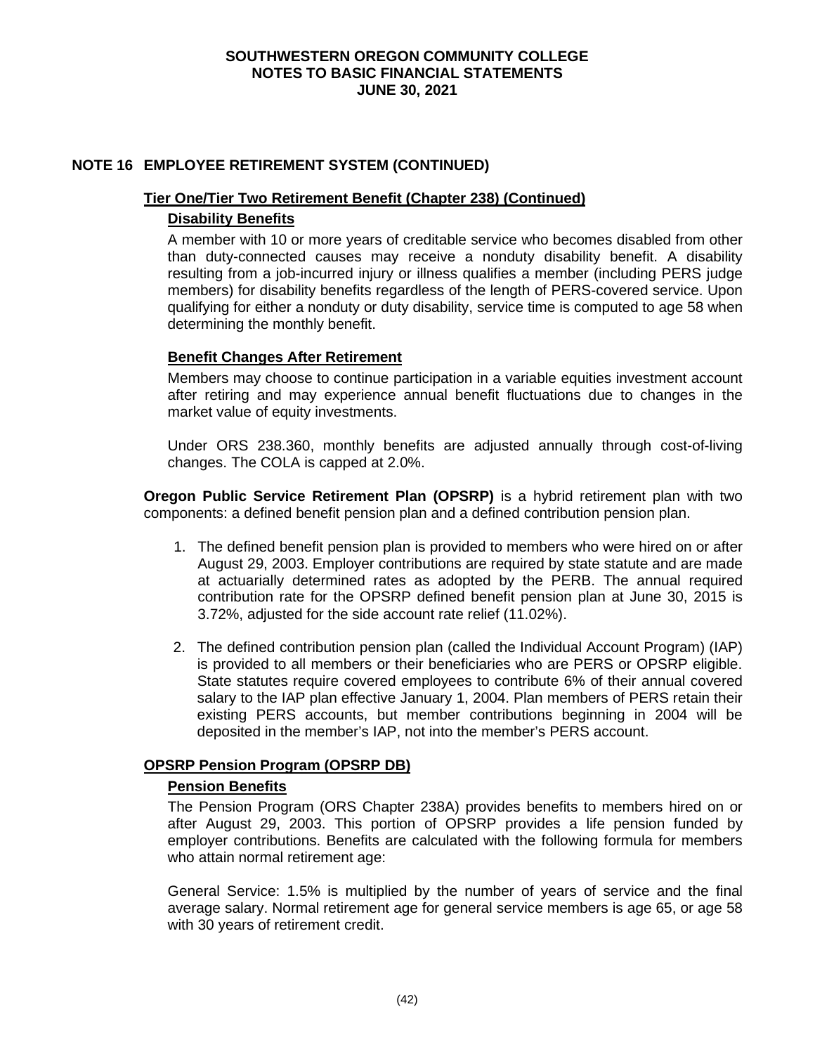## NOTE 16 EMPLOYEE RETIREMENT SYSTEM (CONTINUED)

### Tier One/Tier Two Retirement Benefit (Chapter 238) (Continued)

#### Disability Benefits

A member with 10 or more years of creditable service who becomes disabled from other than duty-connected causes may receive a nonduty disability benefit. A disability resulting from a job-incurred injury or illness qualifies a member (including PERS judge members) for disability benefits regardless of the length of PERS-covered service. Upon qualifying for either a nonduty or duty disability, service time is computed to age 58 when determining the monthly benefit.

#### Benefit Changes After Retirement

Members may choose to continue participation in a variable equities investment account after retiring and may experience annual benefit fluctuations due to changes in the market value of equity investments.

Under ORS 238.360, monthly benefits are adjusted annually through cost-of-living changes. The COLA is capped at 2.0%.

**Oregon Public Service Retirement Plan (OPSRP)** is a hybrid retirement plan with two components: a defined benefit pension plan and a defined contribution pension plan.

1. The defined benefit pension plan is provided to members who were hired on or after August 29, 2003. Employer contributions are required by state statute and are made at actuarially determined rates as adopted by the PERB. The annual required contribution rate for the OPSRP defined benefit pension plan at June 30, 2015 is 3.72%, adjusted for the side account rate relief (11.02%).

2. The defined contribution pension plan (called the Individual Account Program) (IAP) is provided to all members or their beneficiaries who are PERS or OPSRP eligible. State statutes require covered employees to contribute 6% of their annual covered salary to the IAP plan effective January 1, 2004. Plan members of PERS retain their existing PERS accounts, but member contributions beginning in 2004 will be deposited in the member's IAP, not into the member's PERS account.

### OPSRP Pension Program (OPSRP DB)

#### Pension Benefits

The Pension Program (ORS Chapter 238A) provides benefits to members hired on or after August 29, 2003. This portion of OPSRP provides a life pension funded by employer contributions. Benefits are calculated with the following formula for members who attain normal retirement age:

General Service: 1.5% is multiplied by the number of years of service and the final average salary. Normal retirement age for general service members is age 65, or age 58 with 30 years of retirement credit.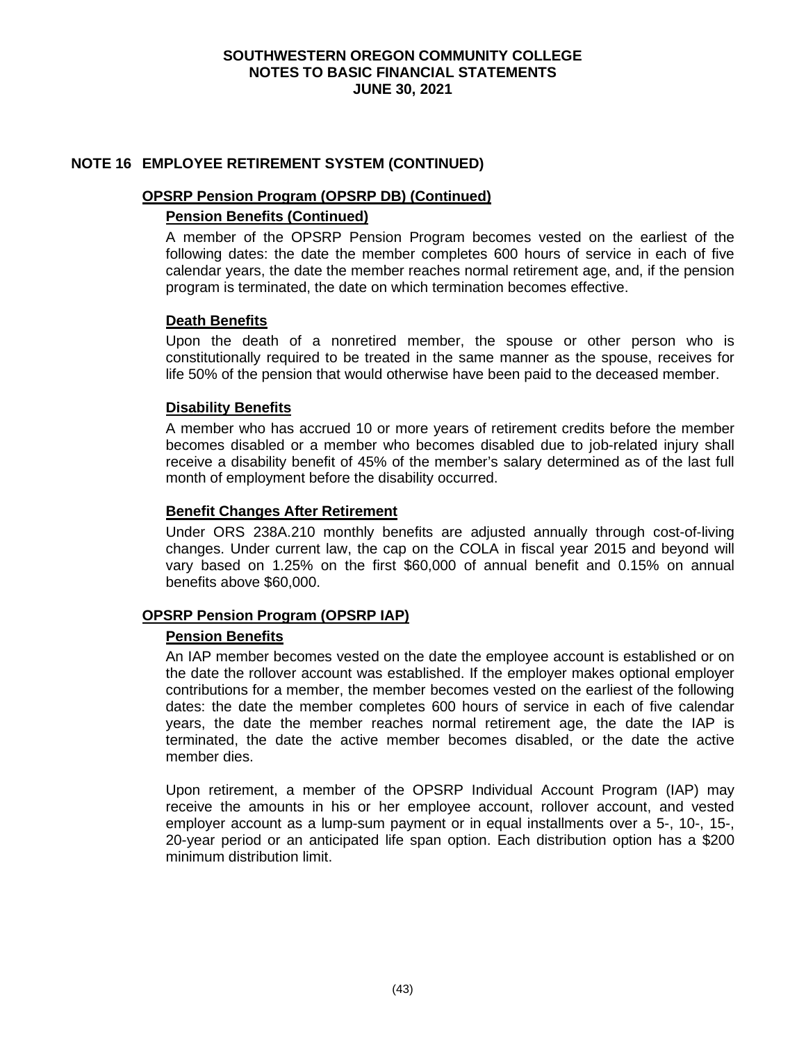## NOTE 16 EMPLOYEE RETIREMENT SYSTEM (CONTINUED)

### OPSRP Pension Program (OPSRP DB) (Continued)

#### Pension Benefits (Continued)

A member of the OPSRP Pension Program becomes vested on the earliest of the following dates: the date the member completes 600 hours of service in each of five calendar years, the date the member reaches normal retirement age, and, if the pension program is terminated, the date on which termination becomes effective.

#### Death Benefits

Upon the death of a nonretired member, the spouse or other person who is constitutionally required to be treated in the same manner as the spouse, receives for life 50% of the pension that would otherwise have been paid to the deceased member.

#### Disability Benefits

A member who has accrued 10 or more years of retirement credits before the member becomes disabled or a member who becomes disabled due to job-related injury shall receive a disability benefit of 45% of the member's salary determined as of the last full month of employment before the disability occurred.

#### Benefit Changes After Retirement

Under ORS 238A.210 monthly benefits are adjusted annually through cost-of-living changes. Under current law, the cap on the COLA in fiscal year 2015 and beyond will vary based on 1.25% on the first $60,000 of annual benefit and 0.15% on annual benefits above $60,000.

### OPSRP Pension Program (OPSRP IAP)

#### Pension Benefits

An IAP member becomes vested on the date the employee account is established or on the date the rollover account was established. If the employer makes optional employer contributions for a member, the member becomes vested on the earliest of the following dates: the date the member completes 600 hours of service in each of five calendar years, the date the member reaches normal retirement age, the date the IAP is terminated, the date the active member becomes disabled, or the date the active member dies.

Upon retirement, a member of the OPSRP Individual Account Program (IAP) may receive the amounts in his or her employee account, rollover account, and vested employer account as a lump-sum payment or in equal installments over a 5-, 10-, 15-, 20-year period or an anticipated life span option. Each distribution option has a $200 minimum distribution limit.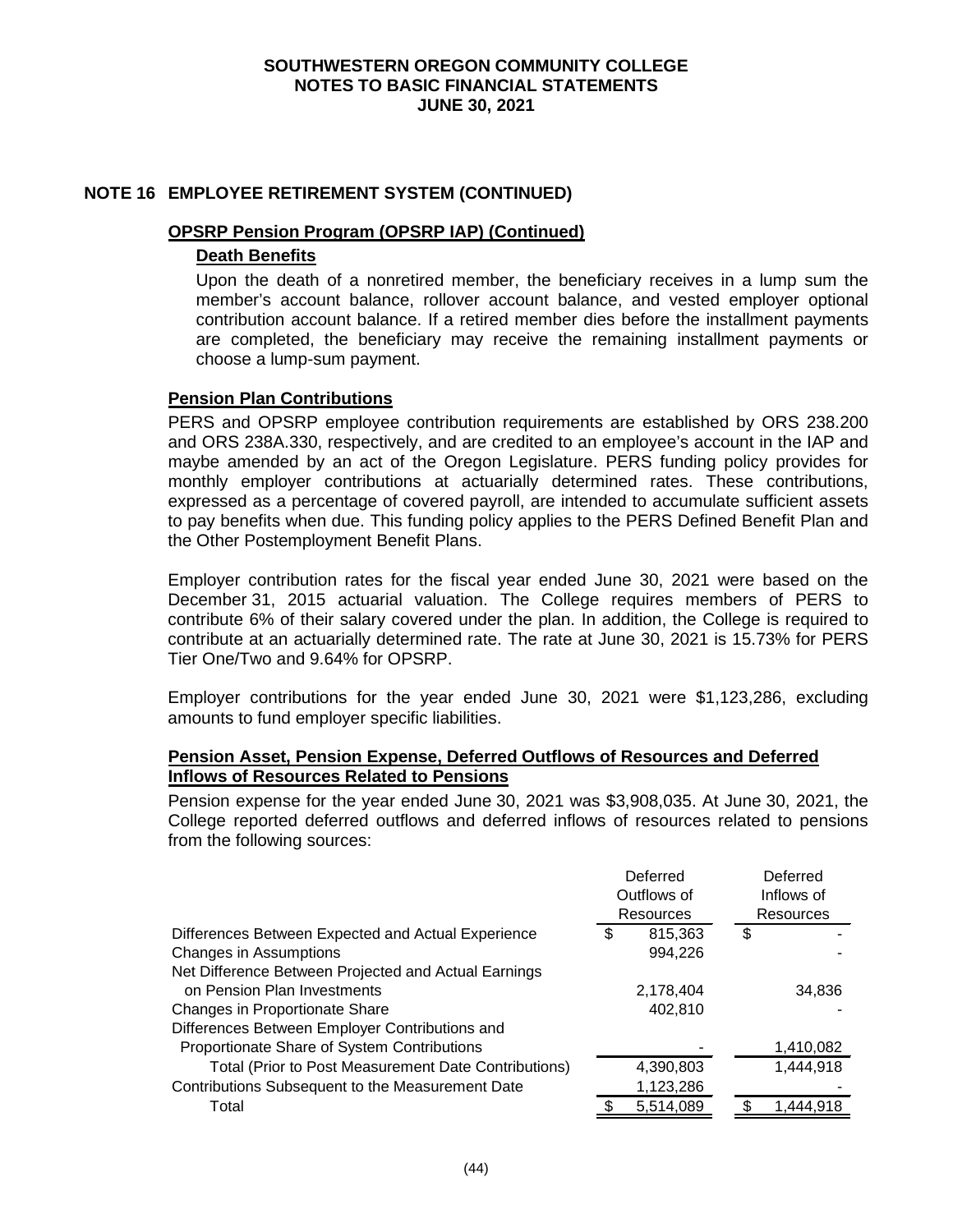## NOTE 16 EMPLOYEE RETIREMENT SYSTEM (CONTINUED)

### OPSRP Pension Program (OPSRP IAP) (Continued)

#### Death Benefits

Upon the death of a nonretired member, the beneficiary receives in a lump sum the member's account balance, rollover account balance, and vested employer optional contribution account balance. If a retired member dies before the installment payments are completed, the beneficiary may receive the remaining installment payments or choose a lump-sum payment.

### Pension Plan Contributions

PERS and OPSRP employee contribution requirements are established by ORS 238.200 and ORS 238A.330, respectively, and are credited to an employee's account in the IAP and maybe amended by an act of the Oregon Legislature. PERS funding policy provides for monthly employer contributions at actuarially determined rates. These contributions, expressed as a percentage of covered payroll, are intended to accumulate sufficient assets to pay benefits when due. This funding policy applies to the PERS Defined Benefit Plan and the Other Postemployment Benefit Plans.

Employer contribution rates for the fiscal year ended June 30, 2021 were based on the December 31, 2015 actuarial valuation. The College requires members of PERS to contribute 6% of their salary covered under the plan. In addition, the College is required to contribute at an actuarially determined rate. The rate at June 30, 2021 is 15.73% for PERS Tier One/Two and 9.64% for OPSRP.

Employer contributions for the year ended June 30, 2021 were $1,123,286, excluding amounts to fund employer specific liabilities.

### Pension Asset, Pension Expense, Deferred Outflows of Resources and Deferred Inflows of Resources Related to Pensions

Pension expense for the year ended June 30, 2021 was $3,908,035. At June 30, 2021, the College reported deferred outflows and deferred inflows of resources related to pensions from the following sources:

| | Deferred Outflows of Resources | Deferred Inflows of Resources |
|---|---|---|
| Differences Between Expected and Actual Experience | $ 815,363 | $ - |
| Changes in Assumptions | 994,226 | - |
| Net Difference Between Projected and Actual Earnings on Pension Plan Investments | 2,178,404 | 34,836 |
| Changes in Proportionate Share | 402,810 | - |
| Differences Between Employer Contributions and Proportionate Share of System Contributions | - | 1,410,082 |
| Total (Prior to Post Measurement Date Contributions) | 4,390,803 | 1,444,918 |
| Contributions Subsequent to the Measurement Date | 1,123,286 | - |
| Total | $ 5,514,089 | $ 1,444,918 |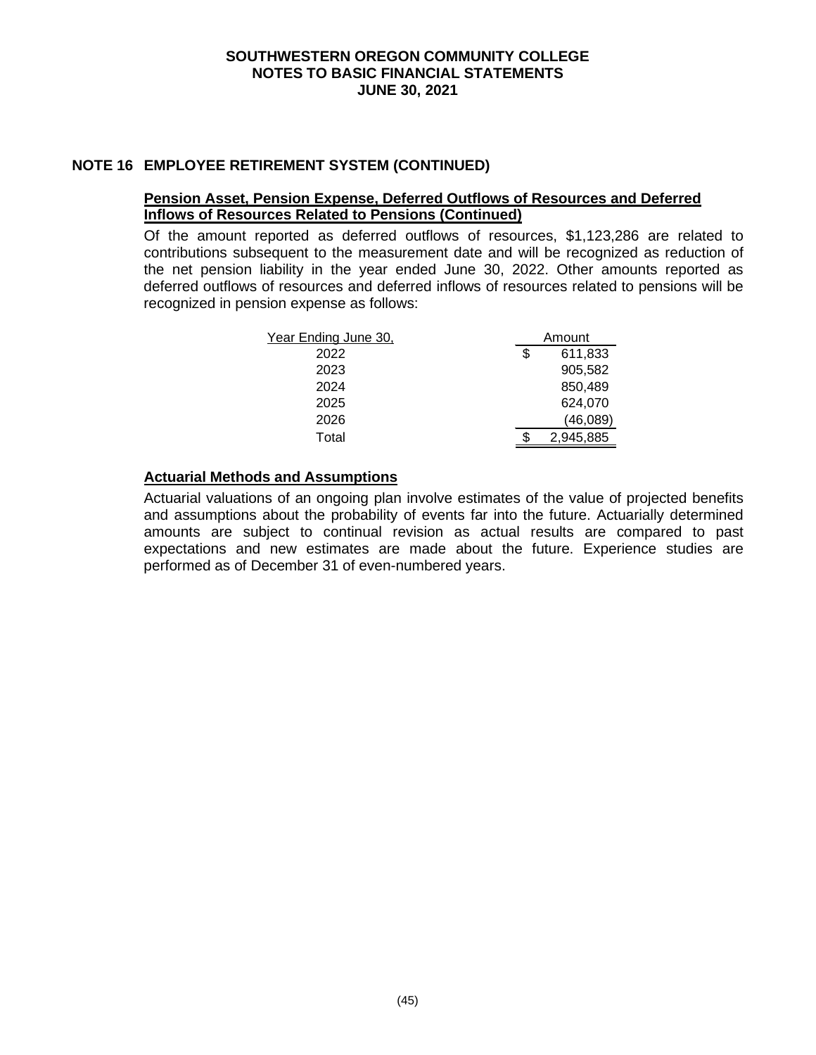## NOTE 16 EMPLOYEE RETIREMENT SYSTEM (CONTINUED)

### Pension Asset, Pension Expense, Deferred Outflows of Resources and Deferred Inflows of Resources Related to Pensions (Continued)

Of the amount reported as deferred outflows of resources, $1,123,286 are related to contributions subsequent to the measurement date and will be recognized as reduction of the net pension liability in the year ended June 30, 2022. Other amounts reported as deferred outflows of resources and deferred inflows of resources related to pensions will be recognized in pension expense as follows:

| Year Ending June 30, | Amount |
|---|---|
| 2022 | $ 611,833 |
| 2023 | 905,582 |
| 2024 | 850,489 |
| 2025 | 624,070 |
| 2026 | (46,089) |
| Total | $ 2,945,885 |

### Actuarial Methods and Assumptions

Actuarial valuations of an ongoing plan involve estimates of the value of projected benefits and assumptions about the probability of events far into the future. Actuarially determined amounts are subject to continual revision as actual results are compared to past expectations and new estimates are made about the future. Experience studies are performed as of December 31 of even-numbered years.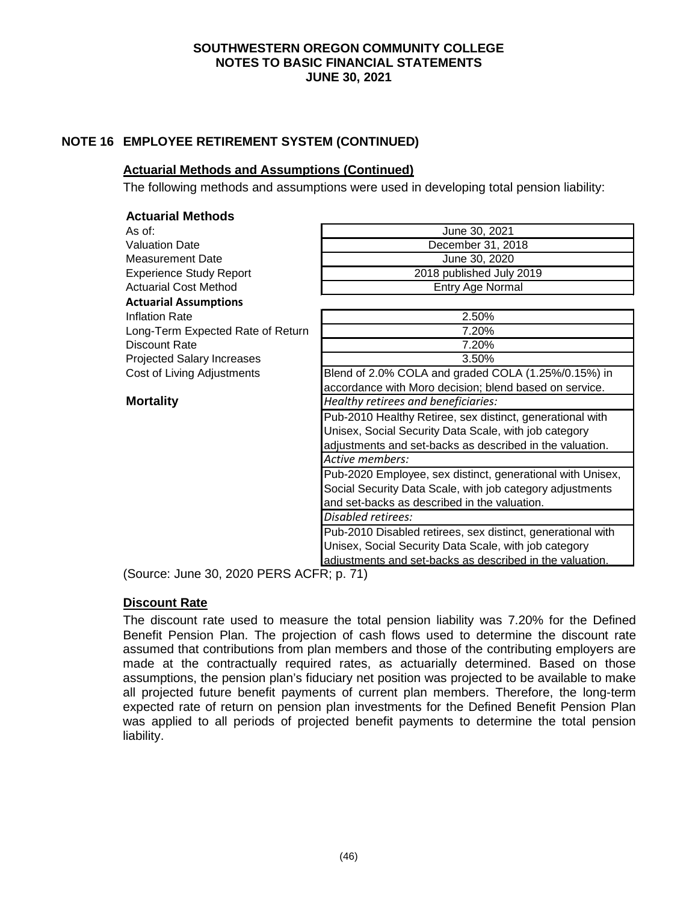# SOUTHWESTERN OREGON COMMUNITY COLLEGE
## NOTES TO BASIC FINANCIAL STATEMENTS
## JUNE 30, 2021

## NOTE 16 EMPLOYEE RETIREMENT SYSTEM (CONTINUED)

### Actuarial Methods and Assumptions (Continued)

The following methods and assumptions were used in developing total pension liability:

| **Actuarial Methods** | |
|---|---|
| As of: | June 30, 2021 |
| Valuation Date | December 31, 2018 |
| Measurement Date | June 30, 2020 |
| Experience Study Report | 2018 published July 2019 |
| Actuarial Cost Method | Entry Age Normal |
| **Actuarial Assumptions** | |
| Inflation Rate | 2.50% |
| Long-Term Expected Rate of Return | 7.20% |
| Discount Rate | 7.20% |
| Projected Salary Increases | 3.50% |
| Cost of Living Adjustments | Blend of 2.0% COLA and graded COLA (1.25%/0.15%) in accordance with Moro decision; blend based on service. |
| **Mortality** | *Healthy retirees and beneficiaries:* |
| | Pub-2010 Healthy Retiree, sex distinct, generational with Unisex, Social Security Data Scale, with job category adjustments and set-backs as described in the valuation. |
| | *Active members:* |
| | Pub-2020 Employee, sex distinct, generational with Unisex, Social Security Data Scale, with job category adjustments and set-backs as described in the valuation. |
| | *Disabled retirees:* |
| | Pub-2010 Disabled retirees, sex distinct, generational with Unisex, Social Security Data Scale, with job category adjustments and set-backs as described in the valuation. |

(Source: June 30, 2020 PERS ACFR; p. 71)

### Discount Rate

The discount rate used to measure the total pension liability was 7.20% for the Defined Benefit Pension Plan. The projection of cash flows used to determine the discount rate assumed that contributions from plan members and those of the contributing employers are made at the contractually required rates, as actuarially determined. Based on those assumptions, the pension plan's fiduciary net position was projected to be available to make all projected future benefit payments of current plan members. Therefore, the long-term expected rate of return on pension plan investments for the Defined Benefit Pension Plan was applied to all periods of projected benefit payments to determine the total pension liability.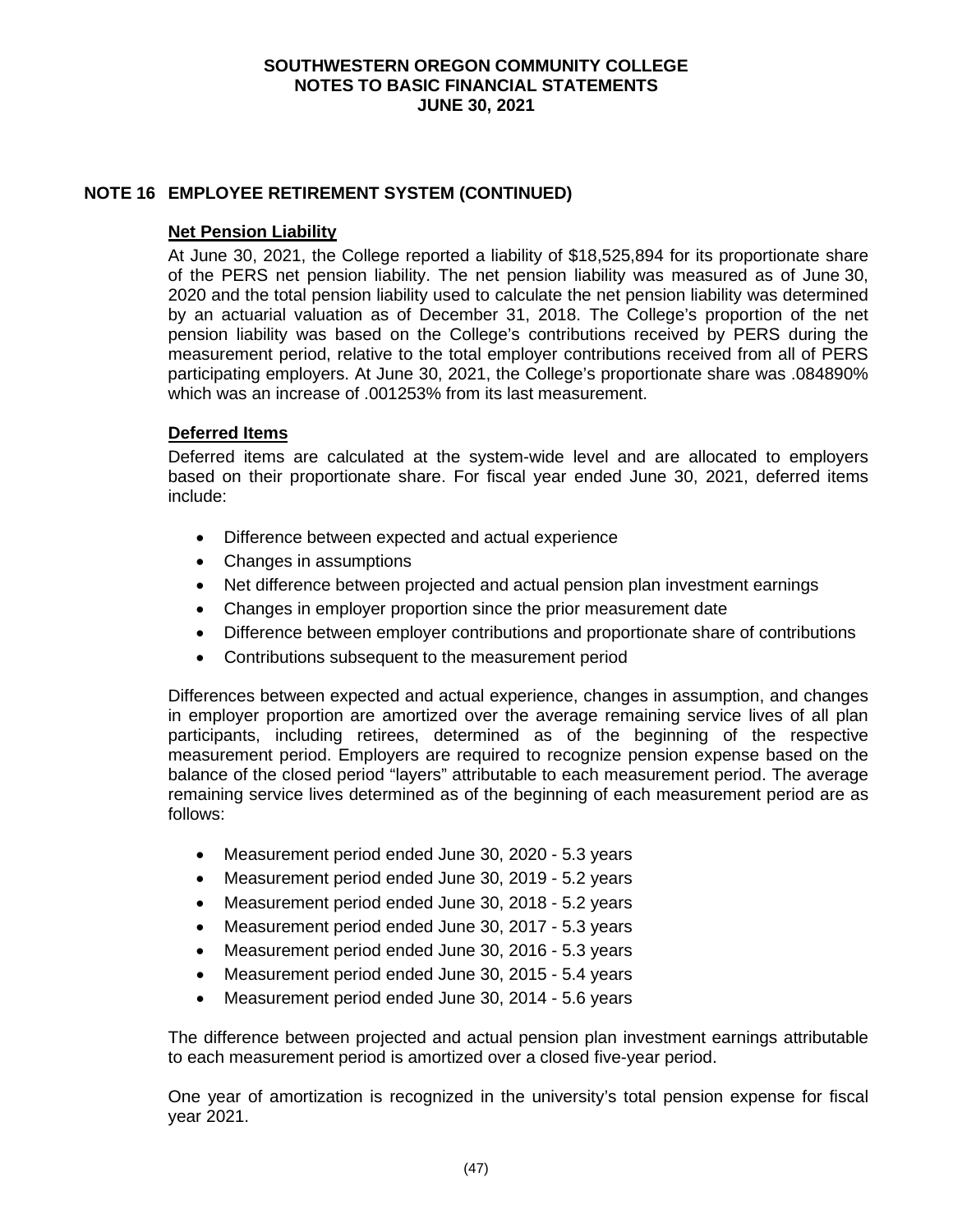## NOTE 16 EMPLOYEE RETIREMENT SYSTEM (CONTINUED)

### Net Pension Liability

At June 30, 2021, the College reported a liability of $18,525,894 for its proportionate share of the PERS net pension liability. The net pension liability was measured as of June 30, 2020 and the total pension liability used to calculate the net pension liability was determined by an actuarial valuation as of December 31, 2018. The College's proportion of the net pension liability was based on the College's contributions received by PERS during the measurement period, relative to the total employer contributions received from all of PERS participating employers. At June 30, 2021, the College's proportionate share was .084890% which was an increase of .001253% from its last measurement.

### Deferred Items

Deferred items are calculated at the system-wide level and are allocated to employers based on their proportionate share. For fiscal year ended June 30, 2021, deferred items include:

- Difference between expected and actual experience
- Changes in assumptions
- Net difference between projected and actual pension plan investment earnings
- Changes in employer proportion since the prior measurement date
- Difference between employer contributions and proportionate share of contributions
- Contributions subsequent to the measurement period

Differences between expected and actual experience, changes in assumption, and changes in employer proportion are amortized over the average remaining service lives of all plan participants, including retirees, determined as of the beginning of the respective measurement period. Employers are required to recognize pension expense based on the balance of the closed period "layers" attributable to each measurement period. The average remaining service lives determined as of the beginning of each measurement period are as follows:

- Measurement period ended June 30, 2020 - 5.3 years
- Measurement period ended June 30, 2019 - 5.2 years
- Measurement period ended June 30, 2018 - 5.2 years
- Measurement period ended June 30, 2017 - 5.3 years
- Measurement period ended June 30, 2016 - 5.3 years
- Measurement period ended June 30, 2015 - 5.4 years
- Measurement period ended June 30, 2014 - 5.6 years

The difference between projected and actual pension plan investment earnings attributable to each measurement period is amortized over a closed five-year period.

One year of amortization is recognized in the university's total pension expense for fiscal year 2021.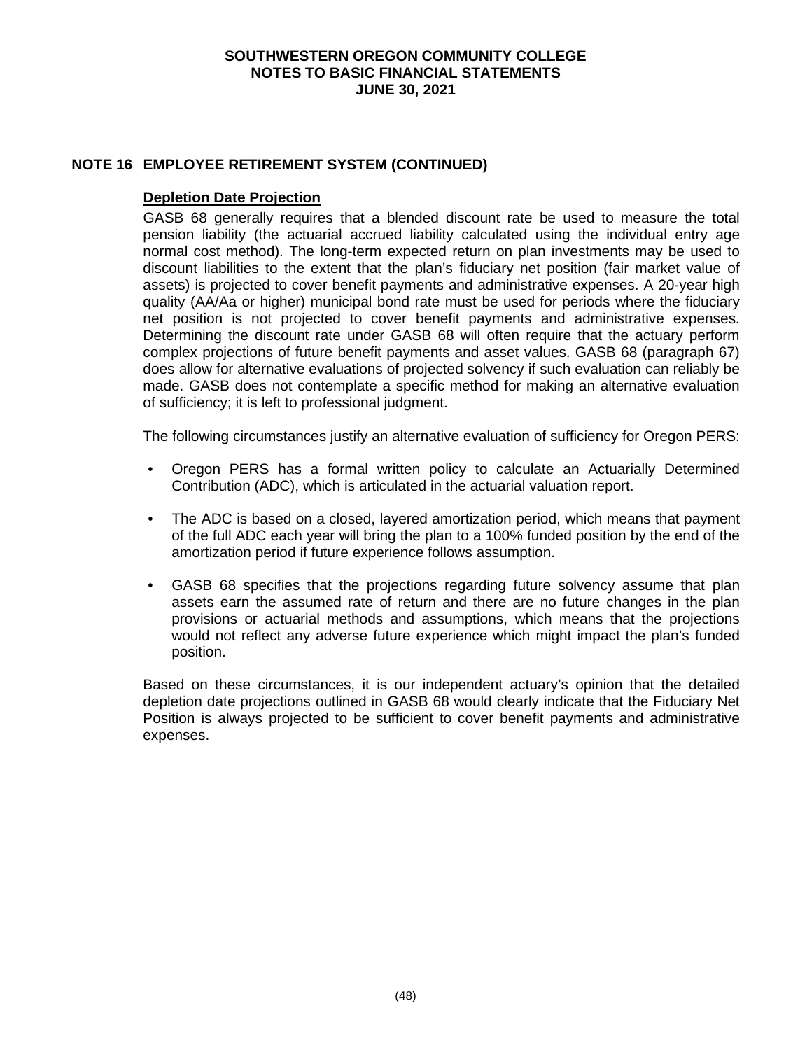## NOTE 16 EMPLOYEE RETIREMENT SYSTEM (CONTINUED)

### Depletion Date Projection

GASB 68 generally requires that a blended discount rate be used to measure the total pension liability (the actuarial accrued liability calculated using the individual entry age normal cost method). The long-term expected return on plan investments may be used to discount liabilities to the extent that the plan's fiduciary net position (fair market value of assets) is projected to cover benefit payments and administrative expenses. A 20-year high quality (AA/Aa or higher) municipal bond rate must be used for periods where the fiduciary net position is not projected to cover benefit payments and administrative expenses. Determining the discount rate under GASB 68 will often require that the actuary perform complex projections of future benefit payments and asset values. GASB 68 (paragraph 67) does allow for alternative evaluations of projected solvency if such evaluation can reliably be made. GASB does not contemplate a specific method for making an alternative evaluation of sufficiency; it is left to professional judgment.

The following circumstances justify an alternative evaluation of sufficiency for Oregon PERS:

- Oregon PERS has a formal written policy to calculate an Actuarially Determined Contribution (ADC), which is articulated in the actuarial valuation report.
- The ADC is based on a closed, layered amortization period, which means that payment of the full ADC each year will bring the plan to a 100% funded position by the end of the amortization period if future experience follows assumption.
- GASB 68 specifies that the projections regarding future solvency assume that plan assets earn the assumed rate of return and there are no future changes in the plan provisions or actuarial methods and assumptions, which means that the projections would not reflect any adverse future experience which might impact the plan's funded position.

Based on these circumstances, it is our independent actuary's opinion that the detailed depletion date projections outlined in GASB 68 would clearly indicate that the Fiduciary Net Position is always projected to be sufficient to cover benefit payments and administrative expenses.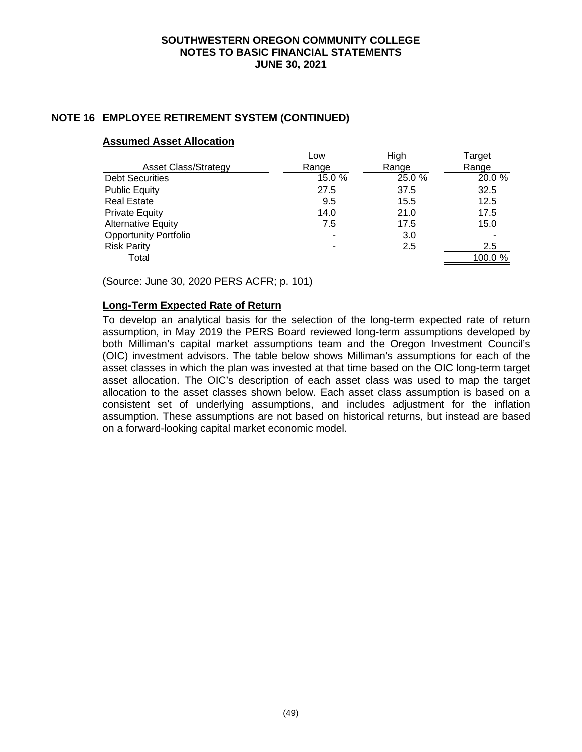## NOTE 16 EMPLOYEE RETIREMENT SYSTEM (CONTINUED)

### Assumed Asset Allocation

| Asset Class/Strategy | Low Range | High Range | Target Range |
|---|---|---|---|
| Debt Securities | 15.0 % | 25.0 % | 20.0 % |
| Public Equity | 27.5 | 37.5 | 32.5 |
| Real Estate | 9.5 | 15.5 | 12.5 |
| Private Equity | 14.0 | 21.0 | 17.5 |
| Alternative Equity | 7.5 | 17.5 | 15.0 |
| Opportunity Portfolio | - | 3.0 | - |
| Risk Parity | - | 2.5 | 2.5 |
| Total | | | 100.0 % |

(Source: June 30, 2020 PERS ACFR; p. 101)

### Long-Term Expected Rate of Return

To develop an analytical basis for the selection of the long-term expected rate of return assumption, in May 2019 the PERS Board reviewed long-term assumptions developed by both Milliman's capital market assumptions team and the Oregon Investment Council's (OIC) investment advisors. The table below shows Milliman's assumptions for each of the asset classes in which the plan was invested at that time based on the OIC long-term target asset allocation. The OIC's description of each asset class was used to map the target allocation to the asset classes shown below. Each asset class assumption is based on a consistent set of underlying assumptions, and includes adjustment for the inflation assumption. These assumptions are not based on historical returns, but instead are based on a forward-looking capital market economic model.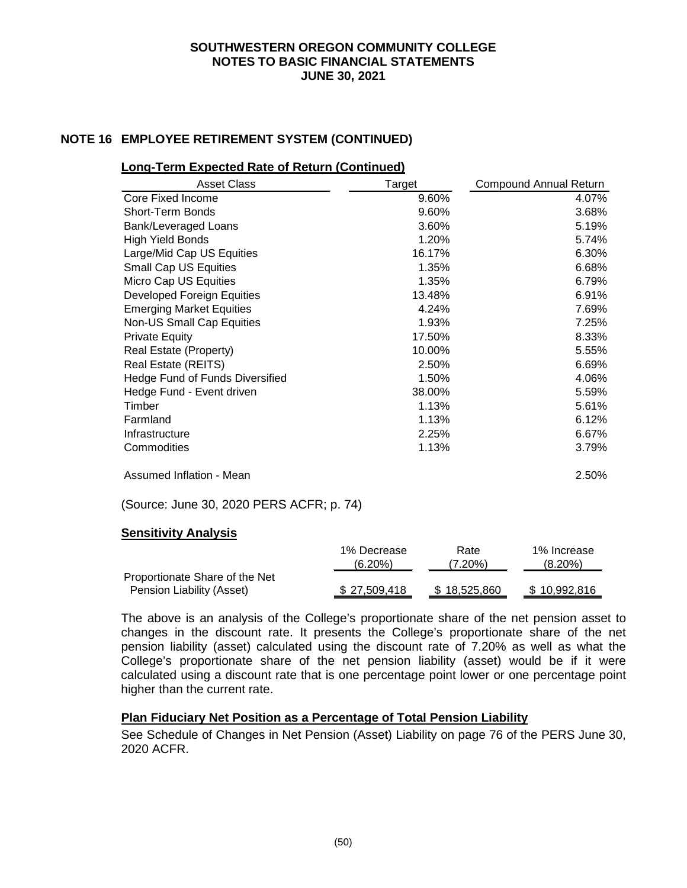## NOTE 16 EMPLOYEE RETIREMENT SYSTEM (CONTINUED)

### Long-Term Expected Rate of Return (Continued)

| Asset Class | Target | Compound Annual Return |
|---|---|---|
| Core Fixed Income | 9.60% | 4.07% |
| Short-Term Bonds | 9.60% | 3.68% |
| Bank/Leveraged Loans | 3.60% | 5.19% |
| High Yield Bonds | 1.20% | 5.74% |
| Large/Mid Cap US Equities | 16.17% | 6.30% |
| Small Cap US Equities | 1.35% | 6.68% |
| Micro Cap US Equities | 1.35% | 6.79% |
| Developed Foreign Equities | 13.48% | 6.91% |
| Emerging Market Equities | 4.24% | 7.69% |
| Non-US Small Cap Equities | 1.93% | 7.25% |
| Private Equity | 17.50% | 8.33% |
| Real Estate (Property) | 10.00% | 5.55% |
| Real Estate (REITS) | 2.50% | 6.69% |
| Hedge Fund of Funds Diversified | 1.50% | 4.06% |
| Hedge Fund - Event driven | 38.00% | 5.59% |
| Timber | 1.13% | 5.61% |
| Farmland | 1.13% | 6.12% |
| Infrastructure | 2.25% | 6.67% |
| Commodities | 1.13% | 3.79% |
| | | |
| Assumed Inflation - Mean | | 2.50% |

(Source: June 30, 2020 PERS ACFR; p. 74)

### Sensitivity Analysis

| | 1% Decrease (6.20%) | Rate (7.20%) | 1% Increase (8.20%) |
|---|---|---|---|
| Proportionate Share of the Net Pension Liability (Asset) | $ 27,509,418 | $ 18,525,860 | $ 10,992,816 |

The above is an analysis of the College's proportionate share of the net pension asset to changes in the discount rate. It presents the College's proportionate share of the net pension liability (asset) calculated using the discount rate of 7.20% as well as what the College's proportionate share of the net pension liability (asset) would be if it were calculated using a discount rate that is one percentage point lower or one percentage point higher than the current rate.

### Plan Fiduciary Net Position as a Percentage of Total Pension Liability

See Schedule of Changes in Net Pension (Asset) Liability on page 76 of the PERS June 30, 2020 ACFR.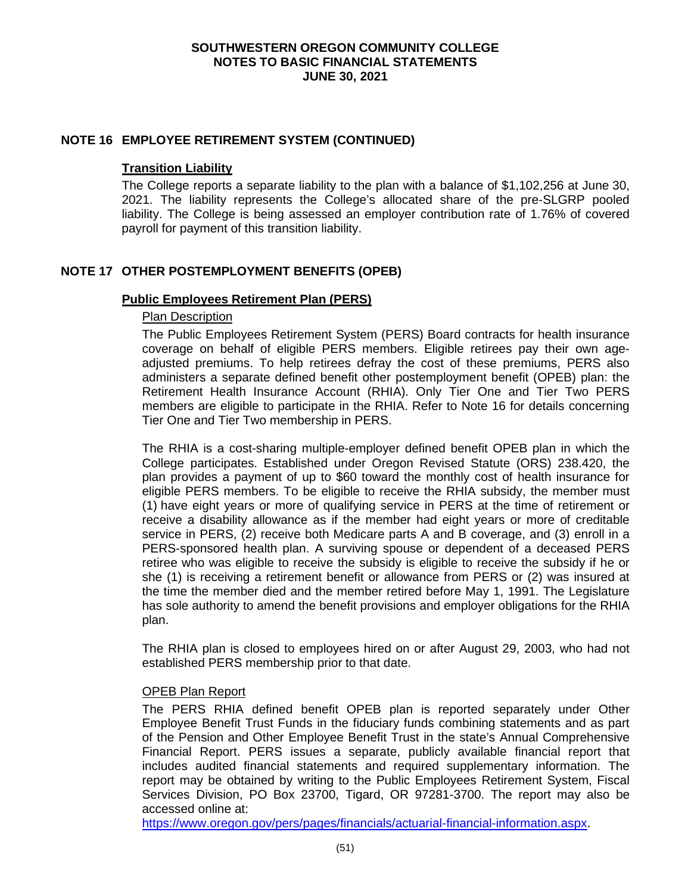## NOTE 16 EMPLOYEE RETIREMENT SYSTEM (CONTINUED)

### Transition Liability

The College reports a separate liability to the plan with a balance of $1,102,256 at June 30, 2021. The liability represents the College's allocated share of the pre-SLGRP pooled liability. The College is being assessed an employer contribution rate of 1.76% of covered payroll for payment of this transition liability.

## NOTE 17 OTHER POSTEMPLOYMENT BENEFITS (OPEB)

### Public Employees Retirement Plan (PERS)

#### Plan Description

The Public Employees Retirement System (PERS) Board contracts for health insurance coverage on behalf of eligible PERS members. Eligible retirees pay their own age-adjusted premiums. To help retirees defray the cost of these premiums, PERS also administers a separate defined benefit other postemployment benefit (OPEB) plan: the Retirement Health Insurance Account (RHIA). Only Tier One and Tier Two PERS members are eligible to participate in the RHIA. Refer to Note 16 for details concerning Tier One and Tier Two membership in PERS.

The RHIA is a cost-sharing multiple-employer defined benefit OPEB plan in which the College participates. Established under Oregon Revised Statute (ORS) 238.420, the plan provides a payment of up to $60 toward the monthly cost of health insurance for eligible PERS members. To be eligible to receive the RHIA subsidy, the member must (1) have eight years or more of qualifying service in PERS at the time of retirement or receive a disability allowance as if the member had eight years or more of creditable service in PERS, (2) receive both Medicare parts A and B coverage, and (3) enroll in a PERS-sponsored health plan. A surviving spouse or dependent of a deceased PERS retiree who was eligible to receive the subsidy is eligible to receive the subsidy if he or she (1) is receiving a retirement benefit or allowance from PERS or (2) was insured at the time the member died and the member retired before May 1, 1991. The Legislature has sole authority to amend the benefit provisions and employer obligations for the RHIA plan.

The RHIA plan is closed to employees hired on or after August 29, 2003, who had not established PERS membership prior to that date.

#### OPEB Plan Report

The PERS RHIA defined benefit OPEB plan is reported separately under Other Employee Benefit Trust Funds in the fiduciary funds combining statements and as part of the Pension and Other Employee Benefit Trust in the state's Annual Comprehensive Financial Report. PERS issues a separate, publicly available financial report that includes audited financial statements and required supplementary information. The report may be obtained by writing to the Public Employees Retirement System, Fiscal Services Division, PO Box 23700, Tigard, OR 97281-3700. The report may also be accessed online at:
https://www.oregon.gov/pers/pages/financials/actuarial-financial-information.aspx.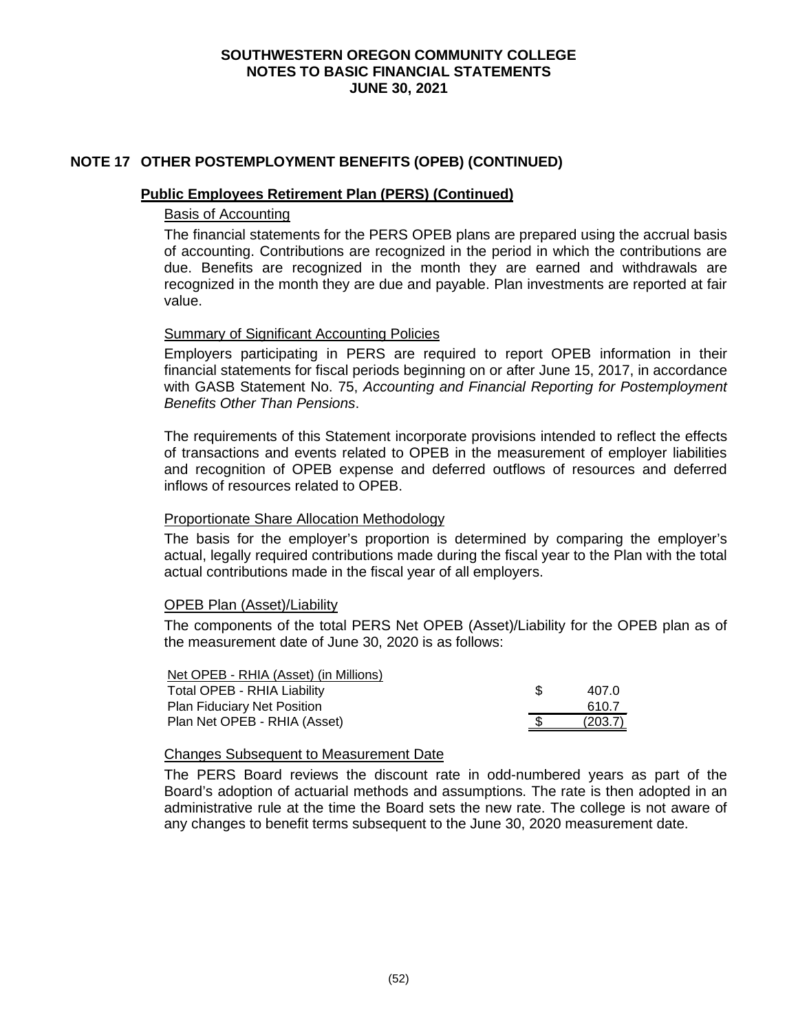# SOUTHWESTERN OREGON COMMUNITY COLLEGE
## NOTES TO BASIC FINANCIAL STATEMENTS
## JUNE 30, 2021

## NOTE 17 OTHER POSTEMPLOYMENT BENEFITS (OPEB) (CONTINUED)

### Public Employees Retirement Plan (PERS) (Continued)

Basis of Accounting

The financial statements for the PERS OPEB plans are prepared using the accrual basis of accounting. Contributions are recognized in the period in which the contributions are due. Benefits are recognized in the month they are earned and withdrawals are recognized in the month they are due and payable. Plan investments are reported at fair value.

Summary of Significant Accounting Policies

Employers participating in PERS are required to report OPEB information in their financial statements for fiscal periods beginning on or after June 15, 2017, in accordance with GASB Statement No. 75, *Accounting and Financial Reporting for Postemployment Benefits Other Than Pensions*.

The requirements of this Statement incorporate provisions intended to reflect the effects of transactions and events related to OPEB in the measurement of employer liabilities and recognition of OPEB expense and deferred outflows of resources and deferred inflows of resources related to OPEB.

Proportionate Share Allocation Methodology

The basis for the employer's proportion is determined by comparing the employer's actual, legally required contributions made during the fiscal year to the Plan with the total actual contributions made in the fiscal year of all employers.

OPEB Plan (Asset)/Liability

The components of the total PERS Net OPEB (Asset)/Liability for the OPEB plan as of the measurement date of June 30, 2020 is as follows:

| Net OPEB - RHIA (Asset) (in Millions) | | |
|---|---|---|
| Total OPEB - RHIA Liability | $ | 407.0 |
| Plan Fiduciary Net Position | | 610.7 |
| Plan Net OPEB - RHIA (Asset) | $ | (203.7) |

Changes Subsequent to Measurement Date

The PERS Board reviews the discount rate in odd-numbered years as part of the Board's adoption of actuarial methods and assumptions. The rate is then adopted in an administrative rule at the time the Board sets the new rate. The college is not aware of any changes to benefit terms subsequent to the June 30, 2020 measurement date.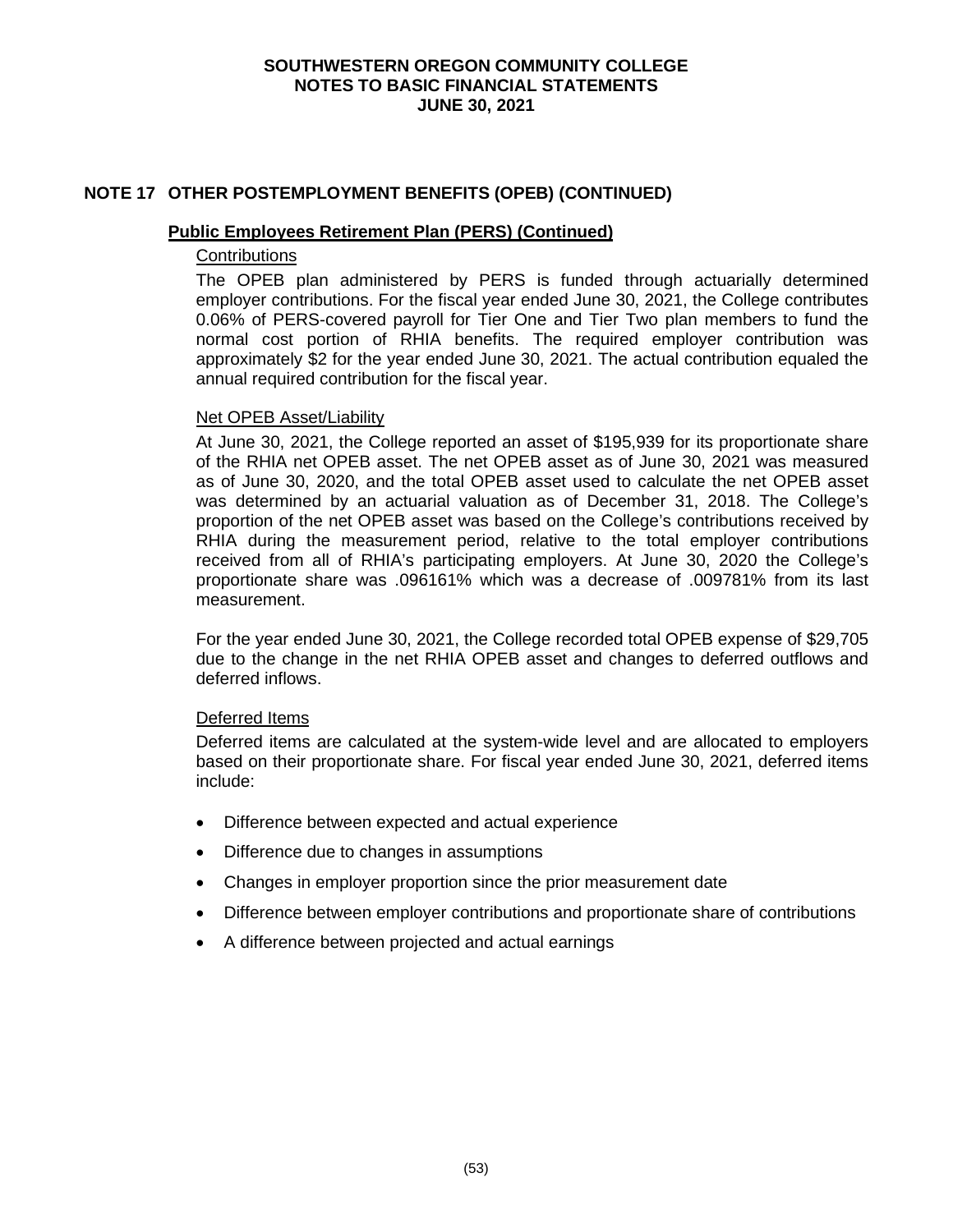## NOTE 17 OTHER POSTEMPLOYMENT BENEFITS (OPEB) (CONTINUED)

### Public Employees Retirement Plan (PERS) (Continued)

Contributions

The OPEB plan administered by PERS is funded through actuarially determined employer contributions. For the fiscal year ended June 30, 2021, the College contributes 0.06% of PERS-covered payroll for Tier One and Tier Two plan members to fund the normal cost portion of RHIA benefits. The required employer contribution was approximately $2 for the year ended June 30, 2021. The actual contribution equaled the annual required contribution for the fiscal year.

Net OPEB Asset/Liability

At June 30, 2021, the College reported an asset of $195,939 for its proportionate share of the RHIA net OPEB asset. The net OPEB asset as of June 30, 2021 was measured as of June 30, 2020, and the total OPEB asset used to calculate the net OPEB asset was determined by an actuarial valuation as of December 31, 2018. The College's proportion of the net OPEB asset was based on the College's contributions received by RHIA during the measurement period, relative to the total employer contributions received from all of RHIA's participating employers. At June 30, 2020 the College's proportionate share was .096161% which was a decrease of .009781% from its last measurement.

For the year ended June 30, 2021, the College recorded total OPEB expense of $29,705 due to the change in the net RHIA OPEB asset and changes to deferred outflows and deferred inflows.

Deferred Items

Deferred items are calculated at the system-wide level and are allocated to employers based on their proportionate share. For fiscal year ended June 30, 2021, deferred items include:

- Difference between expected and actual experience
- Difference due to changes in assumptions
- Changes in employer proportion since the prior measurement date
- Difference between employer contributions and proportionate share of contributions
- A difference between projected and actual earnings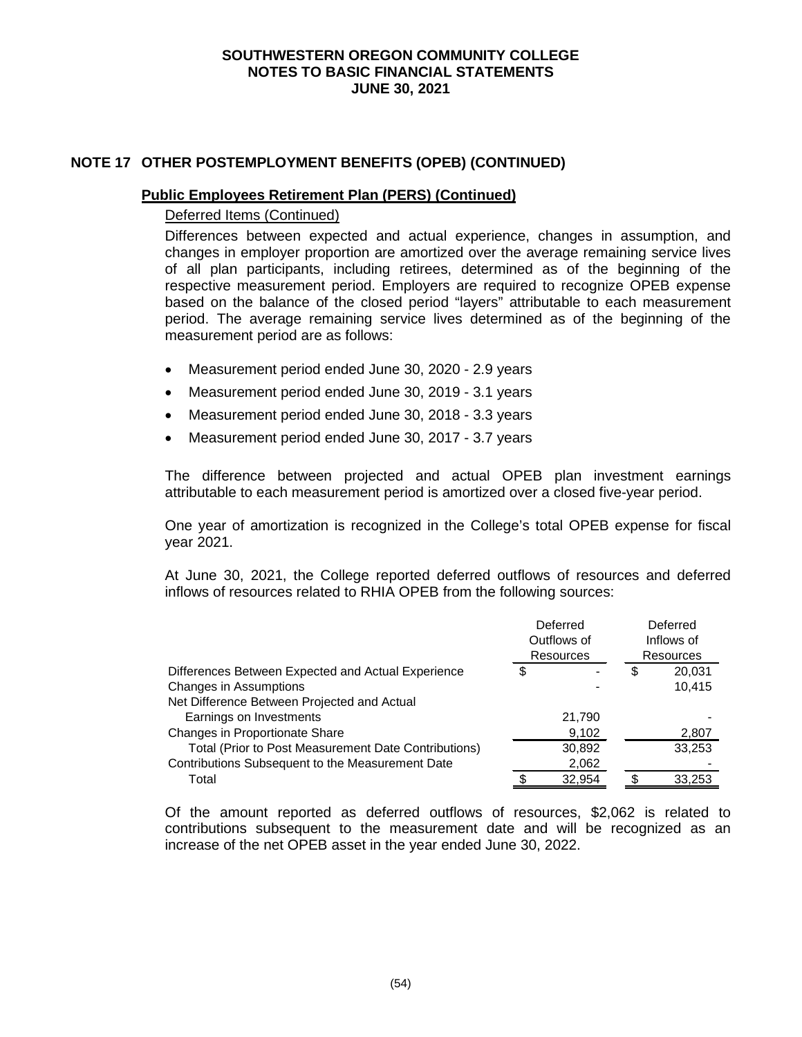## NOTE 17 OTHER POSTEMPLOYMENT BENEFITS (OPEB) (CONTINUED)

**Public Employees Retirement Plan (PERS) (Continued)**

Deferred Items (Continued)

Differences between expected and actual experience, changes in assumption, and changes in employer proportion are amortized over the average remaining service lives of all plan participants, including retirees, determined as of the beginning of the respective measurement period. Employers are required to recognize OPEB expense based on the balance of the closed period "layers" attributable to each measurement period. The average remaining service lives determined as of the beginning of the measurement period are as follows:

- Measurement period ended June 30, 2020 - 2.9 years
- Measurement period ended June 30, 2019 - 3.1 years
- Measurement period ended June 30, 2018 - 3.3 years
- Measurement period ended June 30, 2017 - 3.7 years

The difference between projected and actual OPEB plan investment earnings attributable to each measurement period is amortized over a closed five-year period.

One year of amortization is recognized in the College's total OPEB expense for fiscal year 2021.

At June 30, 2021, the College reported deferred outflows of resources and deferred inflows of resources related to RHIA OPEB from the following sources:

| | Deferred Outflows of Resources | Deferred Inflows of Resources |
|---|---|---|
| Differences Between Expected and Actual Experience | $ - | $ 20,031 |
| Changes in Assumptions | - | 10,415 |
| Net Difference Between Projected and Actual Earnings on Investments | 21,790 | - |
| Changes in Proportionate Share | 9,102 | 2,807 |
| Total (Prior to Post Measurement Date Contributions) | 30,892 | 33,253 |
| Contributions Subsequent to the Measurement Date | 2,062 | - |
| Total | $ 32,954 | $ 33,253 |

Of the amount reported as deferred outflows of resources, $2,062 is related to contributions subsequent to the measurement date and will be recognized as an increase of the net OPEB asset in the year ended June 30, 2022.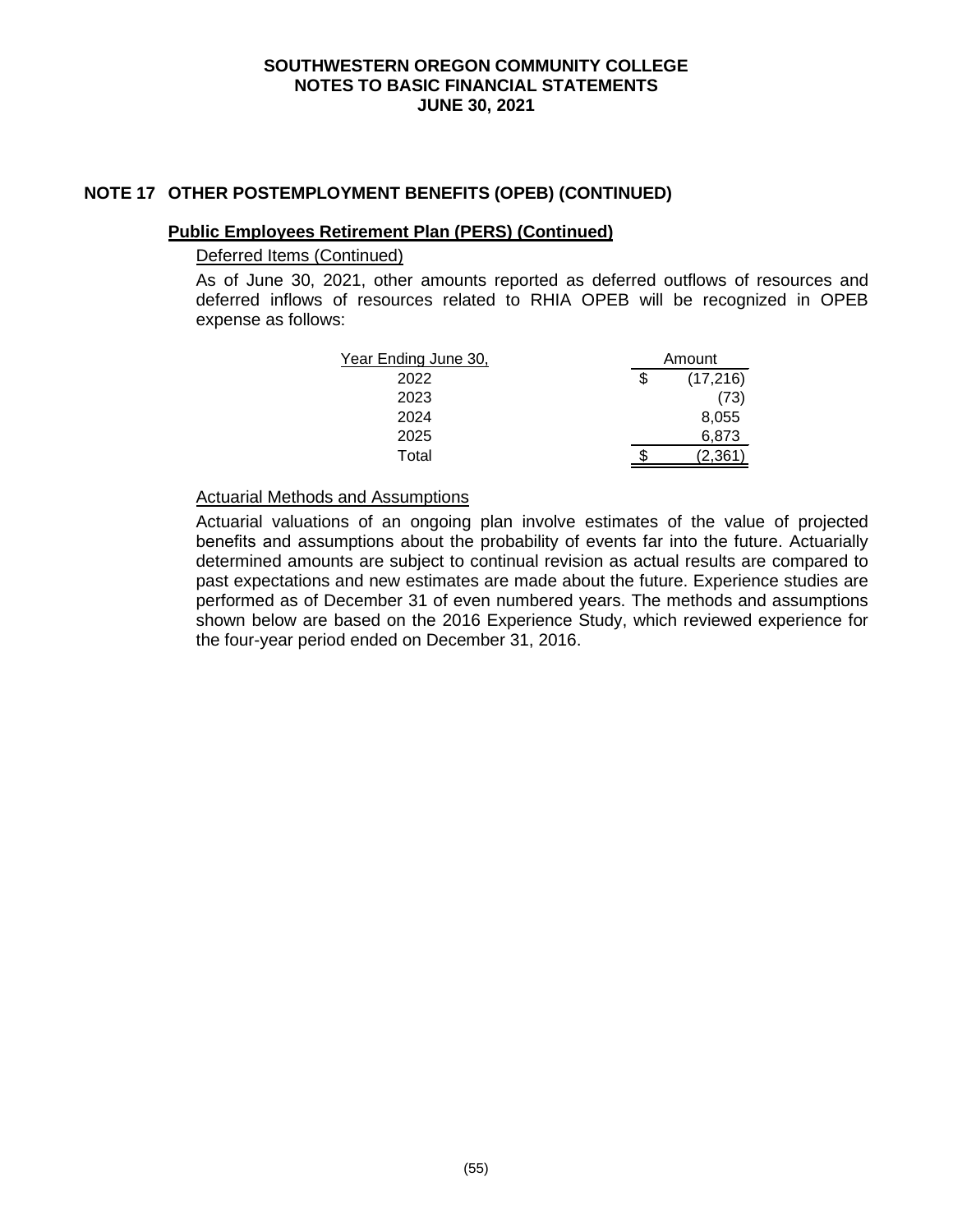## NOTE 17 OTHER POSTEMPLOYMENT BENEFITS (OPEB) (CONTINUED)

### Public Employees Retirement Plan (PERS) (Continued)

Deferred Items (Continued)

As of June 30, 2021, other amounts reported as deferred outflows of resources and deferred inflows of resources related to RHIA OPEB will be recognized in OPEB expense as follows:

| Year Ending June 30, | Amount |
|---|---|
| 2022 | $ (17,216) |
| 2023 | (73) |
| 2024 | 8,055 |
| 2025 | 6,873 |
| Total | $ (2,361) |

Actuarial Methods and Assumptions

Actuarial valuations of an ongoing plan involve estimates of the value of projected benefits and assumptions about the probability of events far into the future. Actuarially determined amounts are subject to continual revision as actual results are compared to past expectations and new estimates are made about the future. Experience studies are performed as of December 31 of even numbered years. The methods and assumptions shown below are based on the 2016 Experience Study, which reviewed experience for the four-year period ended on December 31, 2016.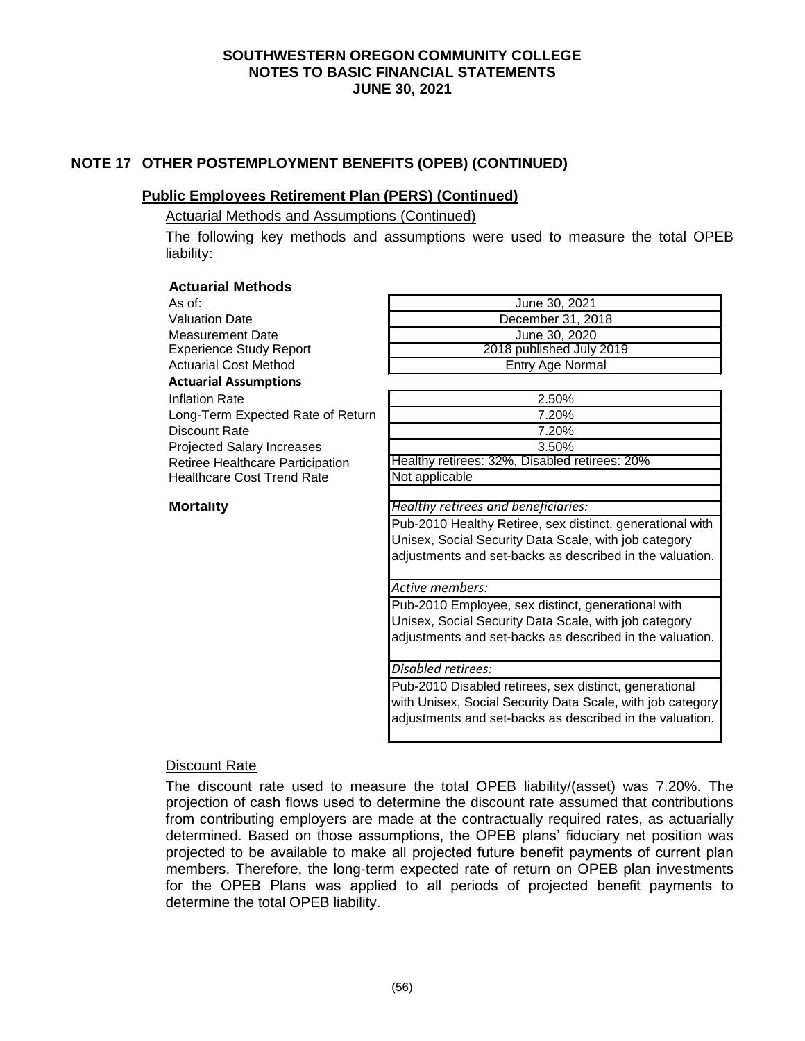## NOTE 17 OTHER POSTEMPLOYMENT BENEFITS (OPEB) (CONTINUED)

### Public Employees Retirement Plan (PERS) (Continued)

Actuarial Methods and Assumptions (Continued)

The following key methods and assumptions were used to measure the total OPEB liability:

| **Actuarial Methods** | |
|---|---|
| As of: | June 30, 2021 |
| Valuation Date | December 31, 2018 |
| Measurement Date | June 30, 2020 |
| Experience Study Report | 2018 published July 2019 |
| Actuarial Cost Method | Entry Age Normal |
| **Actuarial Assumptions** | |
| Inflation Rate | 2.50% |
| Long-Term Expected Rate of Return | 7.20% |
| Discount Rate | 7.20% |
| Projected Salary Increases | 3.50% |
| Retiree Healthcare Participation | Healthy retirees: 32%, Disabled retirees: 20% |
| Healthcare Cost Trend Rate | Not applicable |
| **Mortality** | *Healthy retirees and beneficiaries:* |
| | Pub-2010 Healthy Retiree, sex distinct, generational with Unisex, Social Security Data Scale, with job category adjustments and set-backs as described in the valuation. |
| | *Active members:* |
| | Pub-2010 Employee, sex distinct, generational with Unisex, Social Security Data Scale, with job category adjustments and set-backs as described in the valuation. |
| | *Disabled retirees:* |
| | Pub-2010 Disabled retirees, sex distinct, generational with Unisex, Social Security Data Scale, with job category adjustments and set-backs as described in the valuation. |

Discount Rate

The discount rate used to measure the total OPEB liability/(asset) was 7.20%. The projection of cash flows used to determine the discount rate assumed that contributions from contributing employers are made at the contractually required rates, as actuarially determined. Based on those assumptions, the OPEB plans' fiduciary net position was projected to be available to make all projected future benefit payments of current plan members. Therefore, the long-term expected rate of return on OPEB plan investments for the OPEB Plans was applied to all periods of projected benefit payments to determine the total OPEB liability.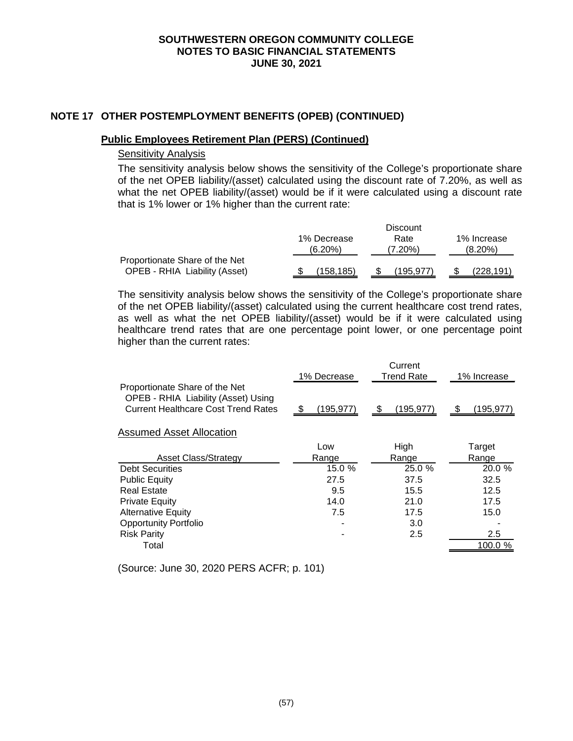# SOUTHWESTERN OREGON COMMUNITY COLLEGE
## NOTES TO BASIC FINANCIAL STATEMENTS
## JUNE 30, 2021

## NOTE 17 OTHER POSTEMPLOYMENT BENEFITS (OPEB) (CONTINUED)

### Public Employees Retirement Plan (PERS) (Continued)

#### Sensitivity Analysis

The sensitivity analysis below shows the sensitivity of the College's proportionate share of the net OPEB liability/(asset) calculated using the discount rate of 7.20%, as well as what the net OPEB liability/(asset) would be if it were calculated using a discount rate that is 1% lower or 1% higher than the current rate:

| | 1% Decrease (6.20%) | Discount Rate (7.20%) | 1% Increase (8.20%) |
|---|---|---|---|
| Proportionate Share of the Net OPEB - RHIA Liability (Asset) | $ (158,185) | $ (195,977) | $ (228,191) |

The sensitivity analysis below shows the sensitivity of the College's proportionate share of the net OPEB liability/(asset) calculated using the current healthcare cost trend rates, as well as what the net OPEB liability/(asset) would be if it were calculated using healthcare trend rates that are one percentage point lower, or one percentage point higher than the current rates:

| | 1% Decrease | Current Trend Rate | 1% Increase |
|---|---|---|---|
| Proportionate Share of the Net OPEB - RHIA Liability (Asset) Using Current Healthcare Cost Trend Rates | $ (195,977) | $ (195,977) | $ (195,977) |

#### Assumed Asset Allocation

| Asset Class/Strategy | Low Range | High Range | Target Range |
|---|---|---|---|
| Debt Securities | 15.0 % | 25.0 % | 20.0 % |
| Public Equity | 27.5 | 37.5 | 32.5 |
| Real Estate | 9.5 | 15.5 | 12.5 |
| Private Equity | 14.0 | 21.0 | 17.5 |
| Alternative Equity | 7.5 | 17.5 | 15.0 |
| Opportunity Portfolio | - | 3.0 | - |
| Risk Parity | - | 2.5 | 2.5 |
| Total | | | 100.0 % |

(Source: June 30, 2020 PERS ACFR; p. 101)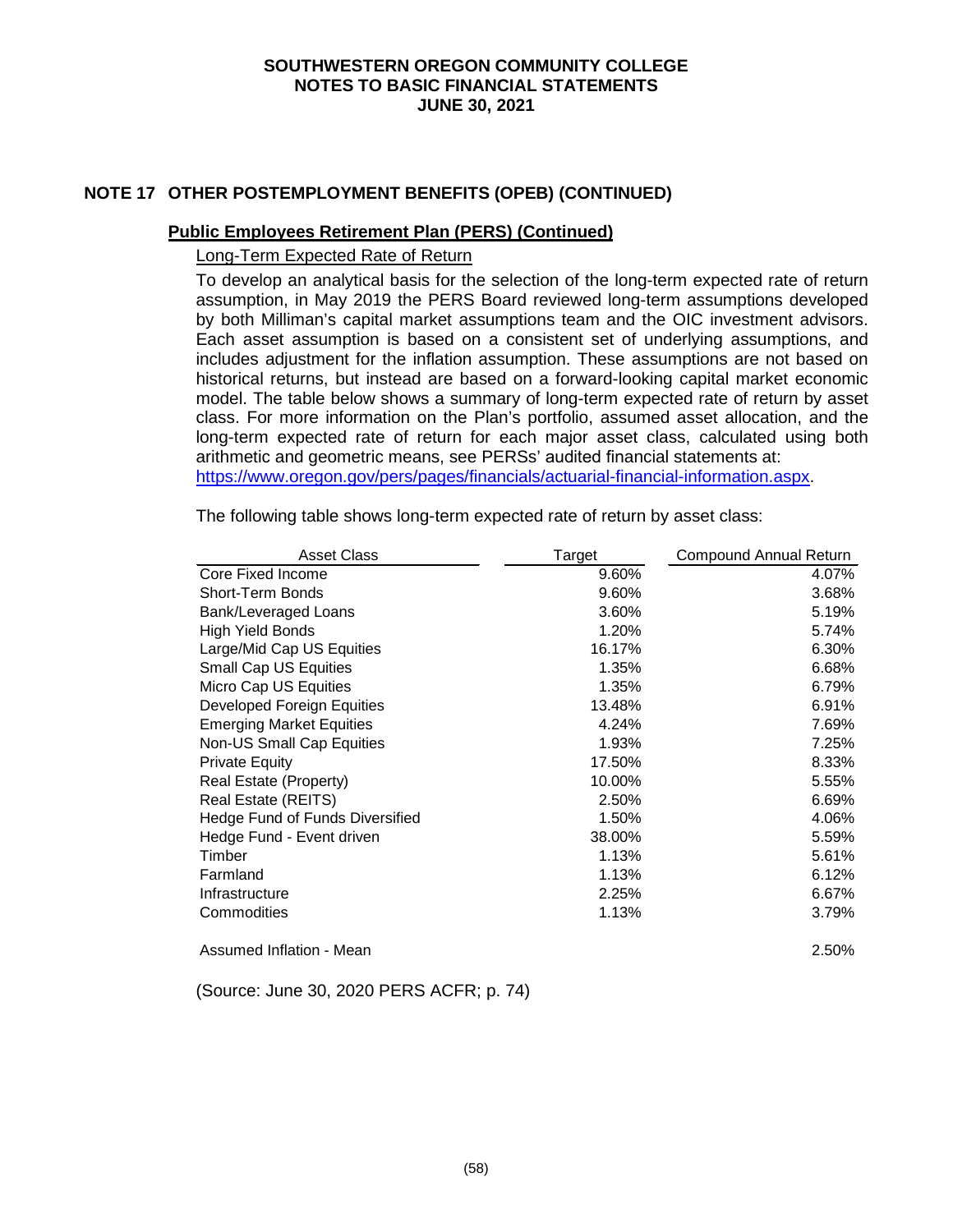# SOUTHWESTERN OREGON COMMUNITY COLLEGE
# NOTES TO BASIC FINANCIAL STATEMENTS
# JUNE 30, 2021

## NOTE 17 OTHER POSTEMPLOYMENT BENEFITS (OPEB) (CONTINUED)

### Public Employees Retirement Plan (PERS) (Continued)

Long-Term Expected Rate of Return

To develop an analytical basis for the selection of the long-term expected rate of return assumption, in May 2019 the PERS Board reviewed long-term assumptions developed by both Milliman's capital market assumptions team and the OIC investment advisors. Each asset assumption is based on a consistent set of underlying assumptions, and includes adjustment for the inflation assumption. These assumptions are not based on historical returns, but instead are based on a forward-looking capital market economic model. The table below shows a summary of long-term expected rate of return by asset class. For more information on the Plan's portfolio, assumed asset allocation, and the long-term expected rate of return for each major asset class, calculated using both arithmetic and geometric means, see PERSs' audited financial statements at: https://www.oregon.gov/pers/pages/financials/actuarial-financial-information.aspx.

The following table shows long-term expected rate of return by asset class:

| Asset Class | Target | Compound Annual Return |
|---|---|---|
| Core Fixed Income | 9.60% | 4.07% |
| Short-Term Bonds | 9.60% | 3.68% |
| Bank/Leveraged Loans | 3.60% | 5.19% |
| High Yield Bonds | 1.20% | 5.74% |
| Large/Mid Cap US Equities | 16.17% | 6.30% |
| Small Cap US Equities | 1.35% | 6.68% |
| Micro Cap US Equities | 1.35% | 6.79% |
| Developed Foreign Equities | 13.48% | 6.91% |
| Emerging Market Equities | 4.24% | 7.69% |
| Non-US Small Cap Equities | 1.93% | 7.25% |
| Private Equity | 17.50% | 8.33% |
| Real Estate (Property) | 10.00% | 5.55% |
| Real Estate (REITS) | 2.50% | 6.69% |
| Hedge Fund of Funds Diversified | 1.50% | 4.06% |
| Hedge Fund - Event driven | 38.00% | 5.59% |
| Timber | 1.13% | 5.61% |
| Farmland | 1.13% | 6.12% |
| Infrastructure | 2.25% | 6.67% |
| Commodities | 1.13% | 3.79% |
| | | |
| Assumed Inflation - Mean | | 2.50% |

(Source: June 30, 2020 PERS ACFR; p. 74)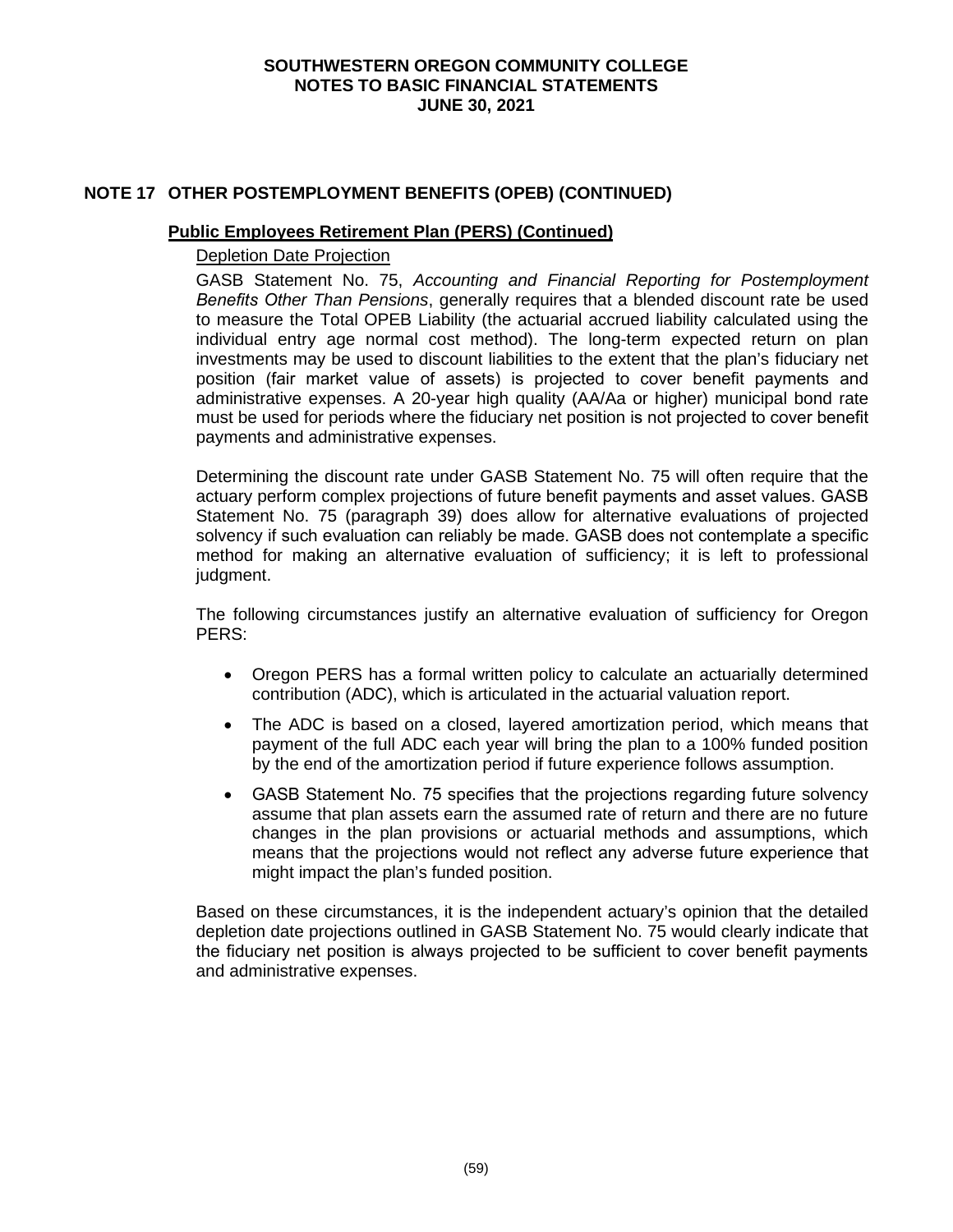## NOTE 17 OTHER POSTEMPLOYMENT BENEFITS (OPEB) (CONTINUED)

### Public Employees Retirement Plan (PERS) (Continued)

Depletion Date Projection

GASB Statement No. 75, *Accounting and Financial Reporting for Postemployment Benefits Other Than Pensions*, generally requires that a blended discount rate be used to measure the Total OPEB Liability (the actuarial accrued liability calculated using the individual entry age normal cost method). The long-term expected return on plan investments may be used to discount liabilities to the extent that the plan's fiduciary net position (fair market value of assets) is projected to cover benefit payments and administrative expenses. A 20-year high quality (AA/Aa or higher) municipal bond rate must be used for periods where the fiduciary net position is not projected to cover benefit payments and administrative expenses.

Determining the discount rate under GASB Statement No. 75 will often require that the actuary perform complex projections of future benefit payments and asset values. GASB Statement No. 75 (paragraph 39) does allow for alternative evaluations of projected solvency if such evaluation can reliably be made. GASB does not contemplate a specific method for making an alternative evaluation of sufficiency; it is left to professional judgment.

The following circumstances justify an alternative evaluation of sufficiency for Oregon PERS:

- Oregon PERS has a formal written policy to calculate an actuarially determined contribution (ADC), which is articulated in the actuarial valuation report.
- The ADC is based on a closed, layered amortization period, which means that payment of the full ADC each year will bring the plan to a 100% funded position by the end of the amortization period if future experience follows assumption.
- GASB Statement No. 75 specifies that the projections regarding future solvency assume that plan assets earn the assumed rate of return and there are no future changes in the plan provisions or actuarial methods and assumptions, which means that the projections would not reflect any adverse future experience that might impact the plan's funded position.

Based on these circumstances, it is the independent actuary's opinion that the detailed depletion date projections outlined in GASB Statement No. 75 would clearly indicate that the fiduciary net position is always projected to be sufficient to cover benefit payments and administrative expenses.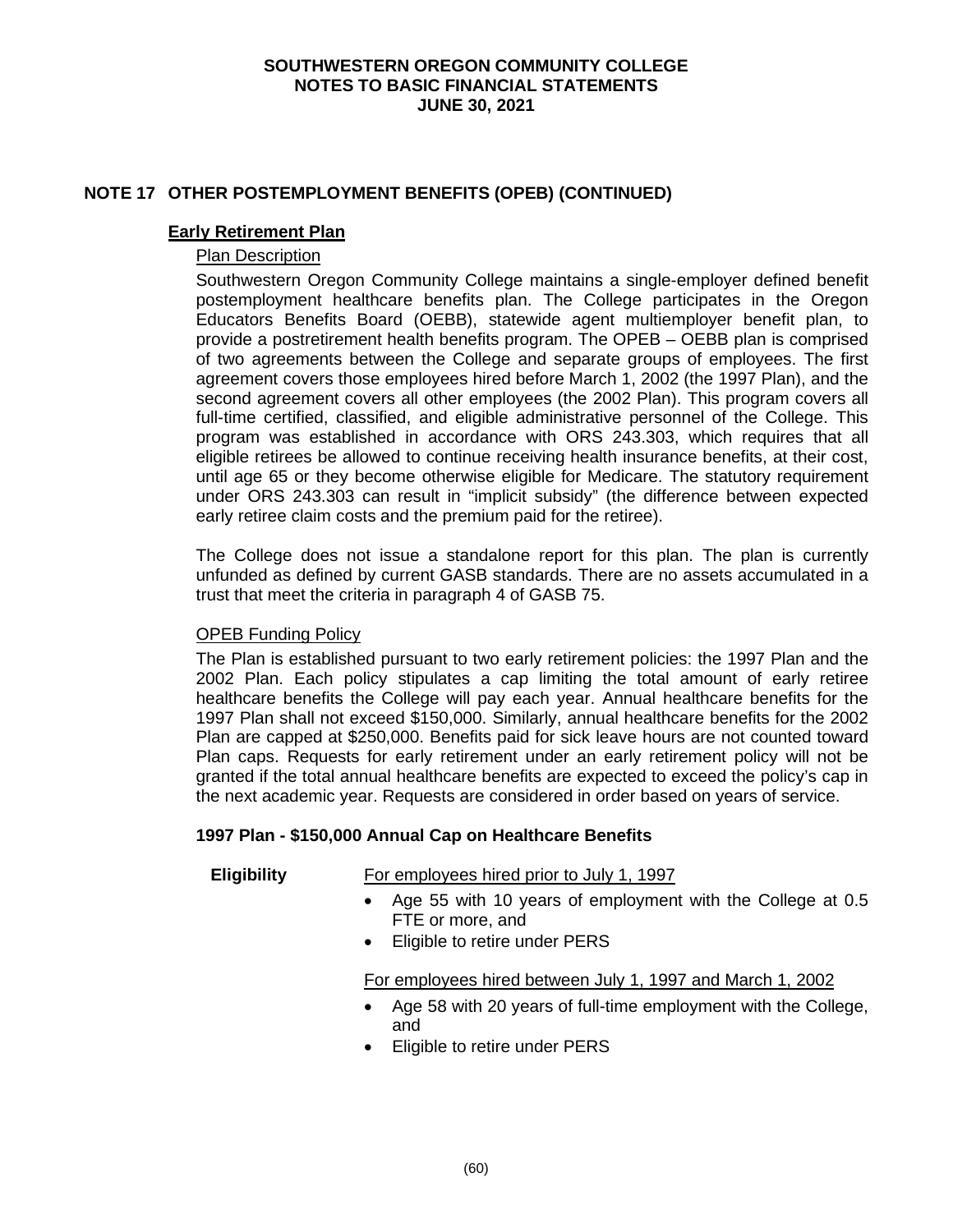## NOTE 17 OTHER POSTEMPLOYMENT BENEFITS (OPEB) (CONTINUED)

### Early Retirement Plan

#### Plan Description

Southwestern Oregon Community College maintains a single-employer defined benefit postemployment healthcare benefits plan. The College participates in the Oregon Educators Benefits Board (OEBB), statewide agent multiemployer benefit plan, to provide a postretirement health benefits program. The OPEB – OEBB plan is comprised of two agreements between the College and separate groups of employees. The first agreement covers those employees hired before March 1, 2002 (the 1997 Plan), and the second agreement covers all other employees (the 2002 Plan). This program covers all full-time certified, classified, and eligible administrative personnel of the College. This program was established in accordance with ORS 243.303, which requires that all eligible retirees be allowed to continue receiving health insurance benefits, at their cost, until age 65 or they become otherwise eligible for Medicare. The statutory requirement under ORS 243.303 can result in "implicit subsidy" (the difference between expected early retiree claim costs and the premium paid for the retiree).

The College does not issue a standalone report for this plan. The plan is currently unfunded as defined by current GASB standards. There are no assets accumulated in a trust that meet the criteria in paragraph 4 of GASB 75.

#### OPEB Funding Policy

The Plan is established pursuant to two early retirement policies: the 1997 Plan and the 2002 Plan. Each policy stipulates a cap limiting the total amount of early retiree healthcare benefits the College will pay each year. Annual healthcare benefits for the 1997 Plan shall not exceed $150,000. Similarly, annual healthcare benefits for the 2002 Plan are capped at $250,000. Benefits paid for sick leave hours are not counted toward Plan caps. Requests for early retirement under an early retirement policy will not be granted if the total annual healthcare benefits are expected to exceed the policy's cap in the next academic year. Requests are considered in order based on years of service.

**1997 Plan - $150,000 Annual Cap on Healthcare Benefits**

**Eligibility**

For employees hired prior to July 1, 1997

- Age 55 with 10 years of employment with the College at 0.5 FTE or more, and
- Eligible to retire under PERS

For employees hired between July 1, 1997 and March 1, 2002

- Age 58 with 20 years of full-time employment with the College, and
- Eligible to retire under PERS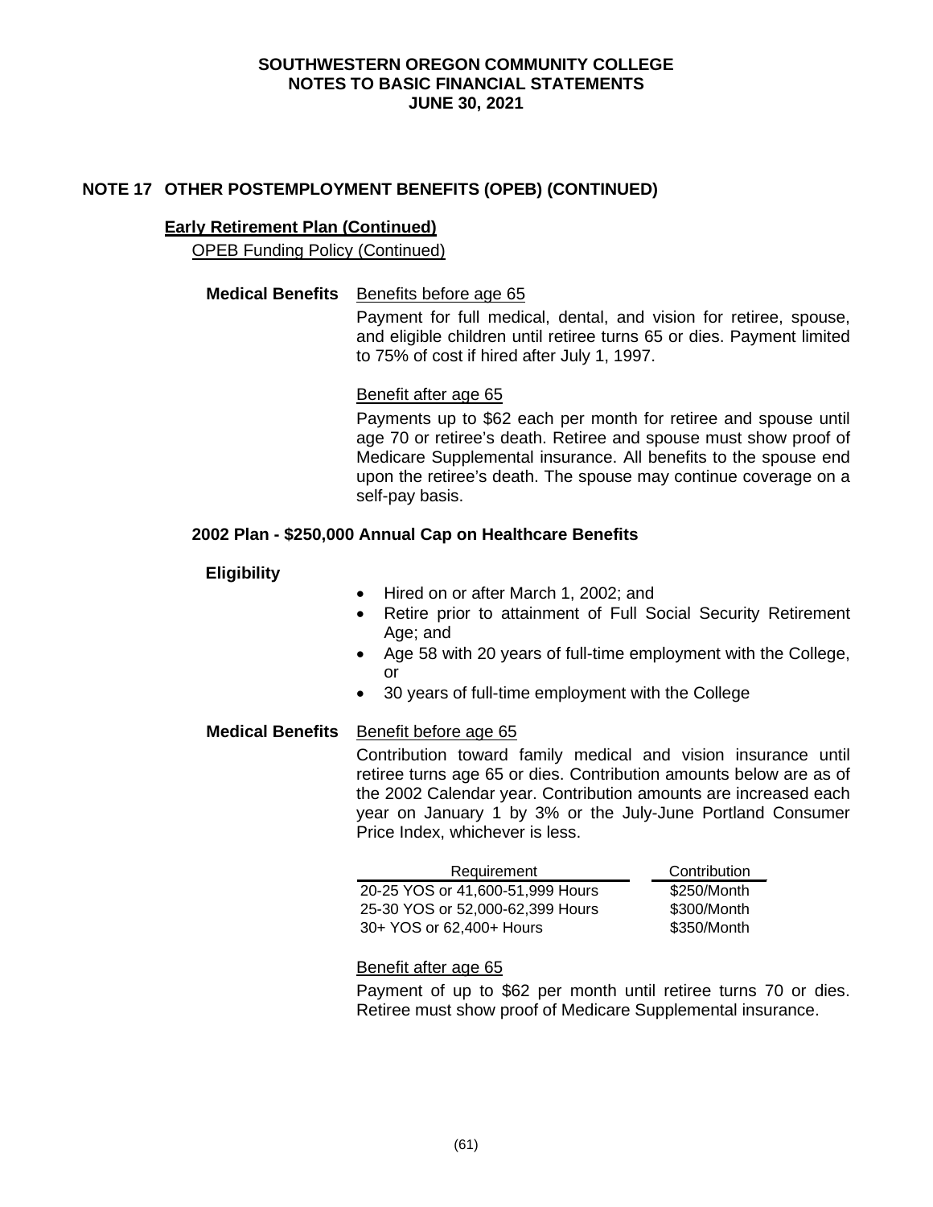## NOTE 17 OTHER POSTEMPLOYMENT BENEFITS (OPEB) (CONTINUED)

**Early Retirement Plan (Continued)**

OPEB Funding Policy (Continued)

**Medical Benefits**

Benefits before age 65

Payment for full medical, dental, and vision for retiree, spouse, and eligible children until retiree turns 65 or dies. Payment limited to 75% of cost if hired after July 1, 1997.

Benefit after age 65

Payments up to $62 each per month for retiree and spouse until age 70 or retiree's death. Retiree and spouse must show proof of Medicare Supplemental insurance. All benefits to the spouse end upon the retiree's death. The spouse may continue coverage on a self-pay basis.

**2002 Plan - $250,000 Annual Cap on Healthcare Benefits**

**Eligibility**

- Hired on or after March 1, 2002; and
- Retire prior to attainment of Full Social Security Retirement Age; and
- Age 58 with 20 years of full-time employment with the College, or
- 30 years of full-time employment with the College

**Medical Benefits**

Benefit before age 65

Contribution toward family medical and vision insurance until retiree turns age 65 or dies. Contribution amounts below are as of the 2002 Calendar year. Contribution amounts are increased each year on January 1 by 3% or the July-June Portland Consumer Price Index, whichever is less.

| Requirement | Contribution |
|---|---|
| 20-25 YOS or 41,600-51,999 Hours | $250/Month |
| 25-30 YOS or 52,000-62,399 Hours | $300/Month |
| 30+ YOS or 62,400+ Hours | $350/Month |

Benefit after age 65

Payment of up to $62 per month until retiree turns 70 or dies. Retiree must show proof of Medicare Supplemental insurance.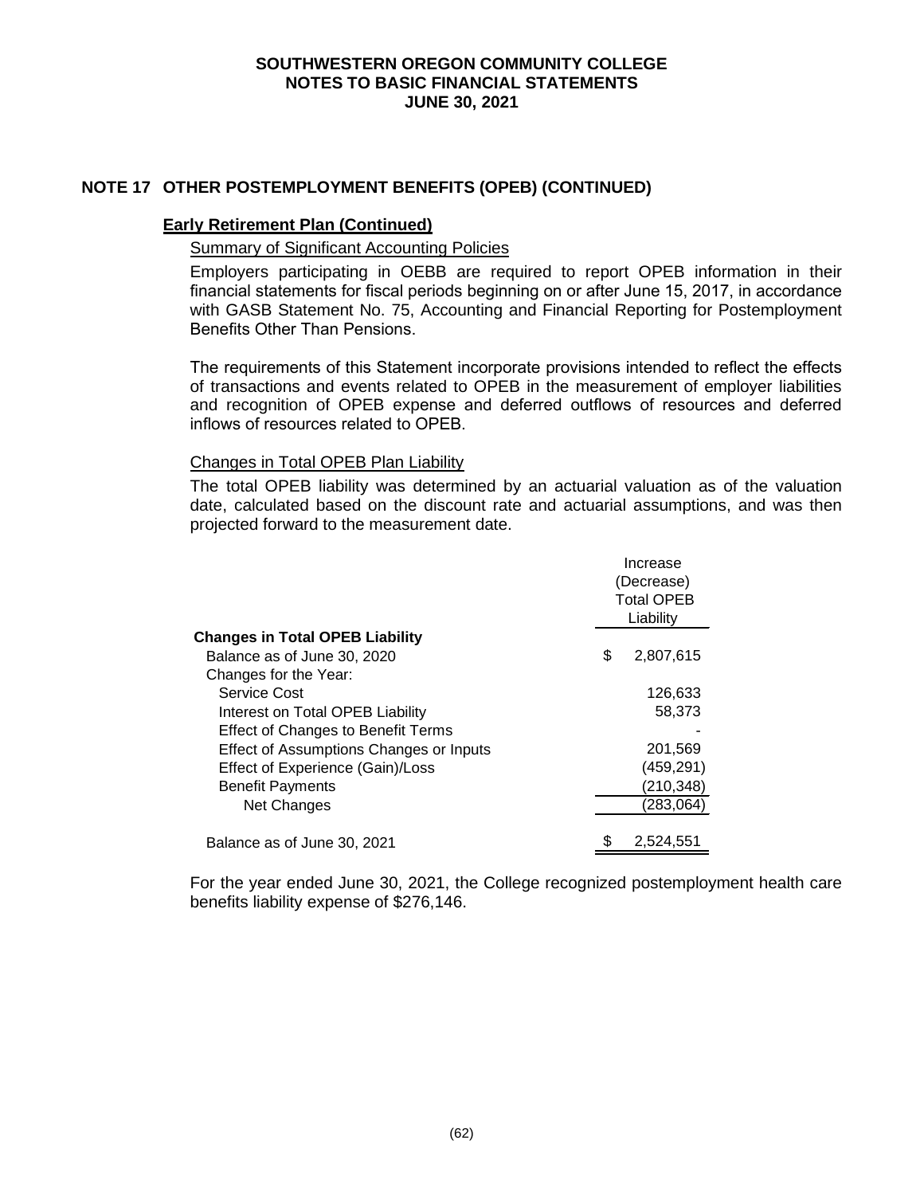# SOUTHWESTERN OREGON COMMUNITY COLLEGE
# NOTES TO BASIC FINANCIAL STATEMENTS
# JUNE 30, 2021

## NOTE 17 OTHER POSTEMPLOYMENT BENEFITS (OPEB) (CONTINUED)

### Early Retirement Plan (Continued)

Summary of Significant Accounting Policies

Employers participating in OEBB are required to report OPEB information in their financial statements for fiscal periods beginning on or after June 15, 2017, in accordance with GASB Statement No. 75, Accounting and Financial Reporting for Postemployment Benefits Other Than Pensions.

The requirements of this Statement incorporate provisions intended to reflect the effects of transactions and events related to OPEB in the measurement of employer liabilities and recognition of OPEB expense and deferred outflows of resources and deferred inflows of resources related to OPEB.

Changes in Total OPEB Plan Liability

The total OPEB liability was determined by an actuarial valuation as of the valuation date, calculated based on the discount rate and actuarial assumptions, and was then projected forward to the measurement date.

| | Increase (Decrease) Total OPEB Liability |
|---|---|
| **Changes in Total OPEB Liability** | |
| Balance as of June 30, 2020 | $ 2,807,615 |
| Changes for the Year: | |
| Service Cost | 126,633 |
| Interest on Total OPEB Liability | 58,373 |
| Effect of Changes to Benefit Terms | - |
| Effect of Assumptions Changes or Inputs | 201,569 |
| Effect of Experience (Gain)/Loss | (459,291) |
| Benefit Payments | (210,348) |
| Net Changes | (283,064) |
| Balance as of June 30, 2021 | $ 2,524,551 |

For the year ended June 30, 2021, the College recognized postemployment health care benefits liability expense of $276,146.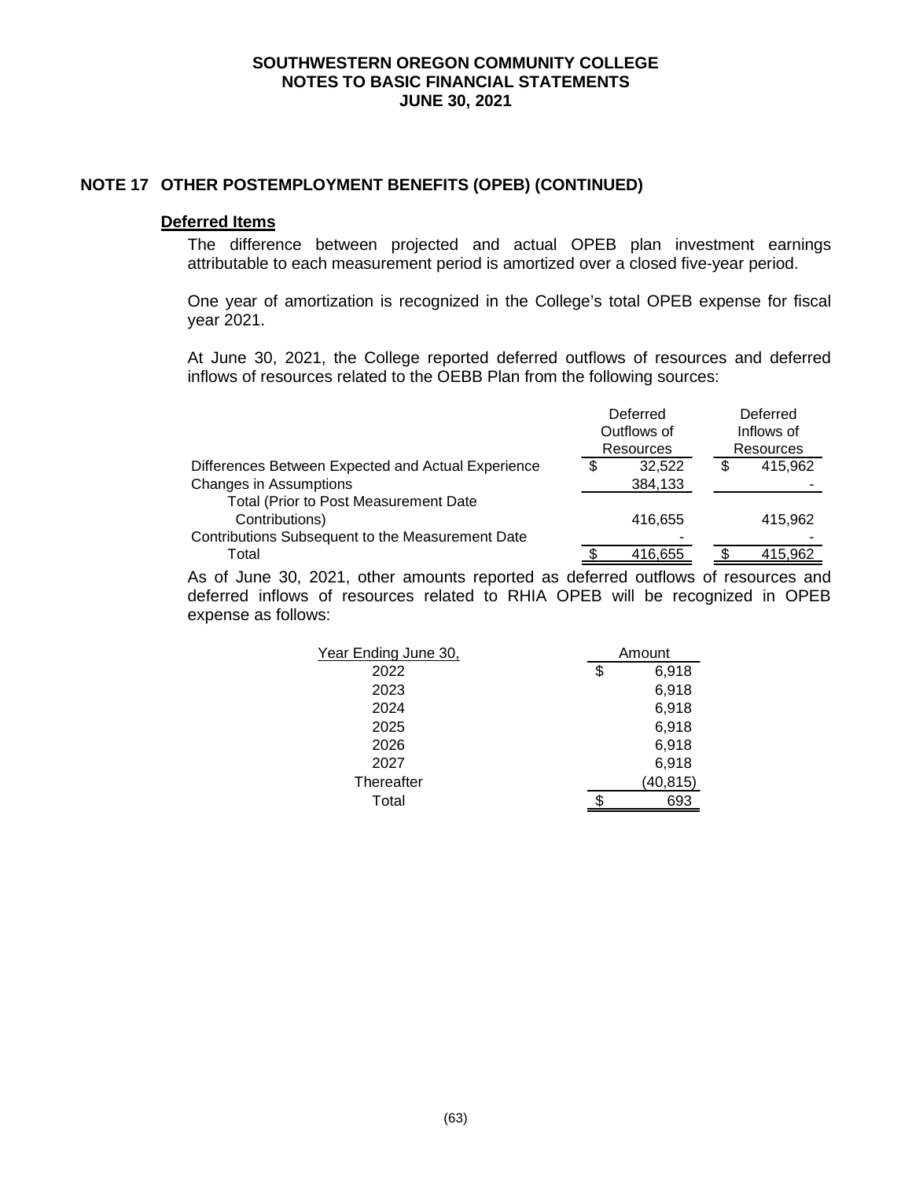## NOTE 17 OTHER POSTEMPLOYMENT BENEFITS (OPEB) (CONTINUED)

**Deferred Items**

The difference between projected and actual OPEB plan investment earnings attributable to each measurement period is amortized over a closed five-year period.

One year of amortization is recognized in the College's total OPEB expense for fiscal year 2021.

At June 30, 2021, the College reported deferred outflows of resources and deferred inflows of resources related to the OEBB Plan from the following sources:

| | Deferred Outflows of Resources | Deferred Inflows of Resources |
|---|---|---|
| Differences Between Expected and Actual Experience | $ 32,522 | $ 415,962 |
| Changes in Assumptions | 384,133 | - |
| Total (Prior to Post Measurement Date Contributions) | 416,655 | 415,962 |
| Contributions Subsequent to the Measurement Date | - | - |
| Total | $ 416,655 | $ 415,962 |

As of June 30, 2021, other amounts reported as deferred outflows of resources and deferred inflows of resources related to RHIA OPEB will be recognized in OPEB expense as follows:

| Year Ending June 30, | Amount |
|---|---|
| 2022 | $ 6,918 |
| 2023 | 6,918 |
| 2024 | 6,918 |
| 2025 | 6,918 |
| 2026 | 6,918 |
| 2027 | 6,918 |
| Thereafter | (40,815) |
| Total | $ 693 |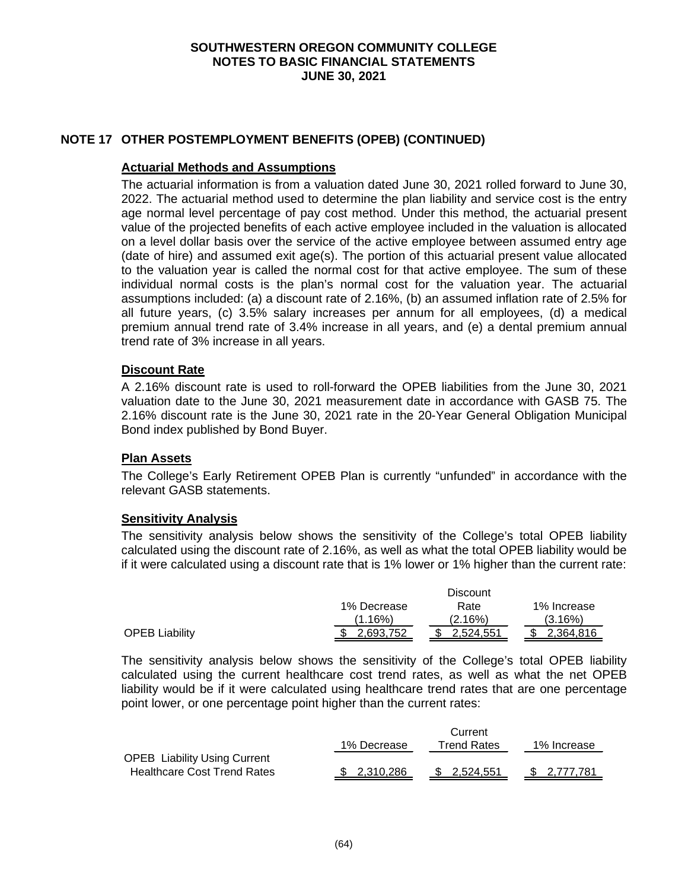## NOTE 17 OTHER POSTEMPLOYMENT BENEFITS (OPEB) (CONTINUED)

### Actuarial Methods and Assumptions

The actuarial information is from a valuation dated June 30, 2021 rolled forward to June 30, 2022. The actuarial method used to determine the plan liability and service cost is the entry age normal level percentage of pay cost method. Under this method, the actuarial present value of the projected benefits of each active employee included in the valuation is allocated on a level dollar basis over the service of the active employee between assumed entry age (date of hire) and assumed exit age(s). The portion of this actuarial present value allocated to the valuation year is called the normal cost for that active employee. The sum of these individual normal costs is the plan's normal cost for the valuation year. The actuarial assumptions included: (a) a discount rate of 2.16%, (b) an assumed inflation rate of 2.5% for all future years, (c) 3.5% salary increases per annum for all employees, (d) a medical premium annual trend rate of 3.4% increase in all years, and (e) a dental premium annual trend rate of 3% increase in all years.

### Discount Rate

A 2.16% discount rate is used to roll-forward the OPEB liabilities from the June 30, 2021 valuation date to the June 30, 2021 measurement date in accordance with GASB 75. The 2.16% discount rate is the June 30, 2021 rate in the 20-Year General Obligation Municipal Bond index published by Bond Buyer.

### Plan Assets

The College's Early Retirement OPEB Plan is currently "unfunded" in accordance with the relevant GASB statements.

### Sensitivity Analysis

The sensitivity analysis below shows the sensitivity of the College's total OPEB liability calculated using the discount rate of 2.16%, as well as what the total OPEB liability would be if it were calculated using a discount rate that is 1% lower or 1% higher than the current rate:

| | 1% Decrease (1.16%) | Discount Rate (2.16%) | 1% Increase (3.16%) |
|---|---|---|---|
| OPEB Liability | $ 2,693,752 | $ 2,524,551 | $ 2,364,816 |

The sensitivity analysis below shows the sensitivity of the College's total OPEB liability calculated using the current healthcare cost trend rates, as well as what the net OPEB liability would be if it were calculated using healthcare trend rates that are one percentage point lower, or one percentage point higher than the current rates:

| | 1% Decrease | Current Trend Rates | 1% Increase |
|---|---|---|---|
| OPEB Liability Using Current Healthcare Cost Trend Rates | $ 2,310,286 | $ 2,524,551 | $ 2,777,781 |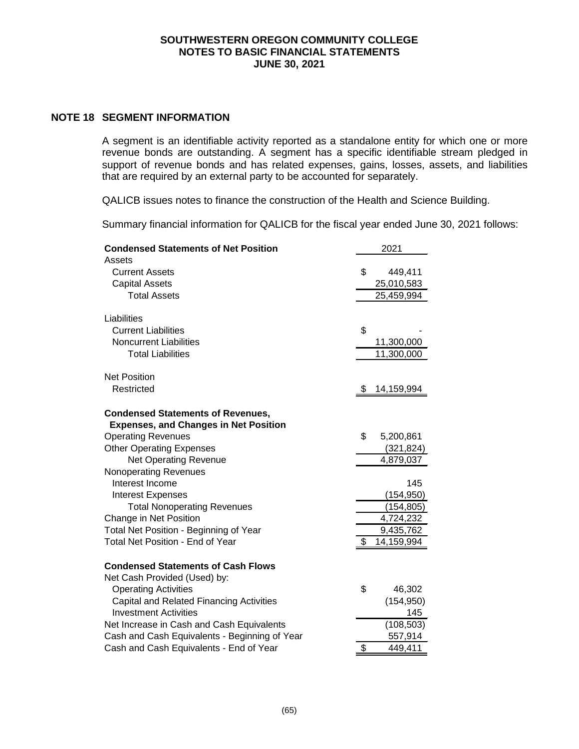## NOTE 18 SEGMENT INFORMATION

A segment is an identifiable activity reported as a standalone entity for which one or more revenue bonds are outstanding. A segment has a specific identifiable stream pledged in support of revenue bonds and has related expenses, gains, losses, assets, and liabilities that are required by an external party to be accounted for separately.

QALICB issues notes to finance the construction of the Health and Science Building.

Summary financial information for QALICB for the fiscal year ended June 30, 2021 follows:

| **Condensed Statements of Net Position** | 2021 |
|---|---|
| Assets | |
| Current Assets | $ 449,411 |
| Capital Assets | 25,010,583 |
| Total Assets | 25,459,994 |
| | |
| Liabilities | |
| Current Liabilities | $ - |
| Noncurrent Liabilities | 11,300,000 |
| Total Liabilities | 11,300,000 |
| | |
| Net Position | |
| Restricted | $ 14,159,994 |
| | |
| **Condensed Statements of Revenues, Expenses, and Changes in Net Position** | |
| Operating Revenues | $ 5,200,861 |
| Other Operating Expenses | (321,824) |
| Net Operating Revenue | 4,879,037 |
| Nonoperating Revenues | |
| Interest Income | 145 |
| Interest Expenses | (154,950) |
| Total Nonoperating Revenues | (154,805) |
| Change in Net Position | 4,724,232 |
| Total Net Position - Beginning of Year | 9,435,762 |
| Total Net Position - End of Year | $ 14,159,994 |
| | |
| **Condensed Statements of Cash Flows** | |
| Net Cash Provided (Used) by: | |
| Operating Activities | $ 46,302 |
| Capital and Related Financing Activities | (154,950) |
| Investment Activities | 145 |
| Net Increase in Cash and Cash Equivalents | (108,503) |
| Cash and Cash Equivalents - Beginning of Year | 557,914 |
| Cash and Cash Equivalents - End of Year | $ 449,411 |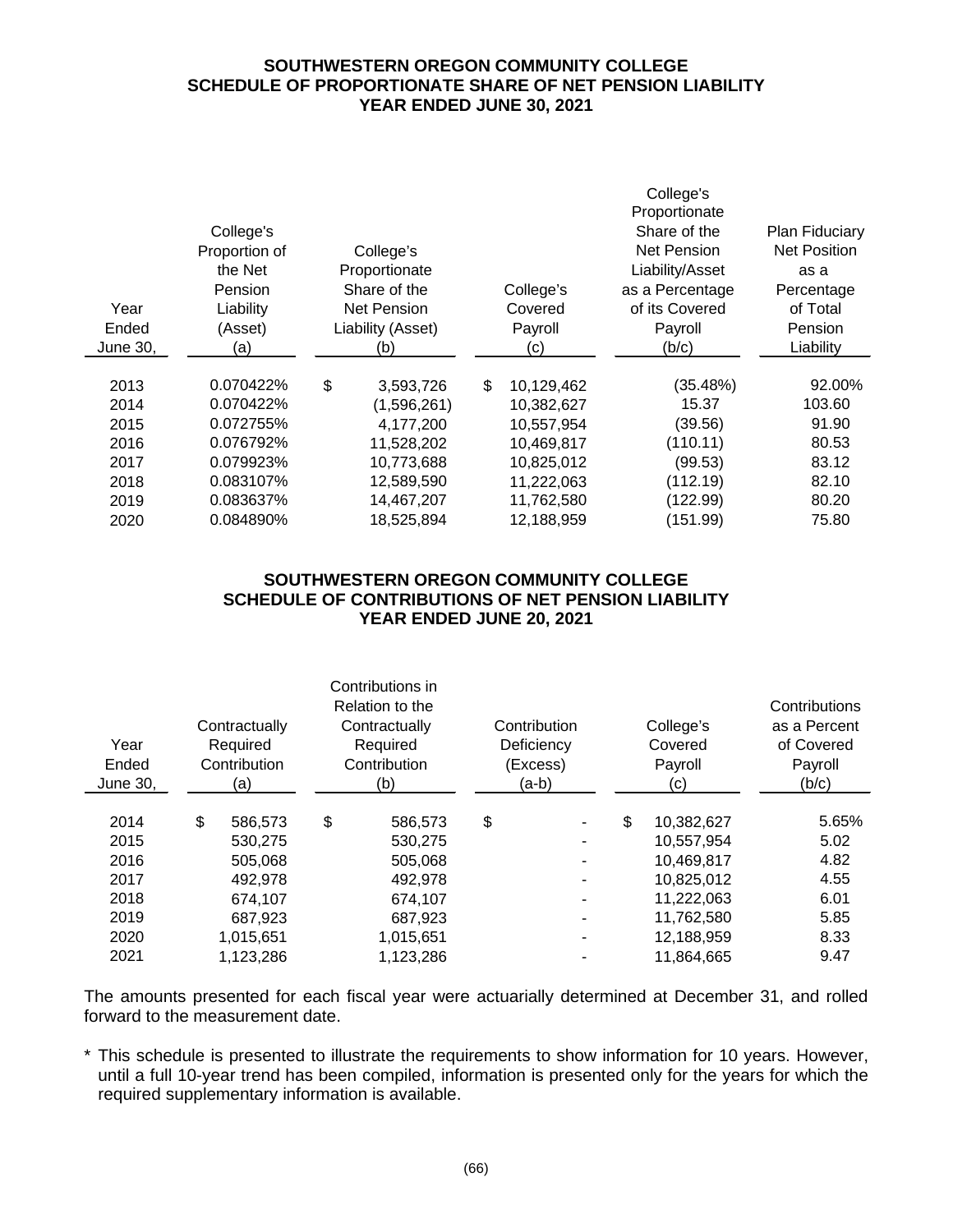# SOUTHWESTERN OREGON COMMUNITY COLLEGE
## SCHEDULE OF PROPORTIONATE SHARE OF NET PENSION LIABILITY
## YEAR ENDED JUNE 30, 2021

| Year Ended June 30, | College's Proportion of the Net Pension Liability (Asset) (a) | College's Proportionate Share of the Net Pension Liability (Asset) (b) | College's Covered Payroll (c) | College's Proportionate Share of the Net Pension Liability/Asset as a Percentage of its Covered Payroll (b/c) | Plan Fiduciary Net Position as a Percentage of Total Pension Liability |
|---|---|---|---|---|---|
| 2013 | 0.070422% | $ 3,593,726 | $ 10,129,462 | (35.48%) | 92.00% |
| 2014 | 0.070422% | (1,596,261) | 10,382,627 | 15.37 | 103.60 |
| 2015 | 0.072755% | 4,177,200 | 10,557,954 | (39.56) | 91.90 |
| 2016 | 0.076792% | 11,528,202 | 10,469,817 | (110.11) | 80.53 |
| 2017 | 0.079923% | 10,773,688 | 10,825,012 | (99.53) | 83.12 |
| 2018 | 0.083107% | 12,589,590 | 11,222,063 | (112.19) | 82.10 |
| 2019 | 0.083637% | 14,467,207 | 11,762,580 | (122.99) | 80.20 |
| 2020 | 0.084890% | 18,525,894 | 12,188,959 | (151.99) | 75.80 |

# SOUTHWESTERN OREGON COMMUNITY COLLEGE
## SCHEDULE OF CONTRIBUTIONS OF NET PENSION LIABILITY
## YEAR ENDED JUNE 20, 2021

| Year Ended June 30, | Contractually Required Contribution (a) | Contributions in Relation to the Contractually Required Contribution (b) | Contribution Deficiency (Excess) (a-b) | College's Covered Payroll (c) | Contributions as a Percent of Covered Payroll (b/c) |
|---|---|---|---|---|---|
| 2014 | $ 586,573 | $ 586,573 | $ - | $ 10,382,627 | 5.65% |
| 2015 | 530,275 | 530,275 | - | 10,557,954 | 5.02 |
| 2016 | 505,068 | 505,068 | - | 10,469,817 | 4.82 |
| 2017 | 492,978 | 492,978 | - | 10,825,012 | 4.55 |
| 2018 | 674,107 | 674,107 | - | 11,222,063 | 6.01 |
| 2019 | 687,923 | 687,923 | - | 11,762,580 | 5.85 |
| 2020 | 1,015,651 | 1,015,651 | - | 12,188,959 | 8.33 |
| 2021 | 1,123,286 | 1,123,286 | - | 11,864,665 | 9.47 |

The amounts presented for each fiscal year were actuarially determined at December 31, and rolled forward to the measurement date.

\* This schedule is presented to illustrate the requirements to show information for 10 years. However, until a full 10-year trend has been compiled, information is presented only for the years for which the required supplementary information is available.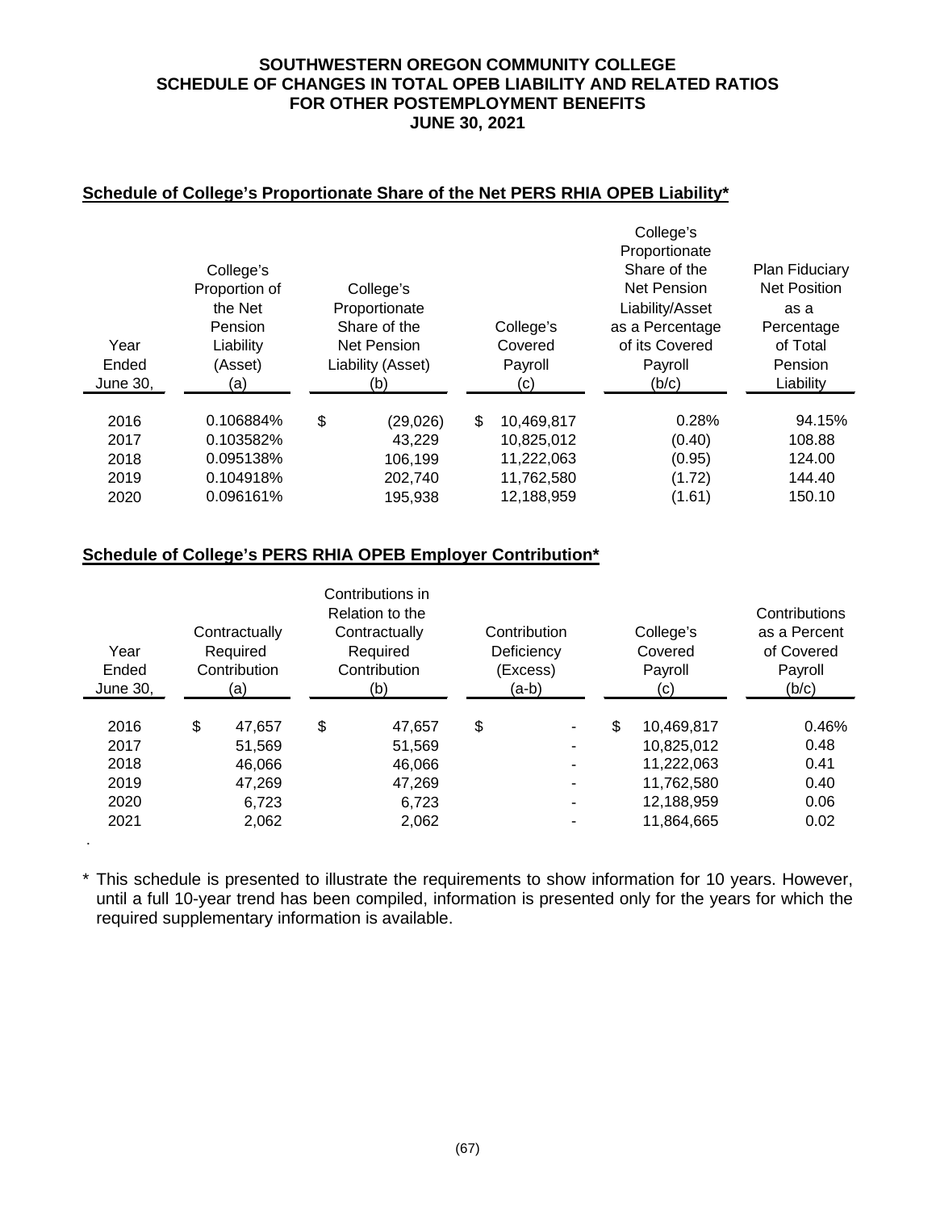**SOUTHWESTERN OREGON COMMUNITY COLLEGE**
**SCHEDULE OF CHANGES IN TOTAL OPEB LIABILITY AND RELATED RATIOS**
**FOR OTHER POSTEMPLOYMENT BENEFITS**
**JUNE 30, 2021**

## Schedule of College's Proportionate Share of the Net PERS RHIA OPEB Liability*

| Year Ended June 30, | College's Proportion of the Net Pension Liability (Asset) (a) | College's Proportionate Share of the Net Pension Liability (Asset) (b) | College's Covered Payroll (c) | College's Proportionate Share of the Net Pension Liability/Asset as a Percentage of its Covered Payroll (b/c) | Plan Fiduciary Net Position as a Percentage of Total Pension Liability |
|---|---|---|---|---|---|
| 2016 | 0.106884% | $ (29,026) | $ 10,469,817 | 0.28% | 94.15% |
| 2017 | 0.103582% | 43,229 | 10,825,012 | (0.40) | 108.88 |
| 2018 | 0.095138% | 106,199 | 11,222,063 | (0.95) | 124.00 |
| 2019 | 0.104918% | 202,740 | 11,762,580 | (1.72) | 144.40 |
| 2020 | 0.096161% | 195,938 | 12,188,959 | (1.61) | 150.10 |

## Schedule of College's PERS RHIA OPEB Employer Contribution*

| Year Ended June 30, | Contractually Required Contribution (a) | Contributions in Relation to the Contractually Required Contribution (b) | Contribution Deficiency (Excess) (a-b) | College's Covered Payroll (c) | Contributions as a Percent of Covered Payroll (b/c) |
|---|---|---|---|---|---|
| 2016 | $ 47,657 | $ 47,657 | $ - | $ 10,469,817 | 0.46% |
| 2017 | 51,569 | 51,569 | - | 10,825,012 | 0.48 |
| 2018 | 46,066 | 46,066 | - | 11,222,063 | 0.41 |
| 2019 | 47,269 | 47,269 | - | 11,762,580 | 0.40 |
| 2020 | 6,723 | 6,723 | - | 12,188,959 | 0.06 |
| 2021 | 2,062 | 2,062 | - | 11,864,665 | 0.02 |

\* This schedule is presented to illustrate the requirements to show information for 10 years. However, until a full 10-year trend has been compiled, information is presented only for the years for which the required supplementary information is available.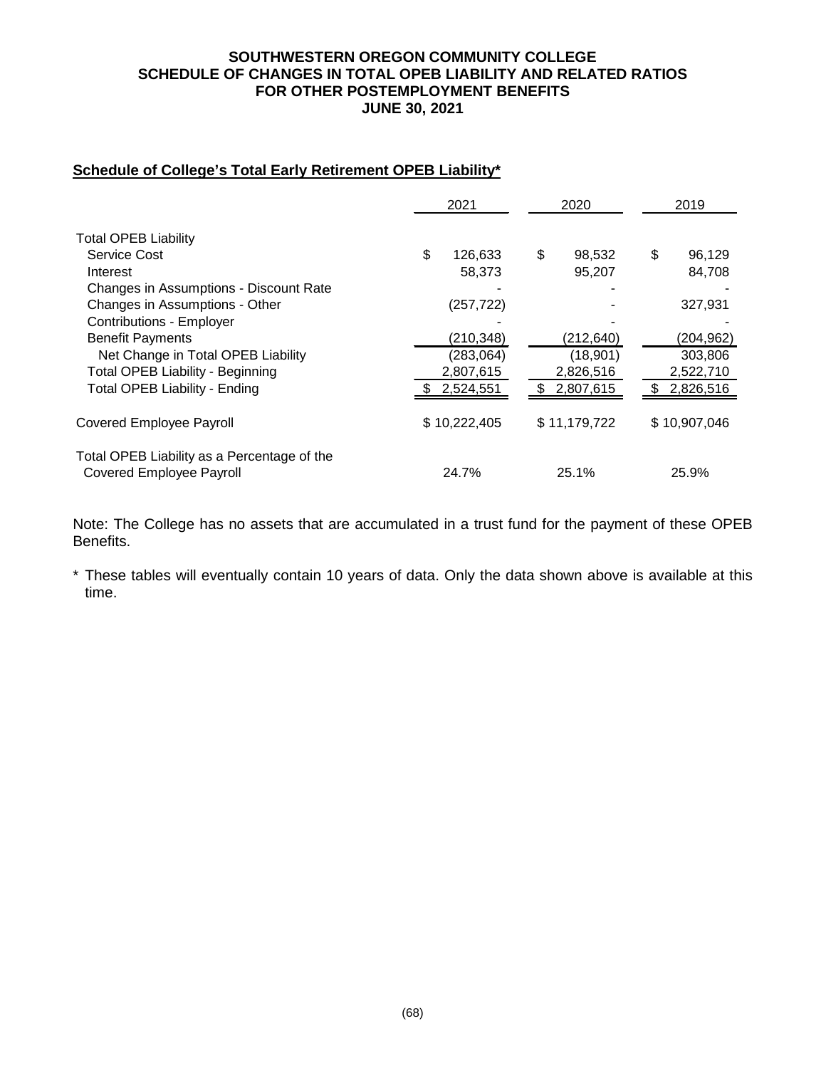**SOUTHWESTERN OREGON COMMUNITY COLLEGE**
**SCHEDULE OF CHANGES IN TOTAL OPEB LIABILITY AND RELATED RATIOS**
**FOR OTHER POSTEMPLOYMENT BENEFITS**
**JUNE 30, 2021**

**Schedule of College's Total Early Retirement OPEB Liability***

| | 2021 | 2020 | 2019 |
|---|---|---|---|
| Total OPEB Liability | | | |
| Service Cost | $ 126,633 | $ 98,532 | $ 96,129 |
| Interest | 58,373 | 95,207 | 84,708 |
| Changes in Assumptions - Discount Rate | - | - | - |
| Changes in Assumptions - Other | (257,722) | - | 327,931 |
| Contributions - Employer | - | - | - |
| Benefit Payments | (210,348) | (212,640) | (204,962) |
| Net Change in Total OPEB Liability | (283,064) | (18,901) | 303,806 |
| Total OPEB Liability - Beginning | 2,807,615 | 2,826,516 | 2,522,710 |
| Total OPEB Liability - Ending | $ 2,524,551 | $ 2,807,615 | $ 2,826,516 |
| Covered Employee Payroll | $ 10,222,405 | $ 11,179,722 | $ 10,907,046 |
| Total OPEB Liability as a Percentage of the Covered Employee Payroll | 24.7% | 25.1% | 25.9% |

Note: The College has no assets that are accumulated in a trust fund for the payment of these OPEB Benefits.

* These tables will eventually contain 10 years of data. Only the data shown above is available at this time.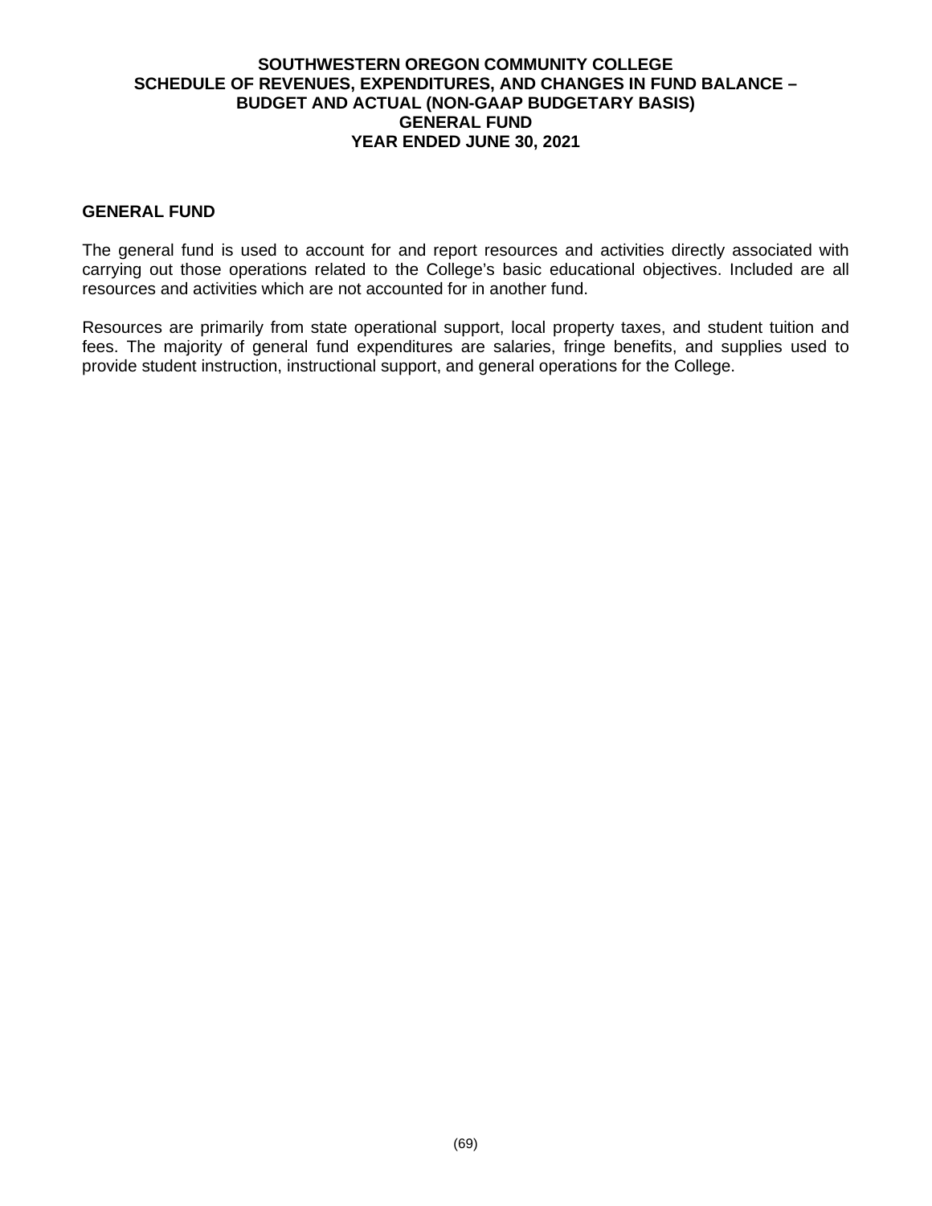# SOUTHWESTERN OREGON COMMUNITY COLLEGE
## SCHEDULE OF REVENUES, EXPENDITURES, AND CHANGES IN FUND BALANCE – BUDGET AND ACTUAL (NON-GAAP BUDGETARY BASIS)
## GENERAL FUND
## YEAR ENDED JUNE 30, 2021

### GENERAL FUND

The general fund is used to account for and report resources and activities directly associated with carrying out those operations related to the College's basic educational objectives. Included are all resources and activities which are not accounted for in another fund.

Resources are primarily from state operational support, local property taxes, and student tuition and fees. The majority of general fund expenditures are salaries, fringe benefits, and supplies used to provide student instruction, instructional support, and general operations for the College.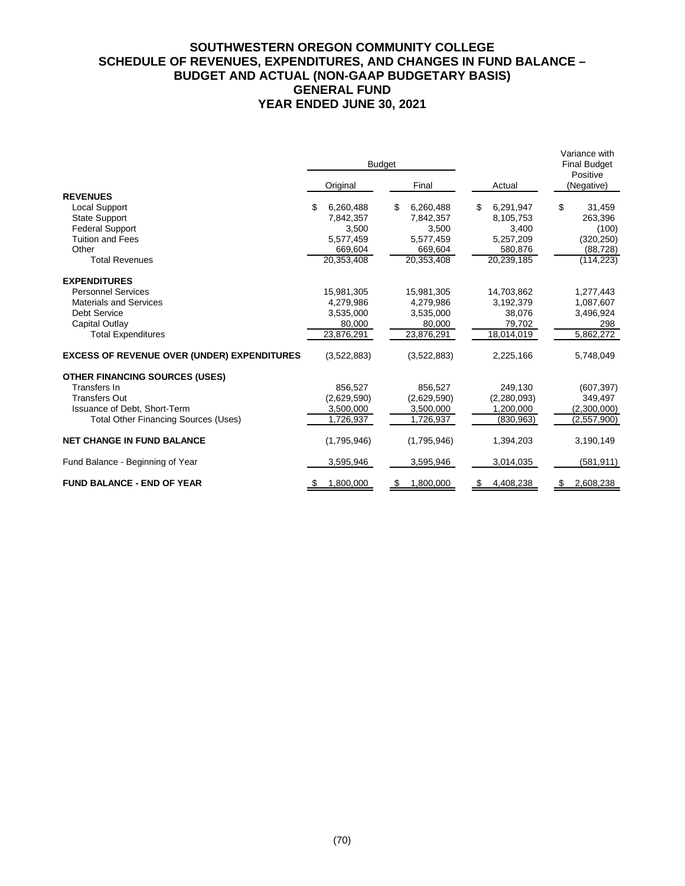# SOUTHWESTERN OREGON COMMUNITY COLLEGE
## SCHEDULE OF REVENUES, EXPENDITURES, AND CHANGES IN FUND BALANCE – BUDGET AND ACTUAL (NON-GAAP BUDGETARY BASIS)
## GENERAL FUND
## YEAR ENDED JUNE 30, 2021

| | Budget | | | Variance with Final Budget |
|---|---|---|---|---|
| | Original | Final | Actual | Positive (Negative) |
| **REVENUES** | | | | |
| Local Support | $ 6,260,488 | $ 6,260,488 | $ 6,291,947 | $ 31,459 |
| State Support | 7,842,357 | 7,842,357 | 8,105,753 | 263,396 |
| Federal Support | 3,500 | 3,500 | 3,400 | (100) |
| Tuition and Fees | 5,577,459 | 5,577,459 | 5,257,209 | (320,250) |
| Other | 669,604 | 669,604 | 580,876 | (88,728) |
| Total Revenues | 20,353,408 | 20,353,408 | 20,239,185 | (114,223) |
| **EXPENDITURES** | | | | |
| Personnel Services | 15,981,305 | 15,981,305 | 14,703,862 | 1,277,443 |
| Materials and Services | 4,279,986 | 4,279,986 | 3,192,379 | 1,087,607 |
| Debt Service | 3,535,000 | 3,535,000 | 38,076 | 3,496,924 |
| Capital Outlay | 80,000 | 80,000 | 79,702 | 298 |
| Total Expenditures | 23,876,291 | 23,876,291 | 18,014,019 | 5,862,272 |
| **EXCESS OF REVENUE OVER (UNDER) EXPENDITURES** | (3,522,883) | (3,522,883) | 2,225,166 | 5,748,049 |
| **OTHER FINANCING SOURCES (USES)** | | | | |
| Transfers In | 856,527 | 856,527 | 249,130 | (607,397) |
| Transfers Out | (2,629,590) | (2,629,590) | (2,280,093) | 349,497 |
| Issuance of Debt, Short-Term | 3,500,000 | 3,500,000 | 1,200,000 | (2,300,000) |
| Total Other Financing Sources (Uses) | 1,726,937 | 1,726,937 | (830,963) | (2,557,900) |
| **NET CHANGE IN FUND BALANCE** | (1,795,946) | (1,795,946) | 1,394,203 | 3,190,149 |
| Fund Balance - Beginning of Year | 3,595,946 | 3,595,946 | 3,014,035 | (581,911) |
| **FUND BALANCE - END OF YEAR** | $ 1,800,000 | $ 1,800,000 | $ 4,408,238 | $ 2,608,238 |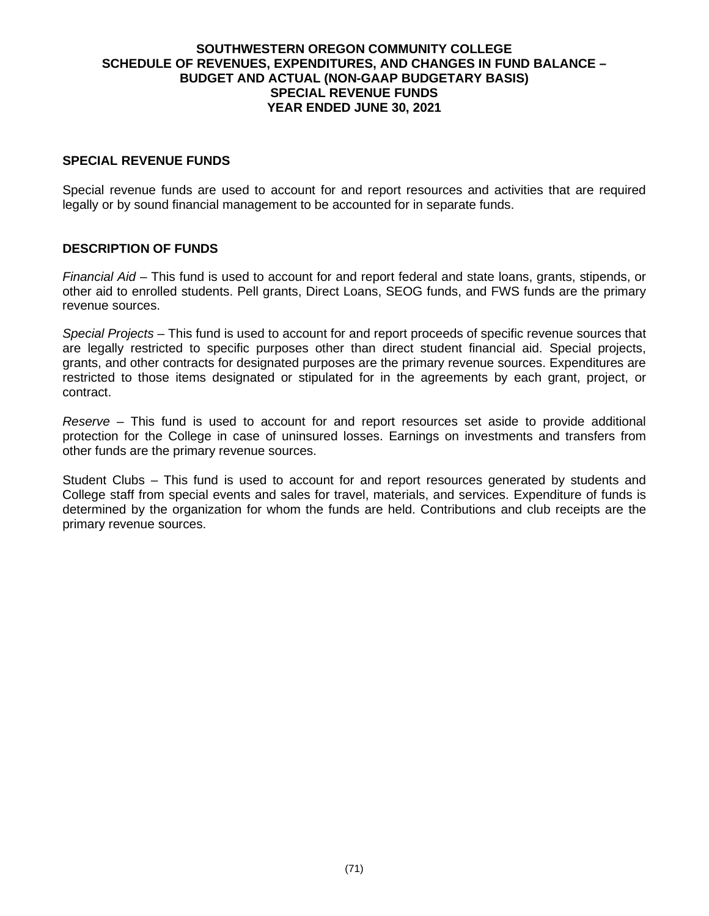# SOUTHWESTERN OREGON COMMUNITY COLLEGE
## SCHEDULE OF REVENUES, EXPENDITURES, AND CHANGES IN FUND BALANCE – BUDGET AND ACTUAL (NON-GAAP BUDGETARY BASIS)
## SPECIAL REVENUE FUNDS
## YEAR ENDED JUNE 30, 2021

### SPECIAL REVENUE FUNDS

Special revenue funds are used to account for and report resources and activities that are required legally or by sound financial management to be accounted for in separate funds.

### DESCRIPTION OF FUNDS

*Financial Aid* – This fund is used to account for and report federal and state loans, grants, stipends, or other aid to enrolled students. Pell grants, Direct Loans, SEOG funds, and FWS funds are the primary revenue sources.

*Special Projects* – This fund is used to account for and report proceeds of specific revenue sources that are legally restricted to specific purposes other than direct student financial aid. Special projects, grants, and other contracts for designated purposes are the primary revenue sources. Expenditures are restricted to those items designated or stipulated for in the agreements by each grant, project, or contract.

*Reserve* – This fund is used to account for and report resources set aside to provide additional protection for the College in case of uninsured losses. Earnings on investments and transfers from other funds are the primary revenue sources.

Student Clubs – This fund is used to account for and report resources generated by students and College staff from special events and sales for travel, materials, and services. Expenditure of funds is determined by the organization for whom the funds are held. Contributions and club receipts are the primary revenue sources.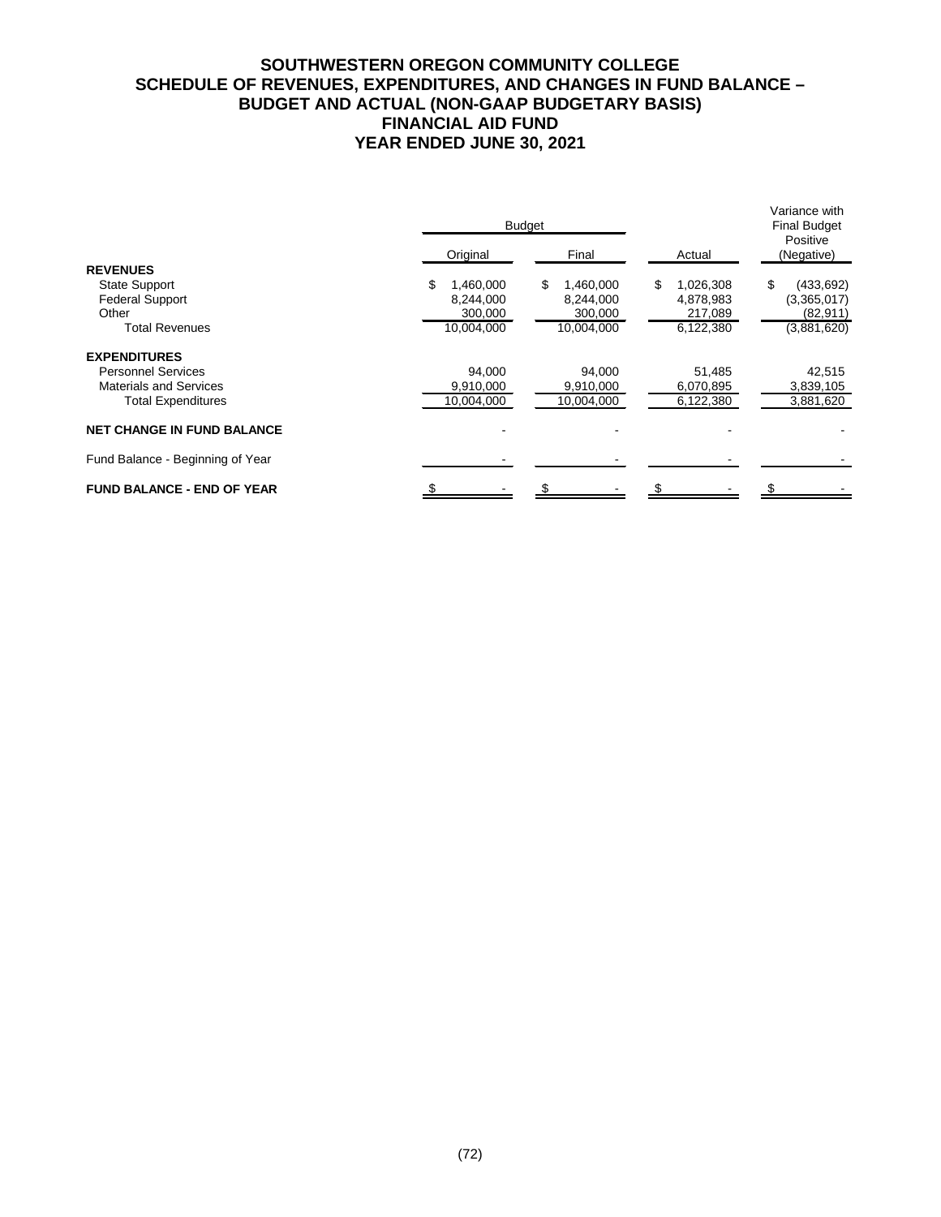# SOUTHWESTERN OREGON COMMUNITY COLLEGE
# SCHEDULE OF REVENUES, EXPENDITURES, AND CHANGES IN FUND BALANCE – BUDGET AND ACTUAL (NON-GAAP BUDGETARY BASIS)
# FINANCIAL AID FUND
# YEAR ENDED JUNE 30, 2021

| | Budget | | | Variance with Final Budget Positive |
|---|---|---|---|---|
| | Original | Final | Actual | (Negative) |
| **REVENUES** | | | | |
| State Support | $ 1,460,000 | $ 1,460,000 | $ 1,026,308 | $ (433,692) |
| Federal Support | 8,244,000 | 8,244,000 | 4,878,983 | (3,365,017) |
| Other | 300,000 | 300,000 | 217,089 | (82,911) |
| Total Revenues | 10,004,000 | 10,004,000 | 6,122,380 | (3,881,620) |
| **EXPENDITURES** | | | | |
| Personnel Services | 94,000 | 94,000 | 51,485 | 42,515 |
| Materials and Services | 9,910,000 | 9,910,000 | 6,070,895 | 3,839,105 |
| Total Expenditures | 10,004,000 | 10,004,000 | 6,122,380 | 3,881,620 |
| **NET CHANGE IN FUND BALANCE** | - | - | - | - |
| Fund Balance - Beginning of Year | - | - | - | - |
| **FUND BALANCE - END OF YEAR** | $ - | $ - | $ - | $ - |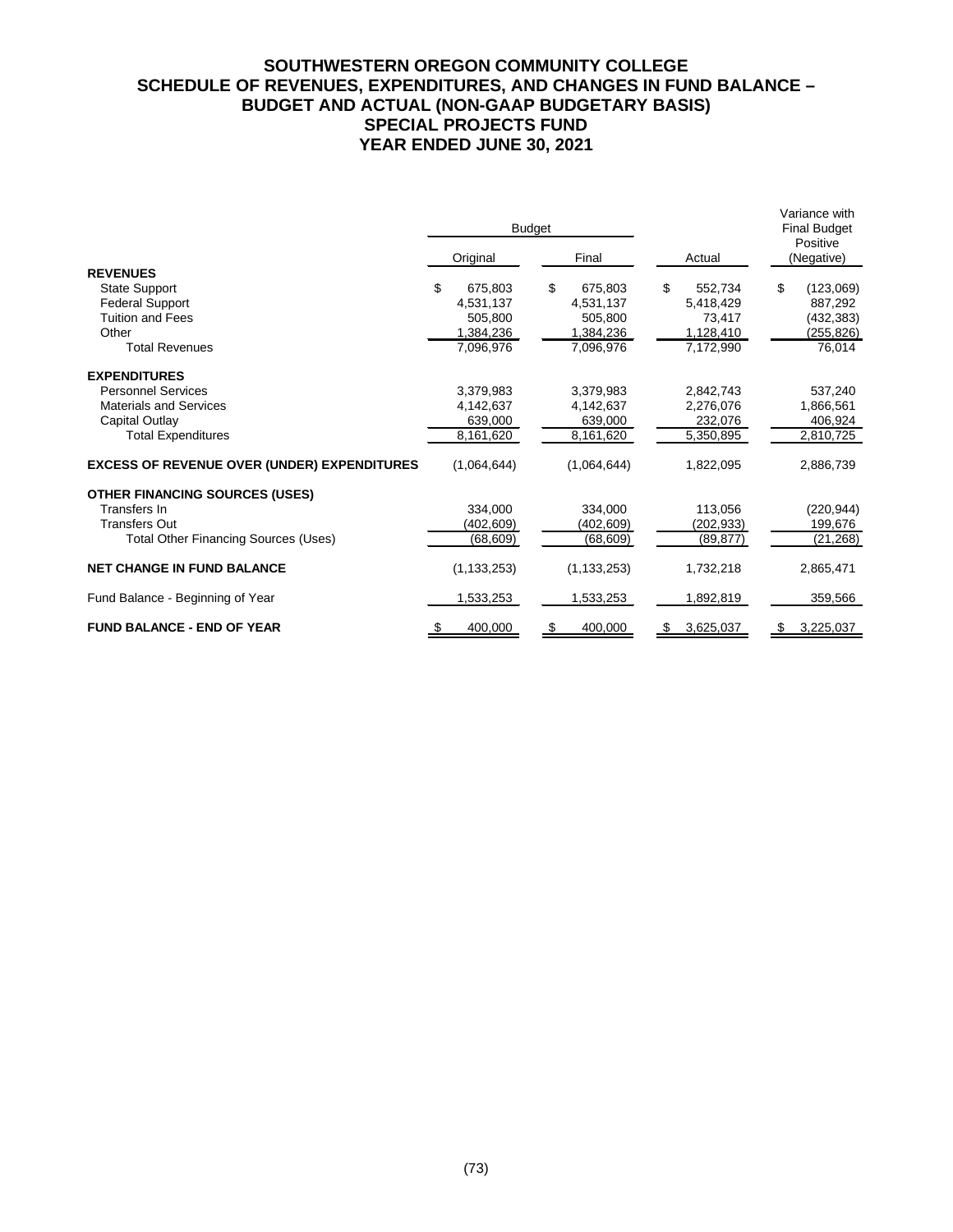# SOUTHWESTERN OREGON COMMUNITY COLLEGE
## SCHEDULE OF REVENUES, EXPENDITURES, AND CHANGES IN FUND BALANCE – BUDGET AND ACTUAL (NON-GAAP BUDGETARY BASIS)
## SPECIAL PROJECTS FUND
## YEAR ENDED JUNE 30, 2021

| | Budget | | | Variance with Final Budget |
|---|---|---|---|---|
| | Original | Final | Actual | Positive (Negative) |
| **REVENUES** | | | | |
| State Support | $ 675,803 | $ 675,803 | $ 552,734 | $ (123,069) |
| Federal Support | 4,531,137 | 4,531,137 | 5,418,429 | 887,292 |
| Tuition and Fees | 505,800 | 505,800 | 73,417 | (432,383) |
| Other | 1,384,236 | 1,384,236 | 1,128,410 | (255,826) |
| Total Revenues | 7,096,976 | 7,096,976 | 7,172,990 | 76,014 |
| **EXPENDITURES** | | | | |
| Personnel Services | 3,379,983 | 3,379,983 | 2,842,743 | 537,240 |
| Materials and Services | 4,142,637 | 4,142,637 | 2,276,076 | 1,866,561 |
| Capital Outlay | 639,000 | 639,000 | 232,076 | 406,924 |
| Total Expenditures | 8,161,620 | 8,161,620 | 5,350,895 | 2,810,725 |
| **EXCESS OF REVENUE OVER (UNDER) EXPENDITURES** | (1,064,644) | (1,064,644) | 1,822,095 | 2,886,739 |
| **OTHER FINANCING SOURCES (USES)** | | | | |
| Transfers In | 334,000 | 334,000 | 113,056 | (220,944) |
| Transfers Out | (402,609) | (402,609) | (202,933) | 199,676 |
| Total Other Financing Sources (Uses) | (68,609) | (68,609) | (89,877) | (21,268) |
| **NET CHANGE IN FUND BALANCE** | (1,133,253) | (1,133,253) | 1,732,218 | 2,865,471 |
| Fund Balance - Beginning of Year | 1,533,253 | 1,533,253 | 1,892,819 | 359,566 |
| **FUND BALANCE - END OF YEAR** | $ 400,000 | $ 400,000 | $ 3,625,037 | $ 3,225,037 |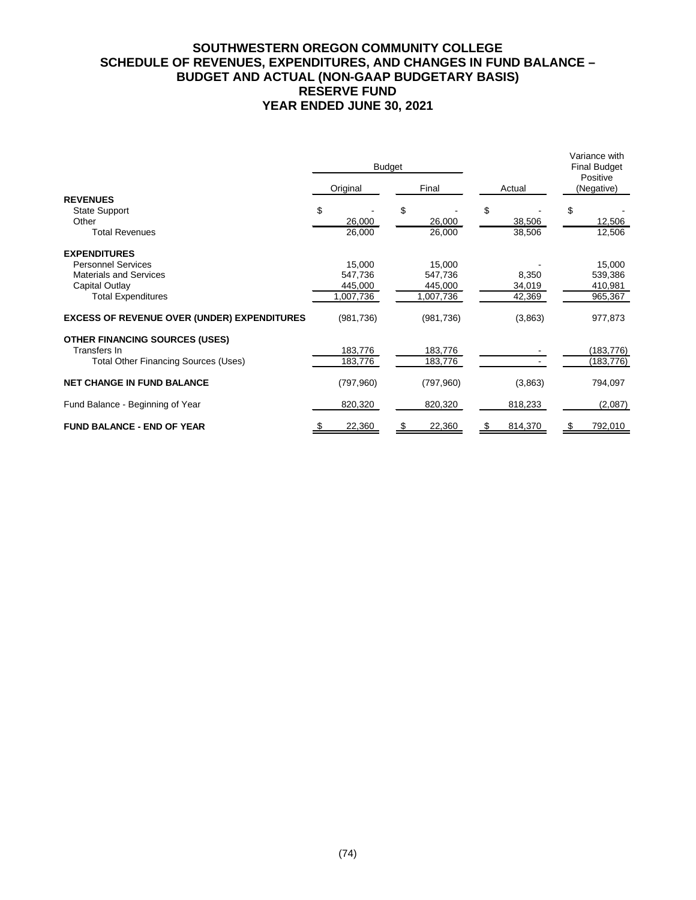# SOUTHWESTERN OREGON COMMUNITY COLLEGE
## SCHEDULE OF REVENUES, EXPENDITURES, AND CHANGES IN FUND BALANCE – BUDGET AND ACTUAL (NON-GAAP BUDGETARY BASIS)
## RESERVE FUND
## YEAR ENDED JUNE 30, 2021

| | Budget | | | Variance with Final Budget |
|---|---|---|---|---|
| | Original | Final | Actual | Positive (Negative) |
| **REVENUES** | | | | |
| State Support | $ - | $ - | $ - | $ - |
| Other | 26,000 | 26,000 | 38,506 | 12,506 |
| Total Revenues | 26,000 | 26,000 | 38,506 | 12,506 |
| **EXPENDITURES** | | | | |
| Personnel Services | 15,000 | 15,000 | - | 15,000 |
| Materials and Services | 547,736 | 547,736 | 8,350 | 539,386 |
| Capital Outlay | 445,000 | 445,000 | 34,019 | 410,981 |
| Total Expenditures | 1,007,736 | 1,007,736 | 42,369 | 965,367 |
| **EXCESS OF REVENUE OVER (UNDER) EXPENDITURES** | (981,736) | (981,736) | (3,863) | 977,873 |
| **OTHER FINANCING SOURCES (USES)** | | | | |
| Transfers In | 183,776 | 183,776 | - | (183,776) |
| Total Other Financing Sources (Uses) | 183,776 | 183,776 | - | (183,776) |
| **NET CHANGE IN FUND BALANCE** | (797,960) | (797,960) | (3,863) | 794,097 |
| Fund Balance - Beginning of Year | 820,320 | 820,320 | 818,233 | (2,087) |
| **FUND BALANCE - END OF YEAR** | $ 22,360 | $ 22,360 | $ 814,370 | $ 792,010 |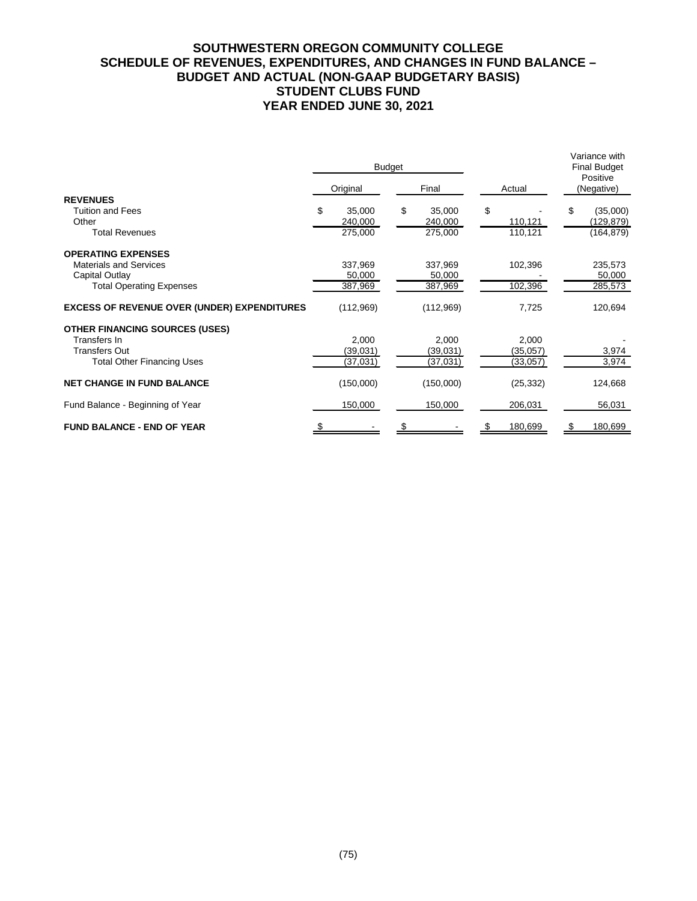# SOUTHWESTERN OREGON COMMUNITY COLLEGE
## SCHEDULE OF REVENUES, EXPENDITURES, AND CHANGES IN FUND BALANCE – BUDGET AND ACTUAL (NON-GAAP BUDGETARY BASIS)
## STUDENT CLUBS FUND
## YEAR ENDED JUNE 30, 2021

| | Budget | | | Variance with Final Budget |
|---|---|---|---|---|
| | Original | Final | Actual | Positive (Negative) |
| **REVENUES** | | | | |
| Tuition and Fees | $ 35,000 | $ 35,000 | $ - | $ (35,000) |
| Other | 240,000 | 240,000 | 110,121 | (129,879) |
| Total Revenues | 275,000 | 275,000 | 110,121 | (164,879) |
| **OPERATING EXPENSES** | | | | |
| Materials and Services | 337,969 | 337,969 | 102,396 | 235,573 |
| Capital Outlay | 50,000 | 50,000 | - | 50,000 |
| Total Operating Expenses | 387,969 | 387,969 | 102,396 | 285,573 |
| **EXCESS OF REVENUE OVER (UNDER) EXPENDITURES** | (112,969) | (112,969) | 7,725 | 120,694 |
| **OTHER FINANCING SOURCES (USES)** | | | | |
| Transfers In | 2,000 | 2,000 | 2,000 | - |
| Transfers Out | (39,031) | (39,031) | (35,057) | 3,974 |
| Total Other Financing Uses | (37,031) | (37,031) | (33,057) | 3,974 |
| **NET CHANGE IN FUND BALANCE** | (150,000) | (150,000) | (25,332) | 124,668 |
| Fund Balance - Beginning of Year | 150,000 | 150,000 | 206,031 | 56,031 |
| **FUND BALANCE - END OF YEAR** | $ - | $ - | $ 180,699 | $ 180,699 |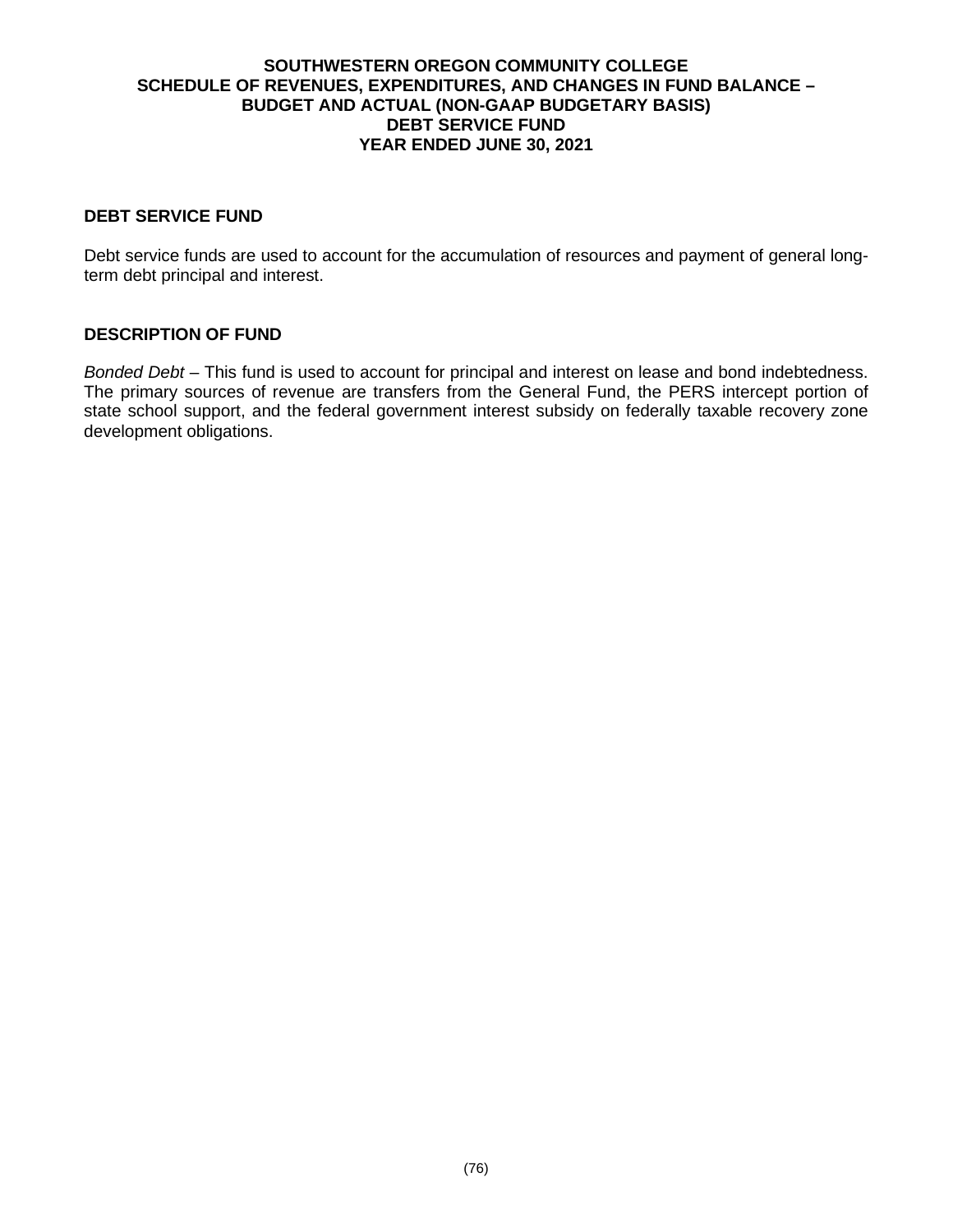# SOUTHWESTERN OREGON COMMUNITY COLLEGE
## SCHEDULE OF REVENUES, EXPENDITURES, AND CHANGES IN FUND BALANCE – BUDGET AND ACTUAL (NON-GAAP BUDGETARY BASIS)
## DEBT SERVICE FUND
## YEAR ENDED JUNE 30, 2021

### DEBT SERVICE FUND

Debt service funds are used to account for the accumulation of resources and payment of general long-term debt principal and interest.

### DESCRIPTION OF FUND

*Bonded Debt* – This fund is used to account for principal and interest on lease and bond indebtedness. The primary sources of revenue are transfers from the General Fund, the PERS intercept portion of state school support, and the federal government interest subsidy on federally taxable recovery zone development obligations.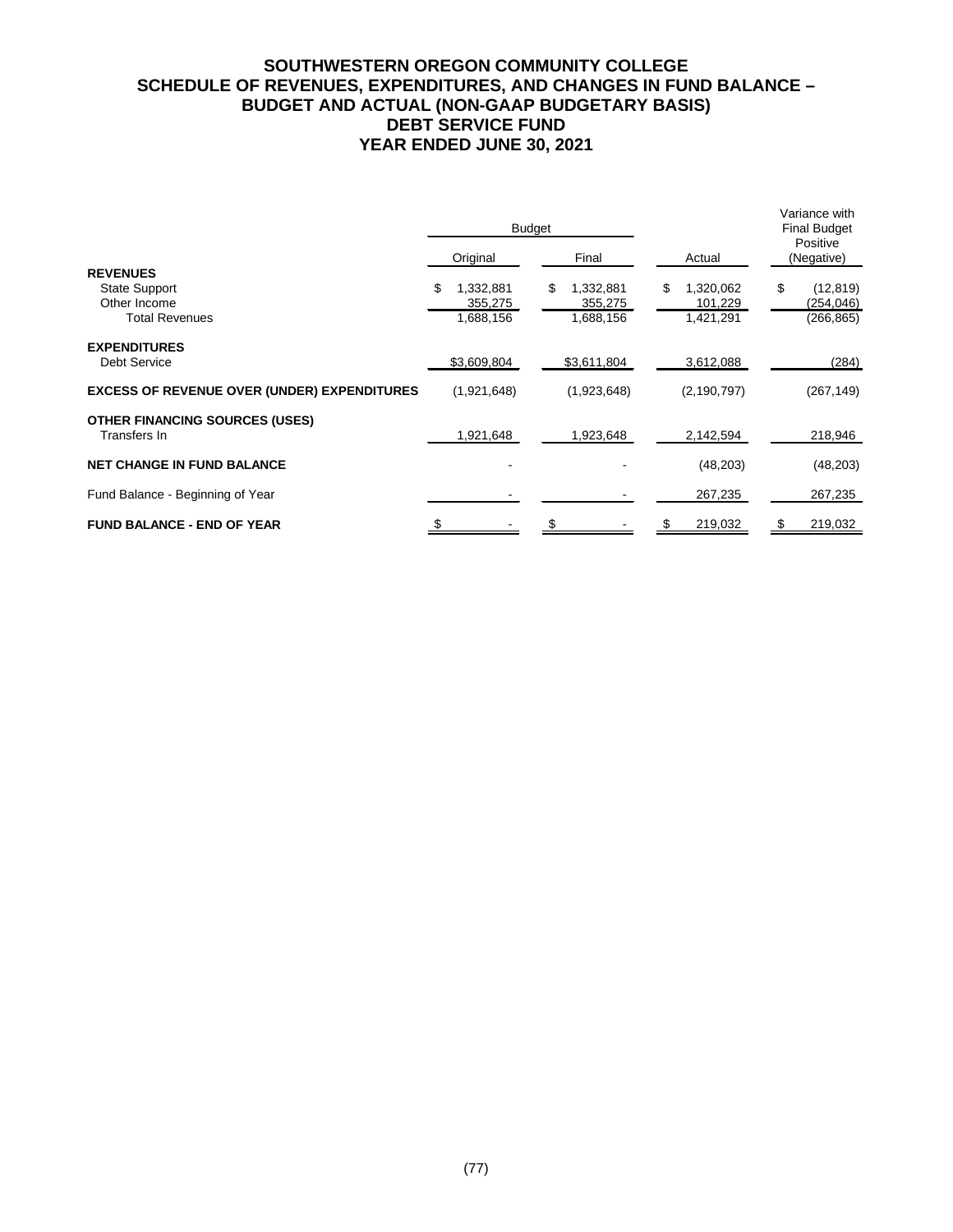# SOUTHWESTERN OREGON COMMUNITY COLLEGE
# SCHEDULE OF REVENUES, EXPENDITURES, AND CHANGES IN FUND BALANCE – BUDGET AND ACTUAL (NON-GAAP BUDGETARY BASIS)
# DEBT SERVICE FUND
# YEAR ENDED JUNE 30, 2021

| | Budget | | | Variance with Final Budget Positive |
|---|---|---|---|---|
| | Original | Final | Actual | (Negative) |
| **REVENUES** | | | | |
| State Support | $ 1,332,881 | $ 1,332,881 | $ 1,320,062 | $ (12,819) |
| Other Income | 355,275 | 355,275 | 101,229 | (254,046) |
| Total Revenues | 1,688,156 | 1,688,156 | 1,421,291 | (266,865) |
| **EXPENDITURES** | | | | |
| Debt Service | $3,609,804 | $3,611,804 | 3,612,088 | (284) |
| **EXCESS OF REVENUE OVER (UNDER) EXPENDITURES** | (1,921,648) | (1,923,648) | (2,190,797) | (267,149) |
| **OTHER FINANCING SOURCES (USES)** | | | | |
| Transfers In | 1,921,648 | 1,923,648 | 2,142,594 | 218,946 |
| **NET CHANGE IN FUND BALANCE** | - | - | (48,203) | (48,203) |
| Fund Balance - Beginning of Year | - | - | 267,235 | 267,235 |
| **FUND BALANCE - END OF YEAR** | $ - | $ - | $ 219,032 | $ 219,032 |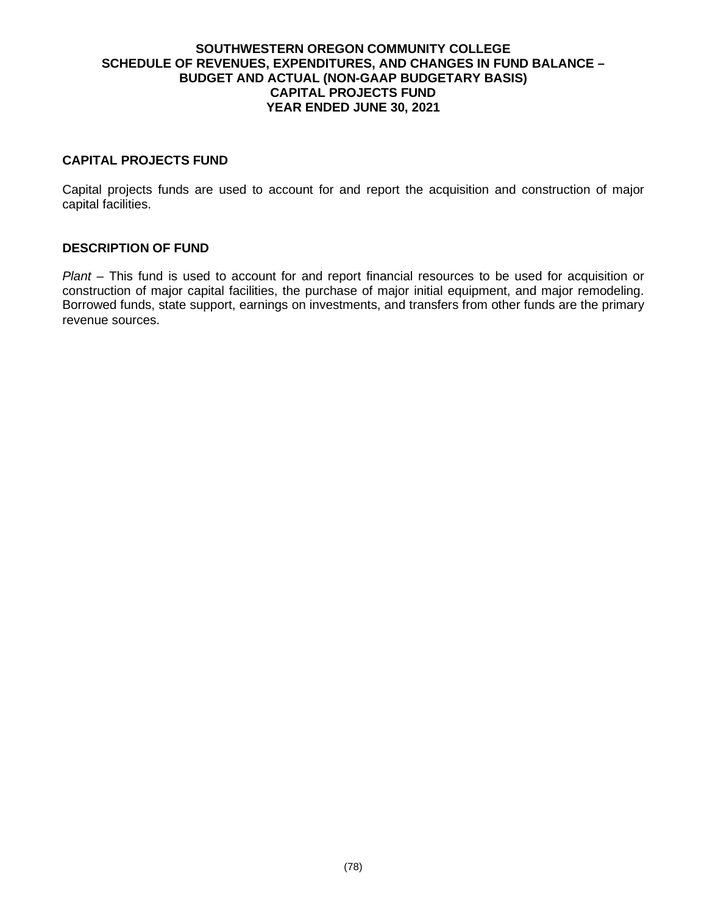**SOUTHWESTERN OREGON COMMUNITY COLLEGE**
**SCHEDULE OF REVENUES, EXPENDITURES, AND CHANGES IN FUND BALANCE –**
**BUDGET AND ACTUAL (NON-GAAP BUDGETARY BASIS)**
**CAPITAL PROJECTS FUND**
**YEAR ENDED JUNE 30, 2021**

## CAPITAL PROJECTS FUND

Capital projects funds are used to account for and report the acquisition and construction of major capital facilities.

## DESCRIPTION OF FUND

*Plant* – This fund is used to account for and report financial resources to be used for acquisition or construction of major capital facilities, the purchase of major initial equipment, and major remodeling. Borrowed funds, state support, earnings on investments, and transfers from other funds are the primary revenue sources.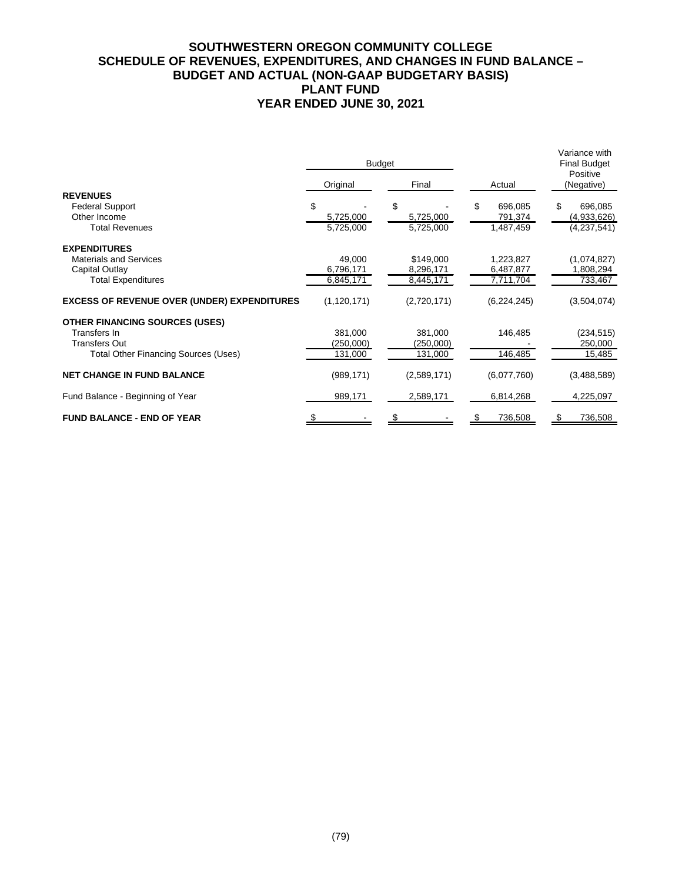# SOUTHWESTERN OREGON COMMUNITY COLLEGE
## SCHEDULE OF REVENUES, EXPENDITURES, AND CHANGES IN FUND BALANCE – BUDGET AND ACTUAL (NON-GAAP BUDGETARY BASIS)
## PLANT FUND
## YEAR ENDED JUNE 30, 2021

| | Budget | | | Variance with Final Budget |
|---|---|---|---|---|
| | Original | Final | Actual | Positive (Negative) |
| **REVENUES** | | | | |
| Federal Support | $ - | $ - | $ 696,085 | $ 696,085 |
| Other Income | 5,725,000 | 5,725,000 | 791,374 | (4,933,626) |
| Total Revenues | 5,725,000 | 5,725,000 | 1,487,459 | (4,237,541) |
| **EXPENDITURES** | | | | |
| Materials and Services | 49,000 | $149,000 | 1,223,827 | (1,074,827) |
| Capital Outlay | 6,796,171 | 8,296,171 | 6,487,877 | 1,808,294 |
| Total Expenditures | 6,845,171 | 8,445,171 | 7,711,704 | 733,467 |
| **EXCESS OF REVENUE OVER (UNDER) EXPENDITURES** | (1,120,171) | (2,720,171) | (6,224,245) | (3,504,074) |
| **OTHER FINANCING SOURCES (USES)** | | | | |
| Transfers In | 381,000 | 381,000 | 146,485 | (234,515) |
| Transfers Out | (250,000) | (250,000) | - | 250,000 |
| Total Other Financing Sources (Uses) | 131,000 | 131,000 | 146,485 | 15,485 |
| **NET CHANGE IN FUND BALANCE** | (989,171) | (2,589,171) | (6,077,760) | (3,488,589) |
| Fund Balance - Beginning of Year | 989,171 | 2,589,171 | 6,814,268 | 4,225,097 |
| **FUND BALANCE - END OF YEAR** | $ - | $ - | $ 736,508 | $ 736,508 |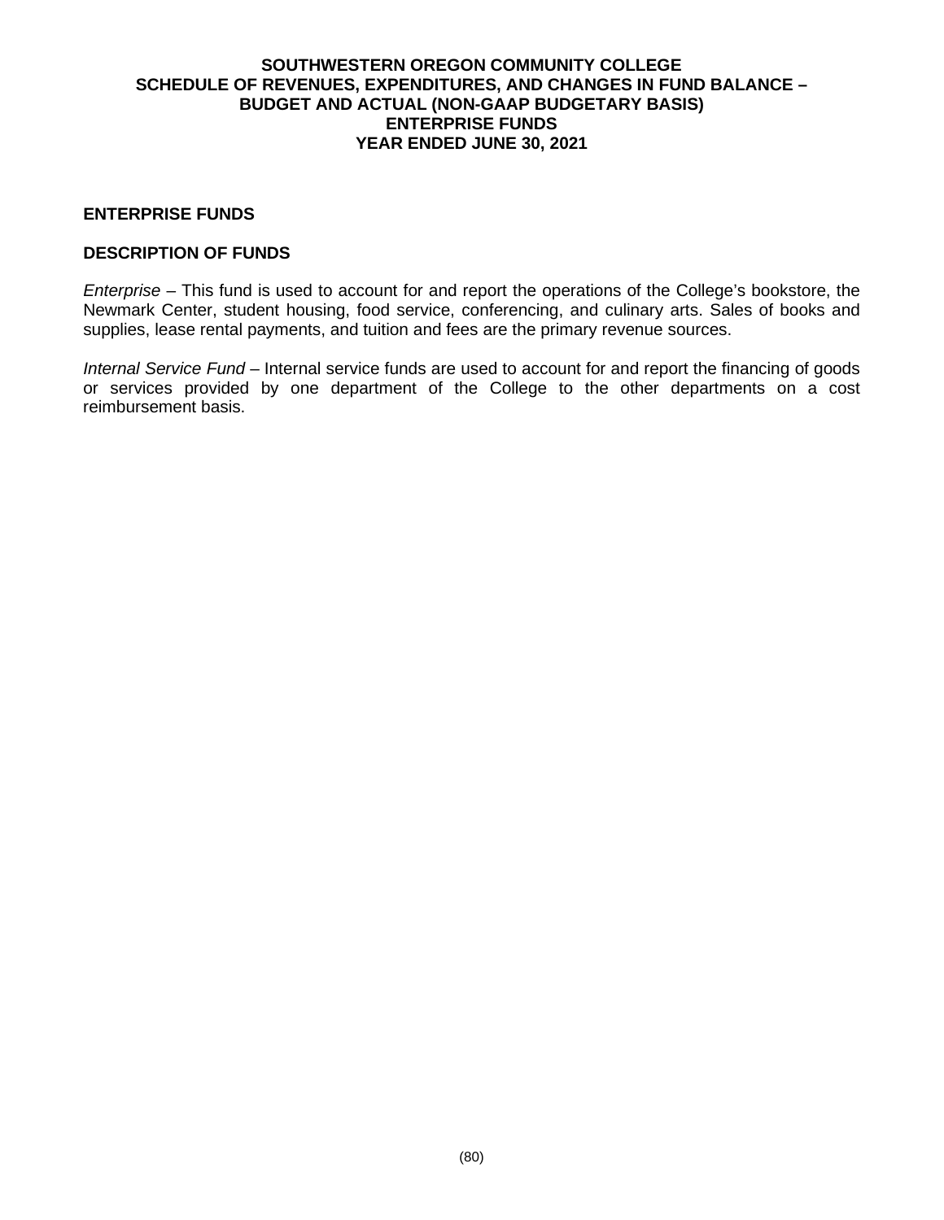# SOUTHWESTERN OREGON COMMUNITY COLLEGE
# SCHEDULE OF REVENUES, EXPENDITURES, AND CHANGES IN FUND BALANCE – BUDGET AND ACTUAL (NON-GAAP BUDGETARY BASIS)
# ENTERPRISE FUNDS
# YEAR ENDED JUNE 30, 2021

## ENTERPRISE FUNDS

## DESCRIPTION OF FUNDS

*Enterprise* – This fund is used to account for and report the operations of the College's bookstore, the Newmark Center, student housing, food service, conferencing, and culinary arts. Sales of books and supplies, lease rental payments, and tuition and fees are the primary revenue sources.

*Internal Service Fund* – Internal service funds are used to account for and report the financing of goods or services provided by one department of the College to the other departments on a cost reimbursement basis.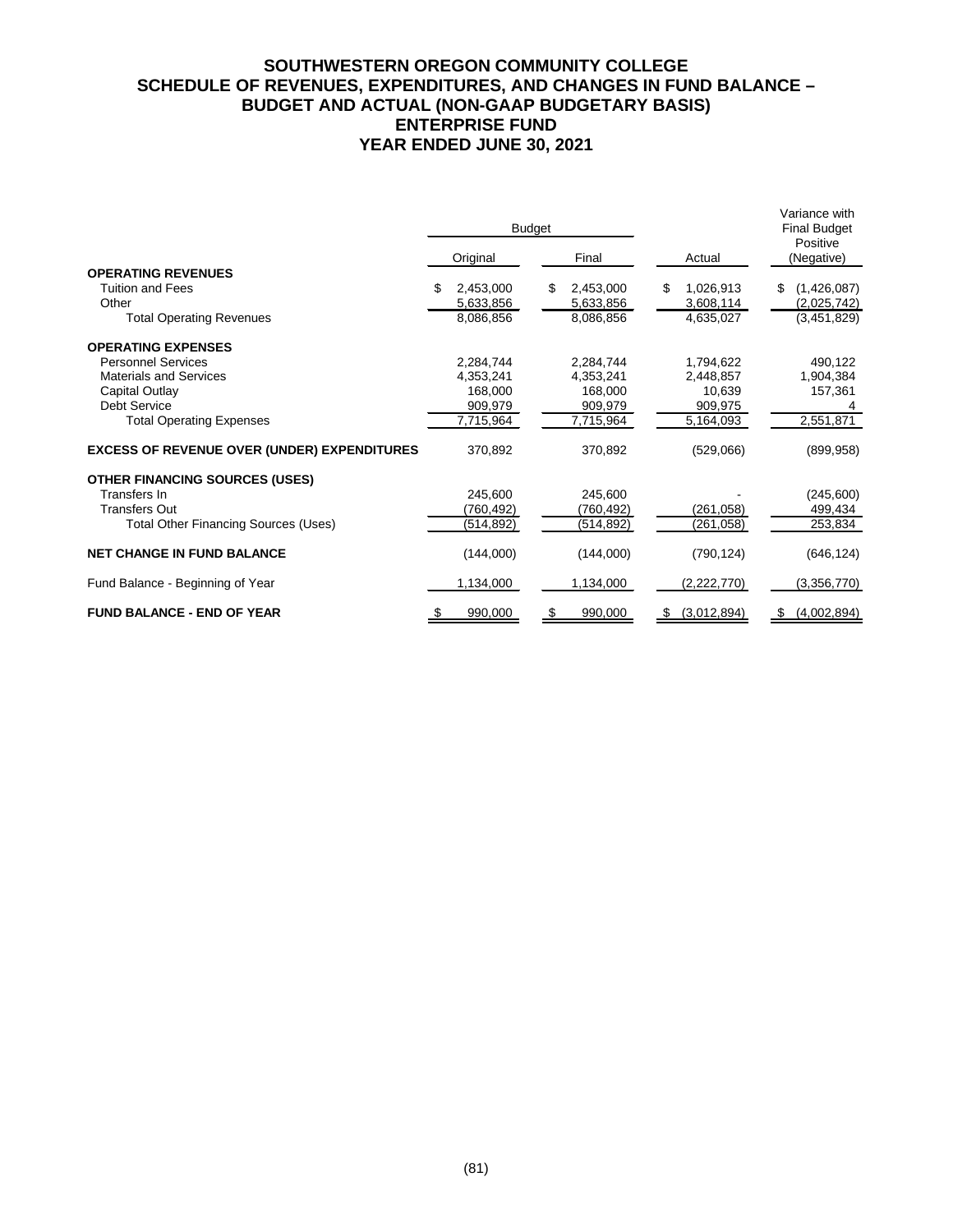# SOUTHWESTERN OREGON COMMUNITY COLLEGE
## SCHEDULE OF REVENUES, EXPENDITURES, AND CHANGES IN FUND BALANCE – BUDGET AND ACTUAL (NON-GAAP BUDGETARY BASIS)
## ENTERPRISE FUND
## YEAR ENDED JUNE 30, 2021

| | Budget | | | Variance with Final Budget |
|---|---|---|---|---|
| | Original | Final | Actual | Positive (Negative) |
| **OPERATING REVENUES** | | | | |
| Tuition and Fees | $ 2,453,000 | $ 2,453,000 | $ 1,026,913 | $ (1,426,087) |
| Other | 5,633,856 | 5,633,856 | 3,608,114 | (2,025,742) |
| Total Operating Revenues | 8,086,856 | 8,086,856 | 4,635,027 | (3,451,829) |
| **OPERATING EXPENSES** | | | | |
| Personnel Services | 2,284,744 | 2,284,744 | 1,794,622 | 490,122 |
| Materials and Services | 4,353,241 | 4,353,241 | 2,448,857 | 1,904,384 |
| Capital Outlay | 168,000 | 168,000 | 10,639 | 157,361 |
| Debt Service | 909,979 | 909,979 | 909,975 | 4 |
| Total Operating Expenses | 7,715,964 | 7,715,964 | 5,164,093 | 2,551,871 |
| **EXCESS OF REVENUE OVER (UNDER) EXPENDITURES** | 370,892 | 370,892 | (529,066) | (899,958) |
| **OTHER FINANCING SOURCES (USES)** | | | | |
| Transfers In | 245,600 | 245,600 | - | (245,600) |
| Transfers Out | (760,492) | (760,492) | (261,058) | 499,434 |
| Total Other Financing Sources (Uses) | (514,892) | (514,892) | (261,058) | 253,834 |
| **NET CHANGE IN FUND BALANCE** | (144,000) | (144,000) | (790,124) | (646,124) |
| Fund Balance - Beginning of Year | 1,134,000 | 1,134,000 | (2,222,770) | (3,356,770) |
| **FUND BALANCE - END OF YEAR** | $ 990,000 | $ 990,000 | $ (3,012,894) | $ (4,002,894) |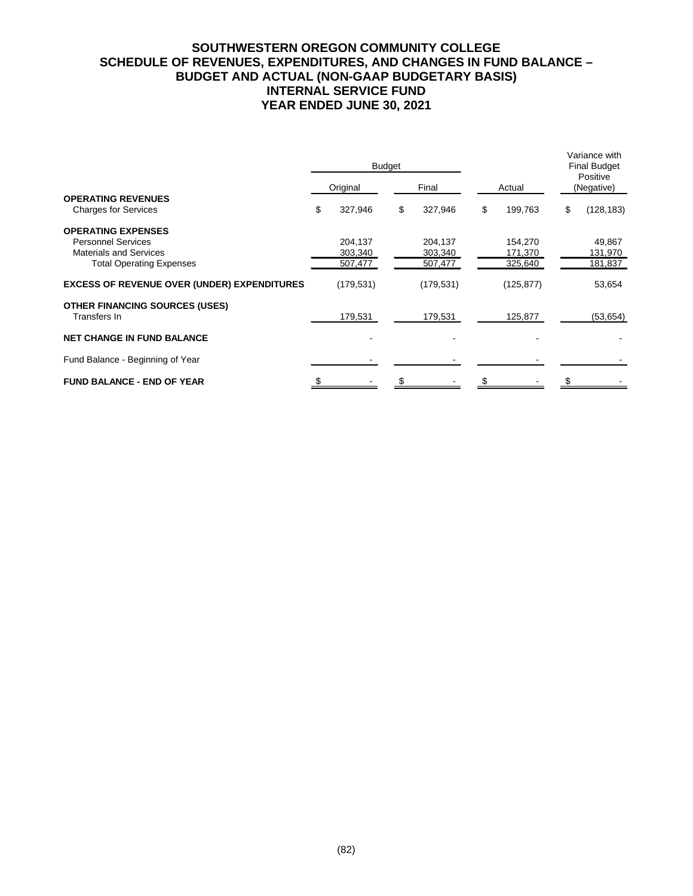# SOUTHWESTERN OREGON COMMUNITY COLLEGE
## SCHEDULE OF REVENUES, EXPENDITURES, AND CHANGES IN FUND BALANCE – BUDGET AND ACTUAL (NON-GAAP BUDGETARY BASIS)
## INTERNAL SERVICE FUND
## YEAR ENDED JUNE 30, 2021

| | Budget | | | Variance with Final Budget |
|---|---|---|---|---|
| | Original | Final | Actual | Positive (Negative) |
| **OPERATING REVENUES** | | | | |
| Charges for Services | $ 327,946 | $ 327,946 | $ 199,763 | $ (128,183) |
| **OPERATING EXPENSES** | | | | |
| Personnel Services | 204,137 | 204,137 | 154,270 | 49,867 |
| Materials and Services | 303,340 | 303,340 | 171,370 | 131,970 |
| Total Operating Expenses | 507,477 | 507,477 | 325,640 | 181,837 |
| **EXCESS OF REVENUE OVER (UNDER) EXPENDITURES** | (179,531) | (179,531) | (125,877) | 53,654 |
| **OTHER FINANCING SOURCES (USES)** | | | | |
| Transfers In | 179,531 | 179,531 | 125,877 | (53,654) |
| **NET CHANGE IN FUND BALANCE** | - | - | - | - |
| Fund Balance - Beginning of Year | - | - | - | - |
| **FUND BALANCE - END OF YEAR** | $ - | $ - | $ - | $ - |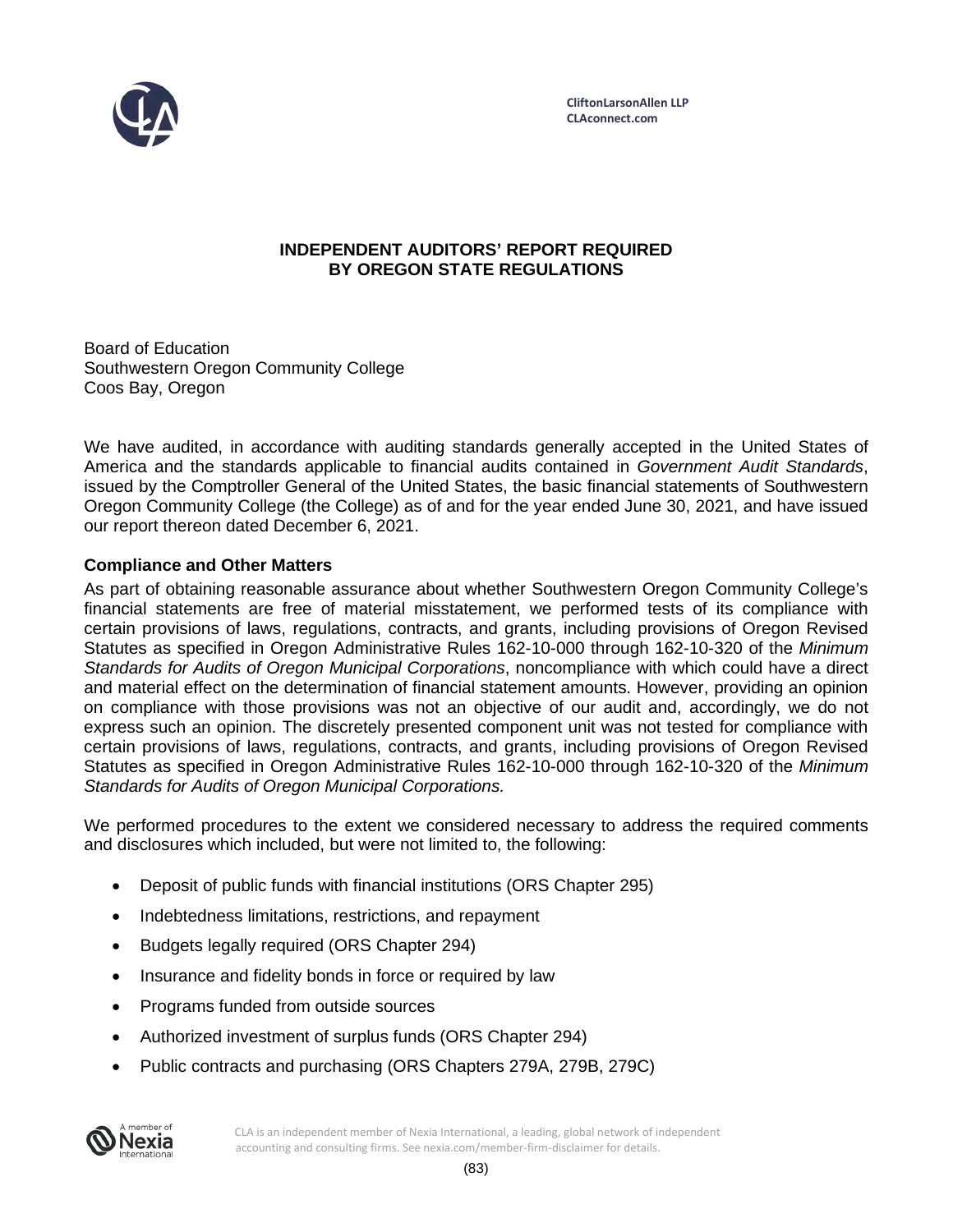CliftonLarsonAllen LLP
CLAconnect.com

# INDEPENDENT AUDITORS' REPORT REQUIRED BY OREGON STATE REGULATIONS

Board of Education
Southwestern Oregon Community College
Coos Bay, Oregon

We have audited, in accordance with auditing standards generally accepted in the United States of America and the standards applicable to financial audits contained in *Government Audit Standards*, issued by the Comptroller General of the United States, the basic financial statements of Southwestern Oregon Community College (the College) as of and for the year ended June 30, 2021, and have issued our report thereon dated December 6, 2021.

## Compliance and Other Matters

As part of obtaining reasonable assurance about whether Southwestern Oregon Community College's financial statements are free of material misstatement, we performed tests of its compliance with certain provisions of laws, regulations, contracts, and grants, including provisions of Oregon Revised Statutes as specified in Oregon Administrative Rules 162-10-000 through 162-10-320 of the *Minimum Standards for Audits of Oregon Municipal Corporations*, noncompliance with which could have a direct and material effect on the determination of financial statement amounts. However, providing an opinion on compliance with those provisions was not an objective of our audit and, accordingly, we do not express such an opinion. The discretely presented component unit was not tested for compliance with certain provisions of laws, regulations, contracts, and grants, including provisions of Oregon Revised Statutes as specified in Oregon Administrative Rules 162-10-000 through 162-10-320 of the *Minimum Standards for Audits of Oregon Municipal Corporations.*

We performed procedures to the extent we considered necessary to address the required comments and disclosures which included, but were not limited to, the following:

- Deposit of public funds with financial institutions (ORS Chapter 295)
- Indebtedness limitations, restrictions, and repayment
- Budgets legally required (ORS Chapter 294)
- Insurance and fidelity bonds in force or required by law
- Programs funded from outside sources
- Authorized investment of surplus funds (ORS Chapter 294)
- Public contracts and purchasing (ORS Chapters 279A, 279B, 279C)

CLA is an independent member of Nexia International, a leading, global network of independent accounting and consulting firms. See nexia.com/member-firm-disclaimer for details.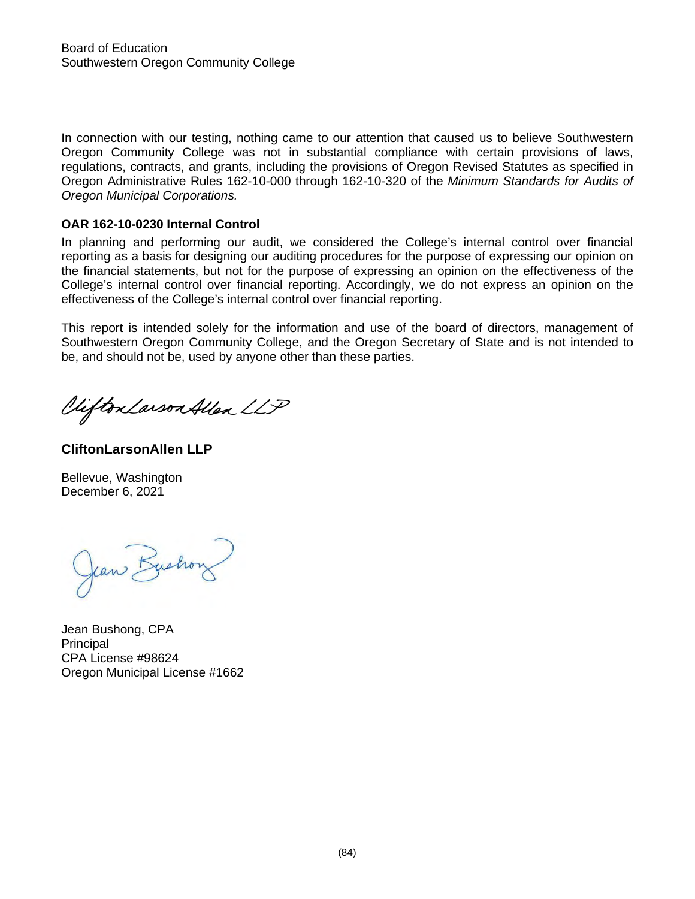Board of Education
Southwestern Oregon Community College

In connection with our testing, nothing came to our attention that caused us to believe Southwestern Oregon Community College was not in substantial compliance with certain provisions of laws, regulations, contracts, and grants, including the provisions of Oregon Revised Statutes as specified in Oregon Administrative Rules 162-10-000 through 162-10-320 of the *Minimum Standards for Audits of Oregon Municipal Corporations.*

**OAR 162-10-0230 Internal Control**

In planning and performing our audit, we considered the College's internal control over financial reporting as a basis for designing our auditing procedures for the purpose of expressing our opinion on the financial statements, but not for the purpose of expressing an opinion on the effectiveness of the College's internal control over financial reporting. Accordingly, we do not express an opinion on the effectiveness of the College's internal control over financial reporting.

This report is intended solely for the information and use of the board of directors, management of Southwestern Oregon Community College, and the Oregon Secretary of State and is not intended to be, and should not be, used by anyone other than these parties.

**CliftonLarsonAllen LLP**

Bellevue, Washington
December 6, 2021

Jean Bushong, CPA
Principal
CPA License #98624
Oregon Municipal License #1662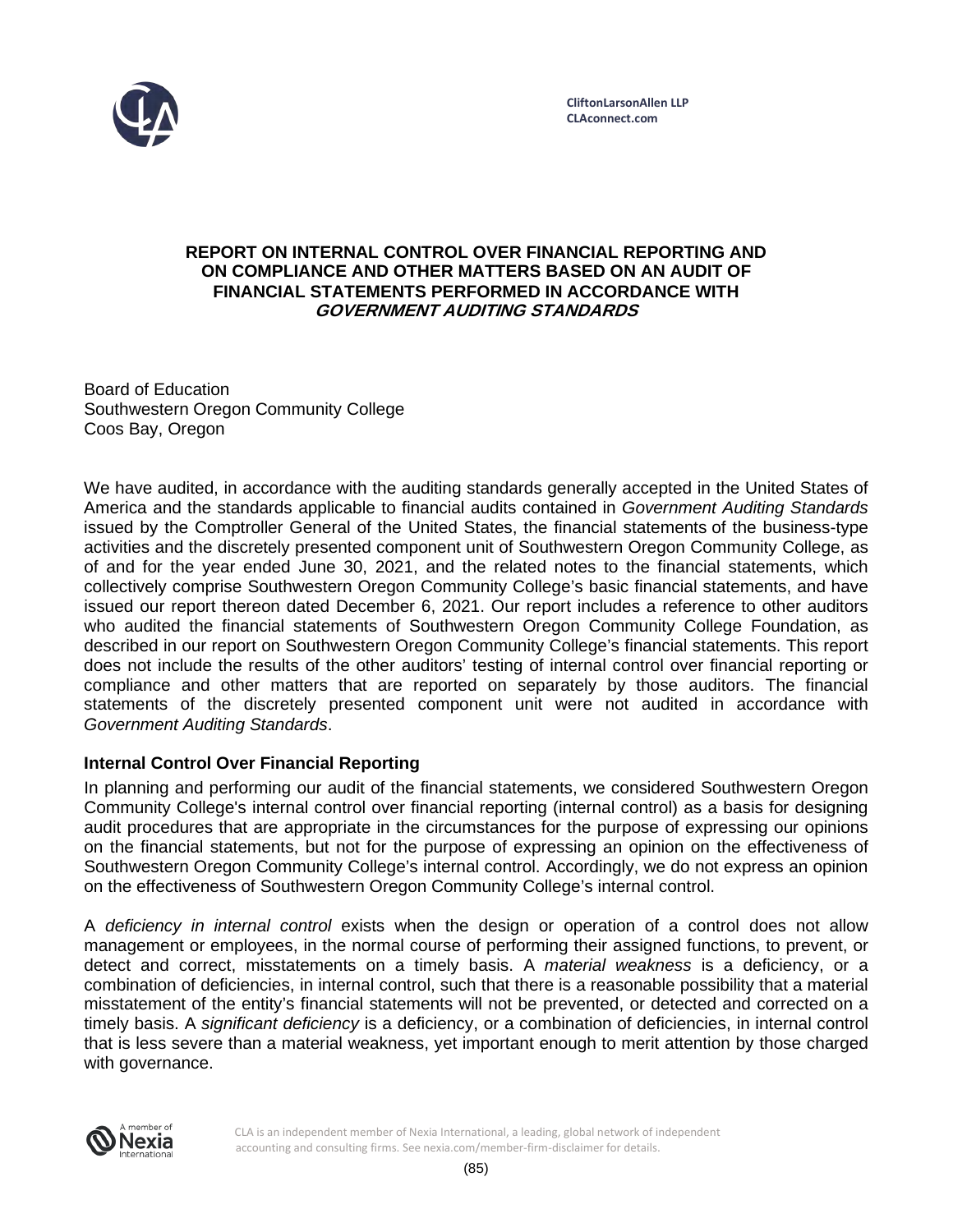CliftonLarsonAllen LLP
CLAconnect.com

# REPORT ON INTERNAL CONTROL OVER FINANCIAL REPORTING AND ON COMPLIANCE AND OTHER MATTERS BASED ON AN AUDIT OF FINANCIAL STATEMENTS PERFORMED IN ACCORDANCE WITH *GOVERNMENT AUDITING STANDARDS*

Board of Education
Southwestern Oregon Community College
Coos Bay, Oregon

We have audited, in accordance with the auditing standards generally accepted in the United States of America and the standards applicable to financial audits contained in *Government Auditing Standards* issued by the Comptroller General of the United States, the financial statements of the business-type activities and the discretely presented component unit of Southwestern Oregon Community College, as of and for the year ended June 30, 2021, and the related notes to the financial statements, which collectively comprise Southwestern Oregon Community College's basic financial statements, and have issued our report thereon dated December 6, 2021. Our report includes a reference to other auditors who audited the financial statements of Southwestern Oregon Community College Foundation, as described in our report on Southwestern Oregon Community College's financial statements. This report does not include the results of the other auditors' testing of internal control over financial reporting or compliance and other matters that are reported on separately by those auditors. The financial statements of the discretely presented component unit were not audited in accordance with *Government Auditing Standards*.

## Internal Control Over Financial Reporting

In planning and performing our audit of the financial statements, we considered Southwestern Oregon Community College's internal control over financial reporting (internal control) as a basis for designing audit procedures that are appropriate in the circumstances for the purpose of expressing our opinions on the financial statements, but not for the purpose of expressing an opinion on the effectiveness of Southwestern Oregon Community College's internal control. Accordingly, we do not express an opinion on the effectiveness of Southwestern Oregon Community College's internal control.

A *deficiency in internal control* exists when the design or operation of a control does not allow management or employees, in the normal course of performing their assigned functions, to prevent, or detect and correct, misstatements on a timely basis. A *material weakness* is a deficiency, or a combination of deficiencies, in internal control, such that there is a reasonable possibility that a material misstatement of the entity's financial statements will not be prevented, or detected and corrected on a timely basis. A *significant deficiency* is a deficiency, or a combination of deficiencies, in internal control that is less severe than a material weakness, yet important enough to merit attention by those charged with governance.

CLA is an independent member of Nexia International, a leading, global network of independent accounting and consulting firms. See nexia.com/member-firm-disclaimer for details.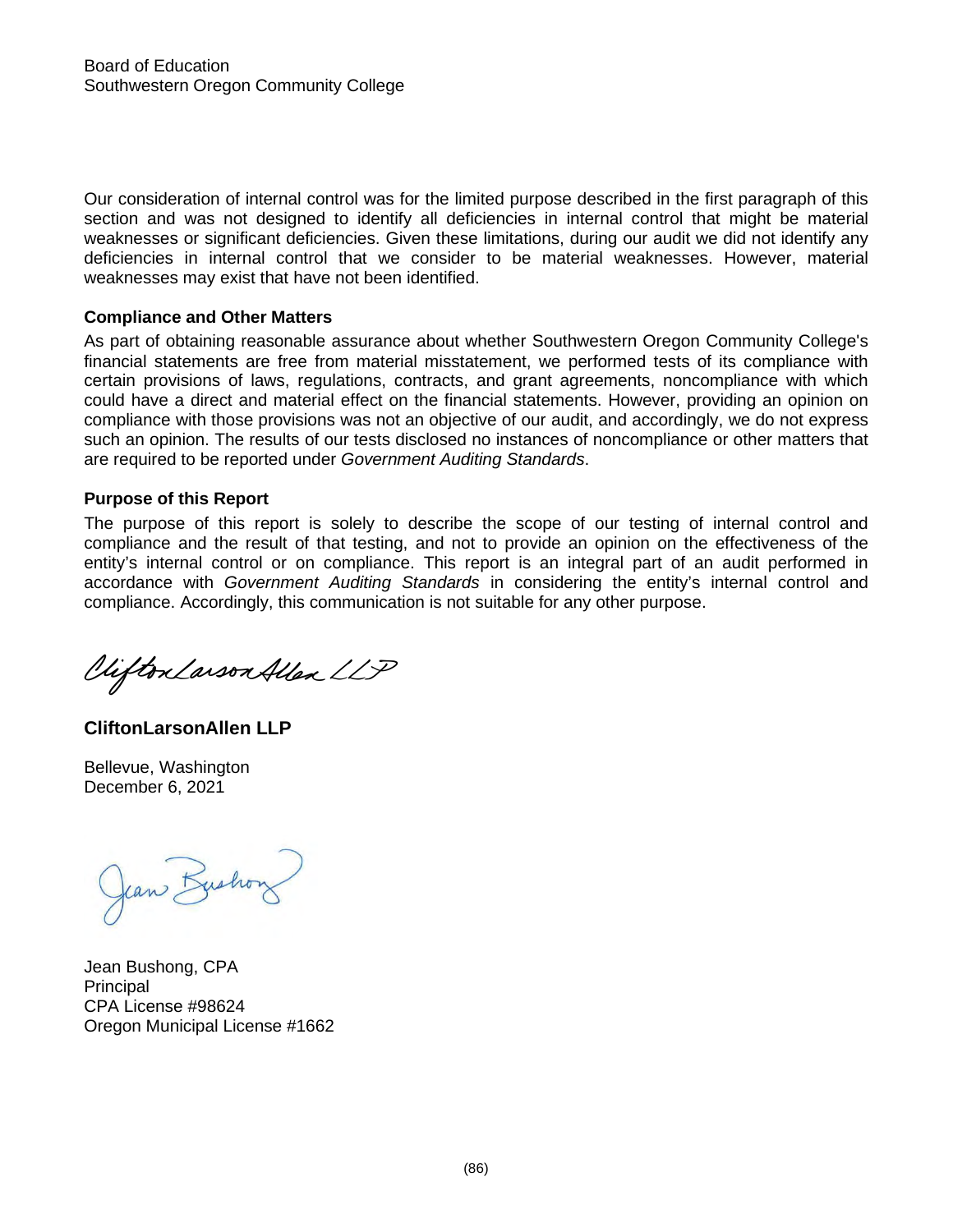Board of Education
Southwestern Oregon Community College

Our consideration of internal control was for the limited purpose described in the first paragraph of this section and was not designed to identify all deficiencies in internal control that might be material weaknesses or significant deficiencies. Given these limitations, during our audit we did not identify any deficiencies in internal control that we consider to be material weaknesses. However, material weaknesses may exist that have not been identified.

**Compliance and Other Matters**

As part of obtaining reasonable assurance about whether Southwestern Oregon Community College's financial statements are free from material misstatement, we performed tests of its compliance with certain provisions of laws, regulations, contracts, and grant agreements, noncompliance with which could have a direct and material effect on the financial statements. However, providing an opinion on compliance with those provisions was not an objective of our audit, and accordingly, we do not express such an opinion. The results of our tests disclosed no instances of noncompliance or other matters that are required to be reported under *Government Auditing Standards*.

**Purpose of this Report**

The purpose of this report is solely to describe the scope of our testing of internal control and compliance and the result of that testing, and not to provide an opinion on the effectiveness of the entity's internal control or on compliance. This report is an integral part of an audit performed in accordance with *Government Auditing Standards* in considering the entity's internal control and compliance. Accordingly, this communication is not suitable for any other purpose.

CliftonLarsonAllen LLP

**CliftonLarsonAllen LLP**

Bellevue, Washington
December 6, 2021

Jean Bushong

Jean Bushong, CPA
Principal
CPA License #98624
Oregon Municipal License #1662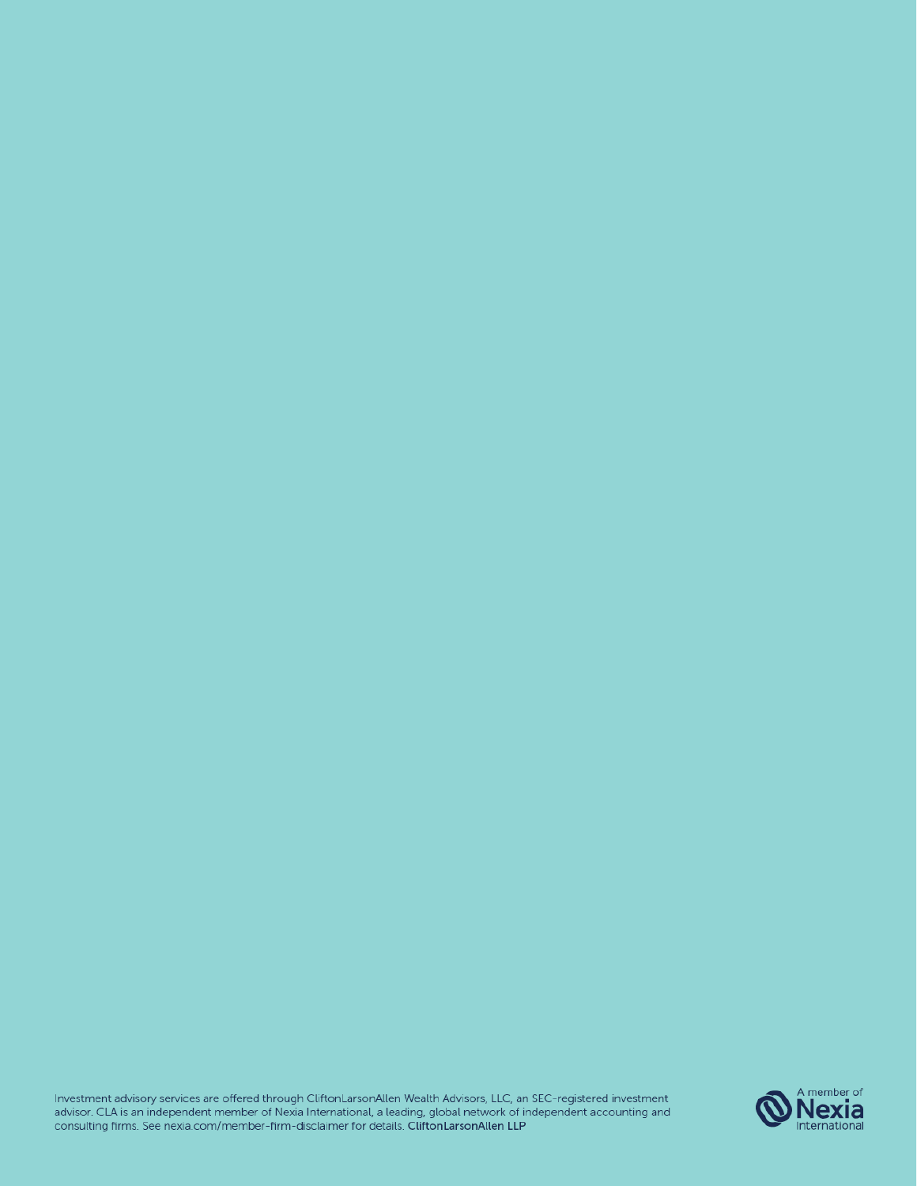Investment advisory services are offered through CliftonLarsonAllen Wealth Advisors, LLC, an SEC-registered investment advisor. CLA is an independent member of Nexia International, a leading, global network of independent accounting and consulting firms. See nexia.com/member-firm-disclaimer for details. **CliftonLarsonAllen LLP**

A member of Nexia International